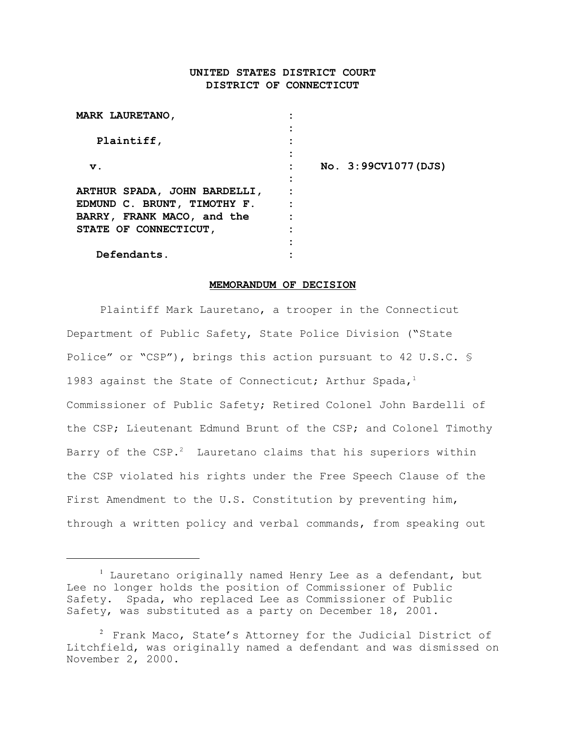**UNITED STATES DISTRICT COURT**
**DISTRICT OF CONNECTICUT**

| | |
|---|---|
| **MARK LAURETANO,** | |
| **Plaintiff,** | |
| **v.** | **No. 3:99CV1077(DJS)** |
| **ARTHUR SPADA, JOHN BARDELLI, EDMUND C. BRUNT, TIMOTHY F. BARRY, FRANK MACO, and the STATE OF CONNECTICUT,** | |
| **Defendants.** | |

**MEMORANDUM OF DECISION**

Plaintiff Mark Lauretano, a trooper in the Connecticut Department of Public Safety, State Police Division ("State Police" or "CSP"), brings this action pursuant to 42 U.S.C. § 1983 against the State of Connecticut; Arthur Spada,[1] Commissioner of Public Safety; Retired Colonel John Bardelli of the CSP; Lieutenant Edmund Brunt of the CSP; and Colonel Timothy Barry of the CSP.[2] Lauretano claims that his superiors within the CSP violated his rights under the Free Speech Clause of the First Amendment to the U.S. Constitution by preventing him, through a written policy and verbal commands, from speaking out

[1] Lauretano originally named Henry Lee as a defendant, but Lee no longer holds the position of Commissioner of Public Safety. Spada, who replaced Lee as Commissioner of Public Safety, was substituted as a party on December 18, 2001.

[2] Frank Maco, State's Attorney for the Judicial District of Litchfield, was originally named a defendant and was dismissed on November 2, 2000.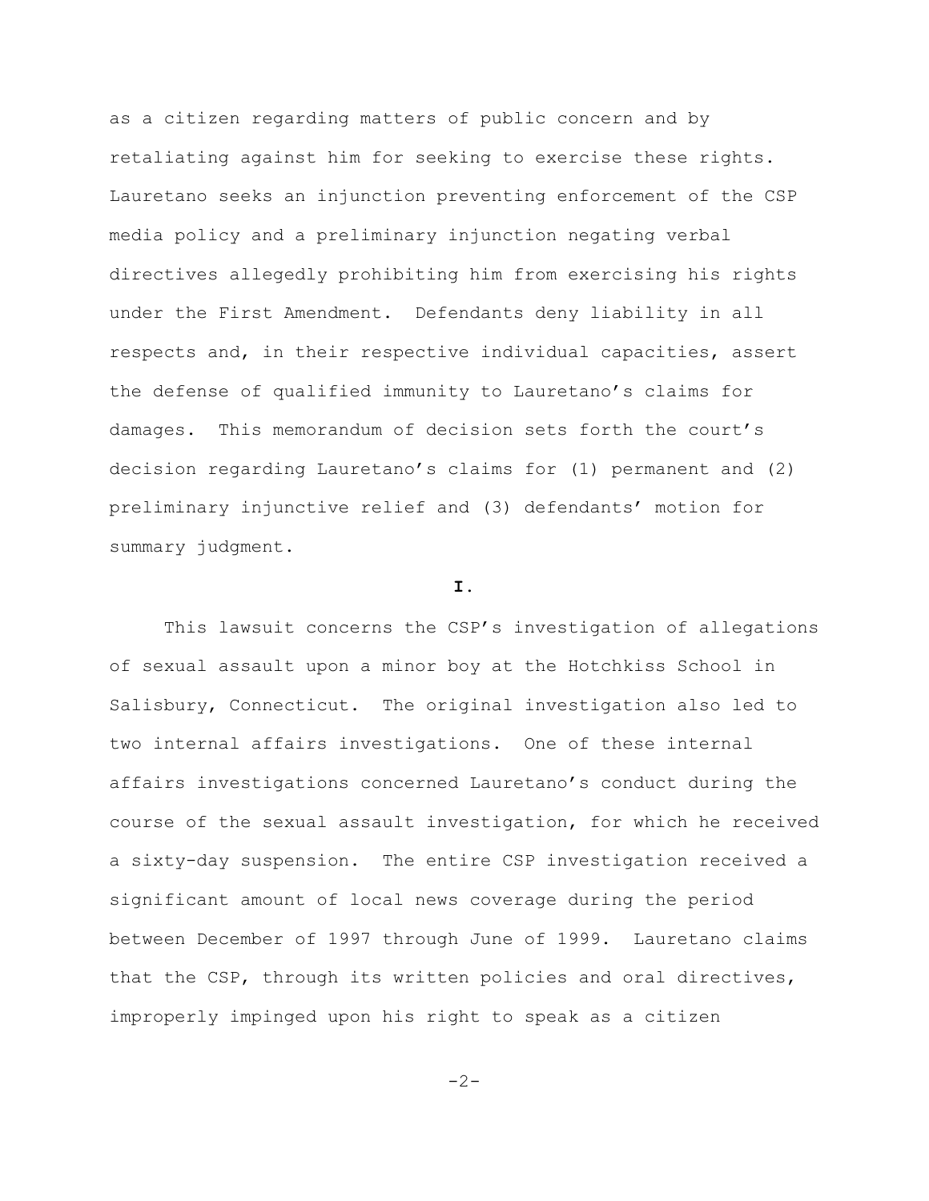as a citizen regarding matters of public concern and by retaliating against him for seeking to exercise these rights. Lauretano seeks an injunction preventing enforcement of the CSP media policy and a preliminary injunction negating verbal directives allegedly prohibiting him from exercising his rights under the First Amendment. Defendants deny liability in all respects and, in their respective individual capacities, assert the defense of qualified immunity to Lauretano's claims for damages. This memorandum of decision sets forth the court's decision regarding Lauretano's claims for (1) permanent and (2) preliminary injunctive relief and (3) defendants' motion for summary judgment.

## I.

This lawsuit concerns the CSP's investigation of allegations of sexual assault upon a minor boy at the Hotchkiss School in Salisbury, Connecticut. The original investigation also led to two internal affairs investigations. One of these internal affairs investigations concerned Lauretano's conduct during the course of the sexual assault investigation, for which he received a sixty-day suspension. The entire CSP investigation received a significant amount of local news coverage during the period between December of 1997 through June of 1999. Lauretano claims that the CSP, through its written policies and oral directives, improperly impinged upon his right to speak as a citizen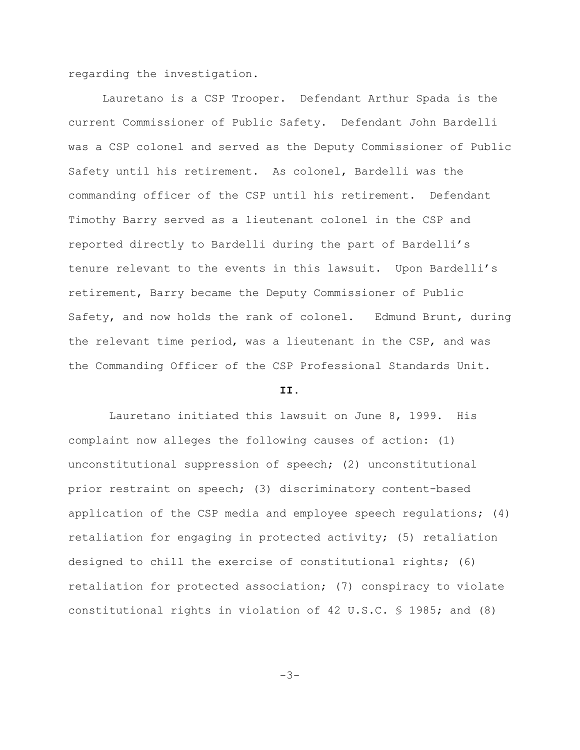regarding the investigation.

Lauretano is a CSP Trooper. Defendant Arthur Spada is the current Commissioner of Public Safety. Defendant John Bardelli was a CSP colonel and served as the Deputy Commissioner of Public Safety until his retirement. As colonel, Bardelli was the commanding officer of the CSP until his retirement. Defendant Timothy Barry served as a lieutenant colonel in the CSP and reported directly to Bardelli during the part of Bardelli's tenure relevant to the events in this lawsuit. Upon Bardelli's retirement, Barry became the Deputy Commissioner of Public Safety, and now holds the rank of colonel. Edmund Brunt, during the relevant time period, was a lieutenant in the CSP, and was the Commanding Officer of the CSP Professional Standards Unit.

**II.**

Lauretano initiated this lawsuit on June 8, 1999. His complaint now alleges the following causes of action: (1) unconstitutional suppression of speech; (2) unconstitutional prior restraint on speech; (3) discriminatory content-based application of the CSP media and employee speech regulations; (4) retaliation for engaging in protected activity; (5) retaliation designed to chill the exercise of constitutional rights; (6) retaliation for protected association; (7) conspiracy to violate constitutional rights in violation of 42 U.S.C. § 1985; and (8)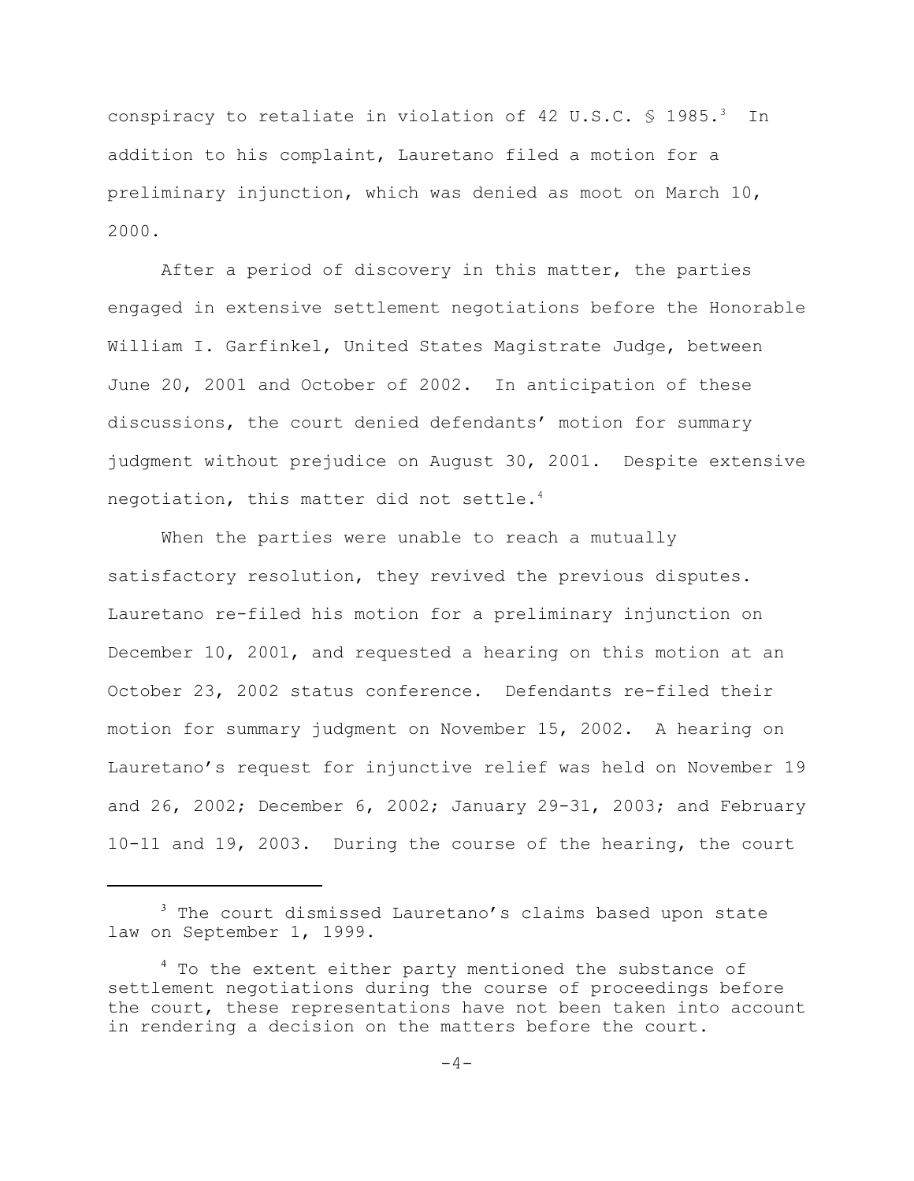conspiracy to retaliate in violation of 42 U.S.C. § 1985.[3] In addition to his complaint, Lauretano filed a motion for a preliminary injunction, which was denied as moot on March 10, 2000.

After a period of discovery in this matter, the parties engaged in extensive settlement negotiations before the Honorable William I. Garfinkel, United States Magistrate Judge, between June 20, 2001 and October of 2002. In anticipation of these discussions, the court denied defendants' motion for summary judgment without prejudice on August 30, 2001. Despite extensive negotiation, this matter did not settle.[4]

When the parties were unable to reach a mutually satisfactory resolution, they revived the previous disputes. Lauretano re-filed his motion for a preliminary injunction on December 10, 2001, and requested a hearing on this motion at an October 23, 2002 status conference. Defendants re-filed their motion for summary judgment on November 15, 2002. A hearing on Lauretano's request for injunctive relief was held on November 19 and 26, 2002; December 6, 2002; January 29-31, 2003; and February 10-11 and 19, 2003. During the course of the hearing, the court

---

[3] The court dismissed Lauretano's claims based upon state law on September 1, 1999.

[4] To the extent either party mentioned the substance of settlement negotiations during the course of proceedings before the court, these representations have not been taken into account in rendering a decision on the matters before the court.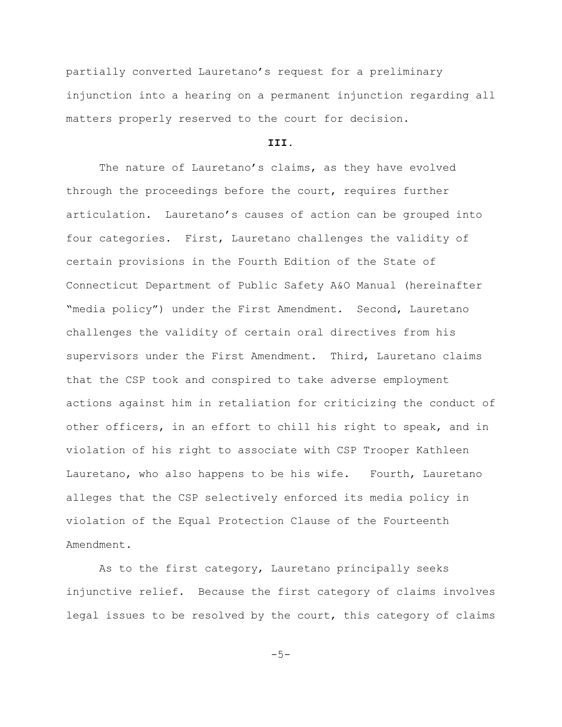partially converted Lauretano's request for a preliminary injunction into a hearing on a permanent injunction regarding all matters properly reserved to the court for decision.

**III.**

The nature of Lauretano's claims, as they have evolved through the proceedings before the court, requires further articulation. Lauretano's causes of action can be grouped into four categories. First, Lauretano challenges the validity of certain provisions in the Fourth Edition of the State of Connecticut Department of Public Safety A&O Manual (hereinafter "media policy") under the First Amendment. Second, Lauretano challenges the validity of certain oral directives from his supervisors under the First Amendment. Third, Lauretano claims that the CSP took and conspired to take adverse employment actions against him in retaliation for criticizing the conduct of other officers, in an effort to chill his right to speak, and in violation of his right to associate with CSP Trooper Kathleen Lauretano, who also happens to be his wife. Fourth, Lauretano alleges that the CSP selectively enforced its media policy in violation of the Equal Protection Clause of the Fourteenth Amendment.

As to the first category, Lauretano principally seeks injunctive relief. Because the first category of claims involves legal issues to be resolved by the court, this category of claims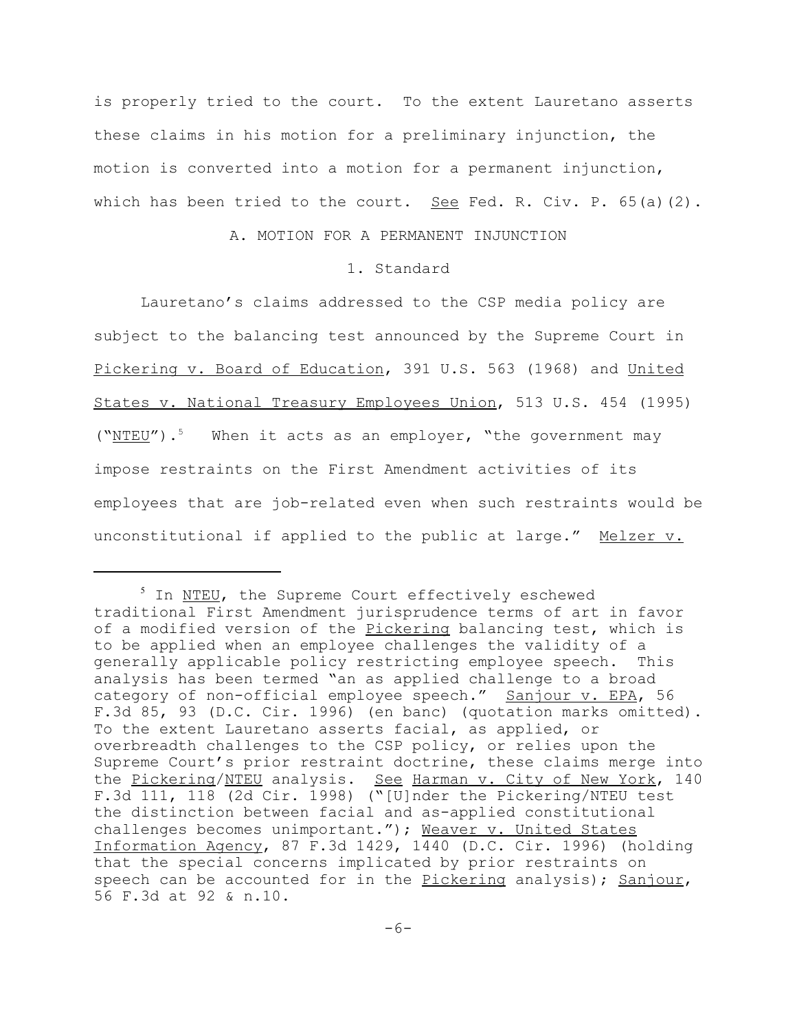is properly tried to the court. To the extent Lauretano asserts these claims in his motion for a preliminary injunction, the motion is converted into a motion for a permanent injunction, which has been tried to the court. See Fed. R. Civ. P. 65(a)(2).

## A. MOTION FOR A PERMANENT INJUNCTION

### 1. Standard

Lauretano's claims addressed to the CSP media policy are subject to the balancing test announced by the Supreme Court in Pickering v. Board of Education, 391 U.S. 563 (1968) and United States v. National Treasury Employees Union, 513 U.S. 454 (1995) ("NTEU").[5] When it acts as an employer, "the government may impose restraints on the First Amendment activities of its employees that are job-related even when such restraints would be unconstitutional if applied to the public at large." Melzer v.

[5] In NTEU, the Supreme Court effectively eschewed traditional First Amendment jurisprudence terms of art in favor of a modified version of the Pickering balancing test, which is to be applied when an employee challenges the validity of a generally applicable policy restricting employee speech. This analysis has been termed "an as applied challenge to a broad category of non-official employee speech." Sanjour v. EPA, 56 F.3d 85, 93 (D.C. Cir. 1996) (en banc) (quotation marks omitted). To the extent Lauretano asserts facial, as applied, or overbreadth challenges to the CSP policy, or relies upon the Supreme Court's prior restraint doctrine, these claims merge into the Pickering/NTEU analysis. See Harman v. City of New York, 140 F.3d 111, 118 (2d Cir. 1998) ("[U]nder the Pickering/NTEU test the distinction between facial and as-applied constitutional challenges becomes unimportant."); Weaver v. United States Information Agency, 87 F.3d 1429, 1440 (D.C. Cir. 1996) (holding that the special concerns implicated by prior restraints on speech can be accounted for in the Pickering analysis); Sanjour, 56 F.3d at 92 & n.10.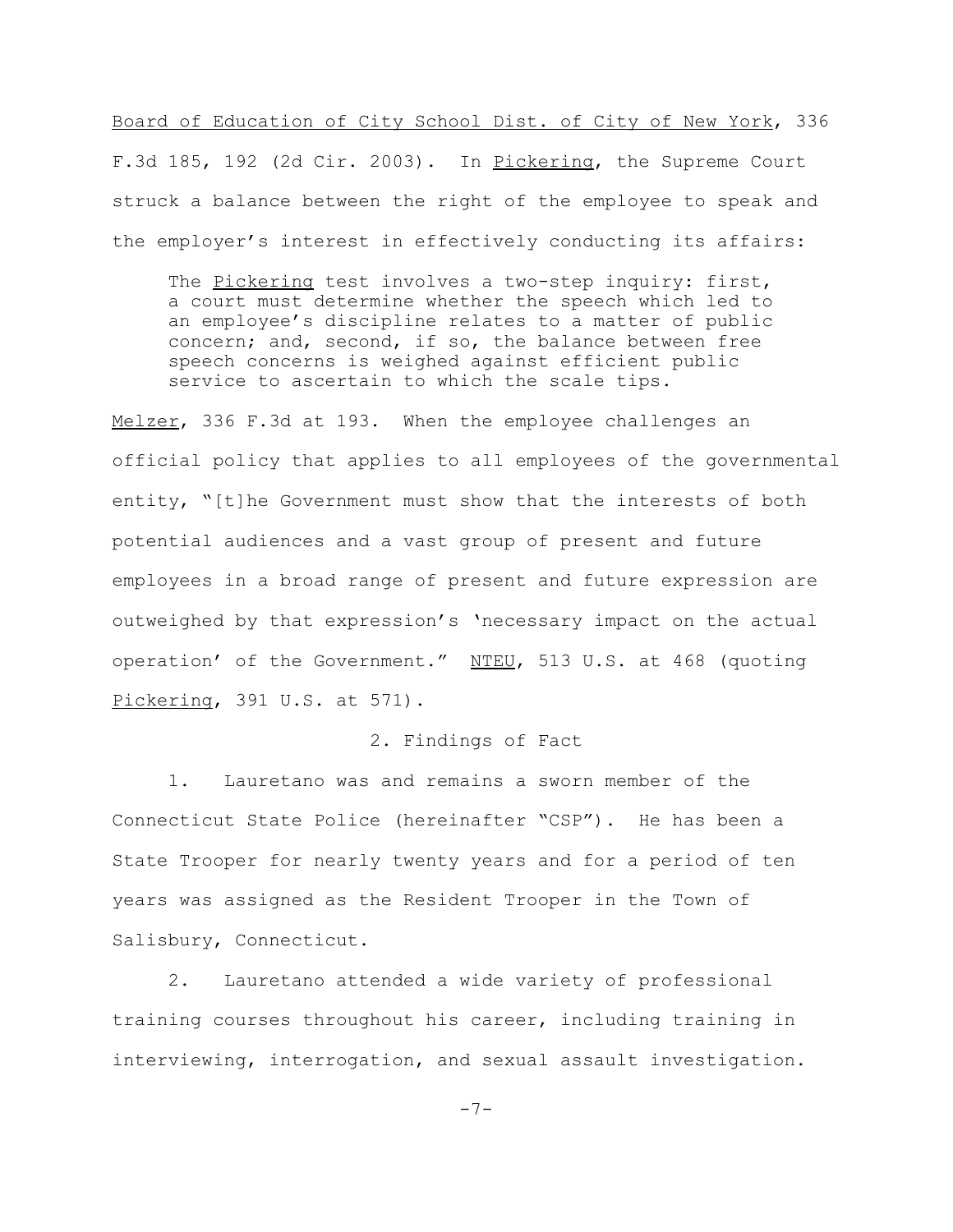Board of Education of City School Dist. of City of New York, 336 F.3d 185, 192 (2d Cir. 2003). In Pickering, the Supreme Court struck a balance between the right of the employee to speak and the employer's interest in effectively conducting its affairs:

> The Pickering test involves a two-step inquiry: first, a court must determine whether the speech which led to an employee's discipline relates to a matter of public concern; and, second, if so, the balance between free speech concerns is weighed against efficient public service to ascertain to which the scale tips.

Melzer, 336 F.3d at 193. When the employee challenges an official policy that applies to all employees of the governmental entity, "[t]he Government must show that the interests of both potential audiences and a vast group of present and future employees in a broad range of present and future expression are outweighed by that expression's 'necessary impact on the actual operation' of the Government." NTEU, 513 U.S. at 468 (quoting Pickering, 391 U.S. at 571).

2. Findings of Fact

1. Lauretano was and remains a sworn member of the Connecticut State Police (hereinafter "CSP"). He has been a State Trooper for nearly twenty years and for a period of ten years was assigned as the Resident Trooper in the Town of Salisbury, Connecticut.

2. Lauretano attended a wide variety of professional training courses throughout his career, including training in interviewing, interrogation, and sexual assault investigation.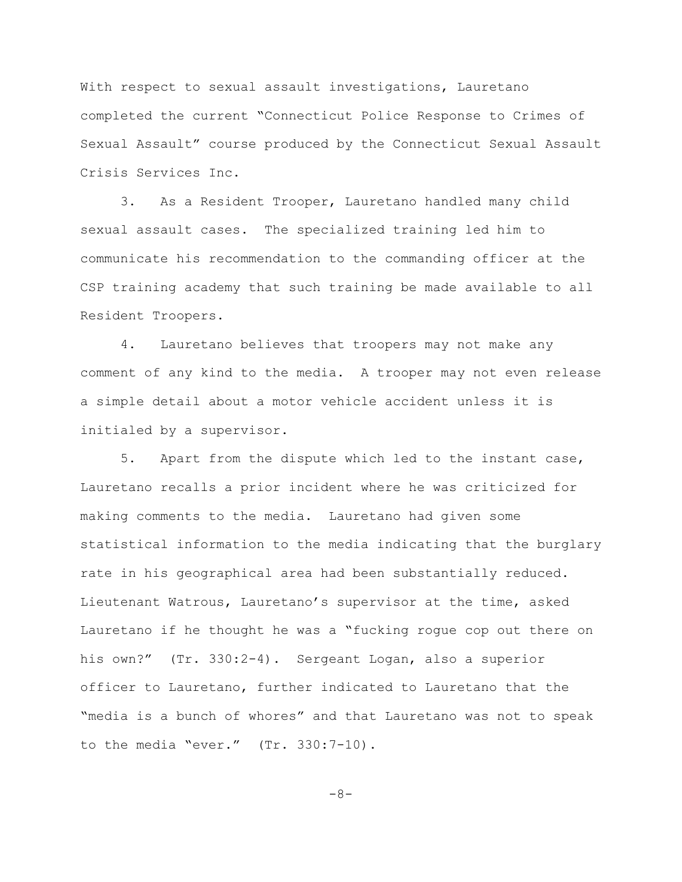With respect to sexual assault investigations, Lauretano completed the current "Connecticut Police Response to Crimes of Sexual Assault" course produced by the Connecticut Sexual Assault Crisis Services Inc.

3. As a Resident Trooper, Lauretano handled many child sexual assault cases. The specialized training led him to communicate his recommendation to the commanding officer at the CSP training academy that such training be made available to all Resident Troopers.

4. Lauretano believes that troopers may not make any comment of any kind to the media. A trooper may not even release a simple detail about a motor vehicle accident unless it is initialed by a supervisor.

5. Apart from the dispute which led to the instant case, Lauretano recalls a prior incident where he was criticized for making comments to the media. Lauretano had given some statistical information to the media indicating that the burglary rate in his geographical area had been substantially reduced. Lieutenant Watrous, Lauretano's supervisor at the time, asked Lauretano if he thought he was a "fucking rogue cop out there on his own?" (Tr. 330:2-4). Sergeant Logan, also a superior officer to Lauretano, further indicated to Lauretano that the "media is a bunch of whores" and that Lauretano was not to speak to the media "ever." (Tr. 330:7-10).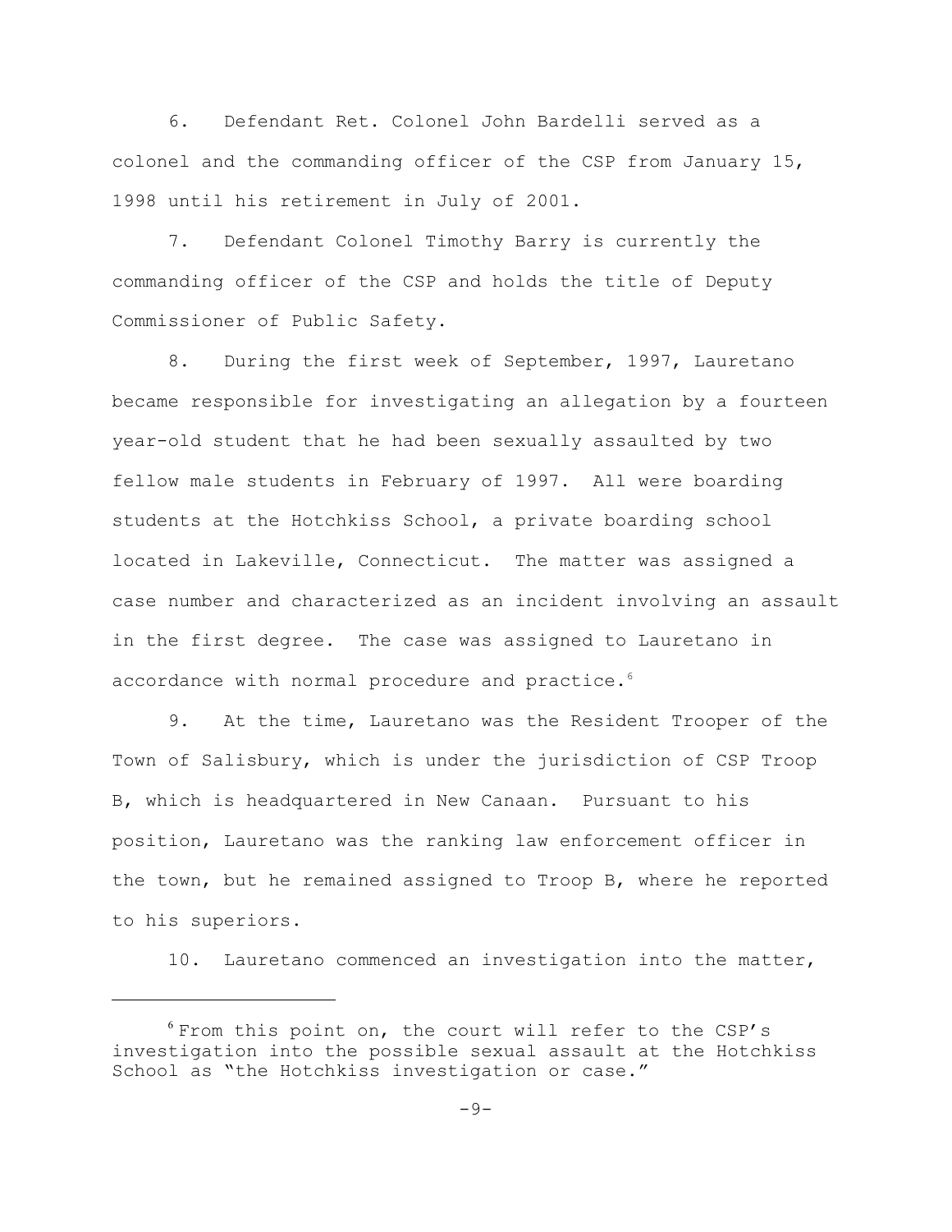6. Defendant Ret. Colonel John Bardelli served as a colonel and the commanding officer of the CSP from January 15, 1998 until his retirement in July of 2001.

7. Defendant Colonel Timothy Barry is currently the commanding officer of the CSP and holds the title of Deputy Commissioner of Public Safety.

8. During the first week of September, 1997, Lauretano became responsible for investigating an allegation by a fourteen year-old student that he had been sexually assaulted by two fellow male students in February of 1997. All were boarding students at the Hotchkiss School, a private boarding school located in Lakeville, Connecticut. The matter was assigned a case number and characterized as an incident involving an assault in the first degree. The case was assigned to Lauretano in accordance with normal procedure and practice.[6]

9. At the time, Lauretano was the Resident Trooper of the Town of Salisbury, which is under the jurisdiction of CSP Troop B, which is headquartered in New Canaan. Pursuant to his position, Lauretano was the ranking law enforcement officer in the town, but he remained assigned to Troop B, where he reported to his superiors.

10. Lauretano commenced an investigation into the matter,

---

[6] From this point on, the court will refer to the CSP's investigation into the possible sexual assault at the Hotchkiss School as "the Hotchkiss investigation or case."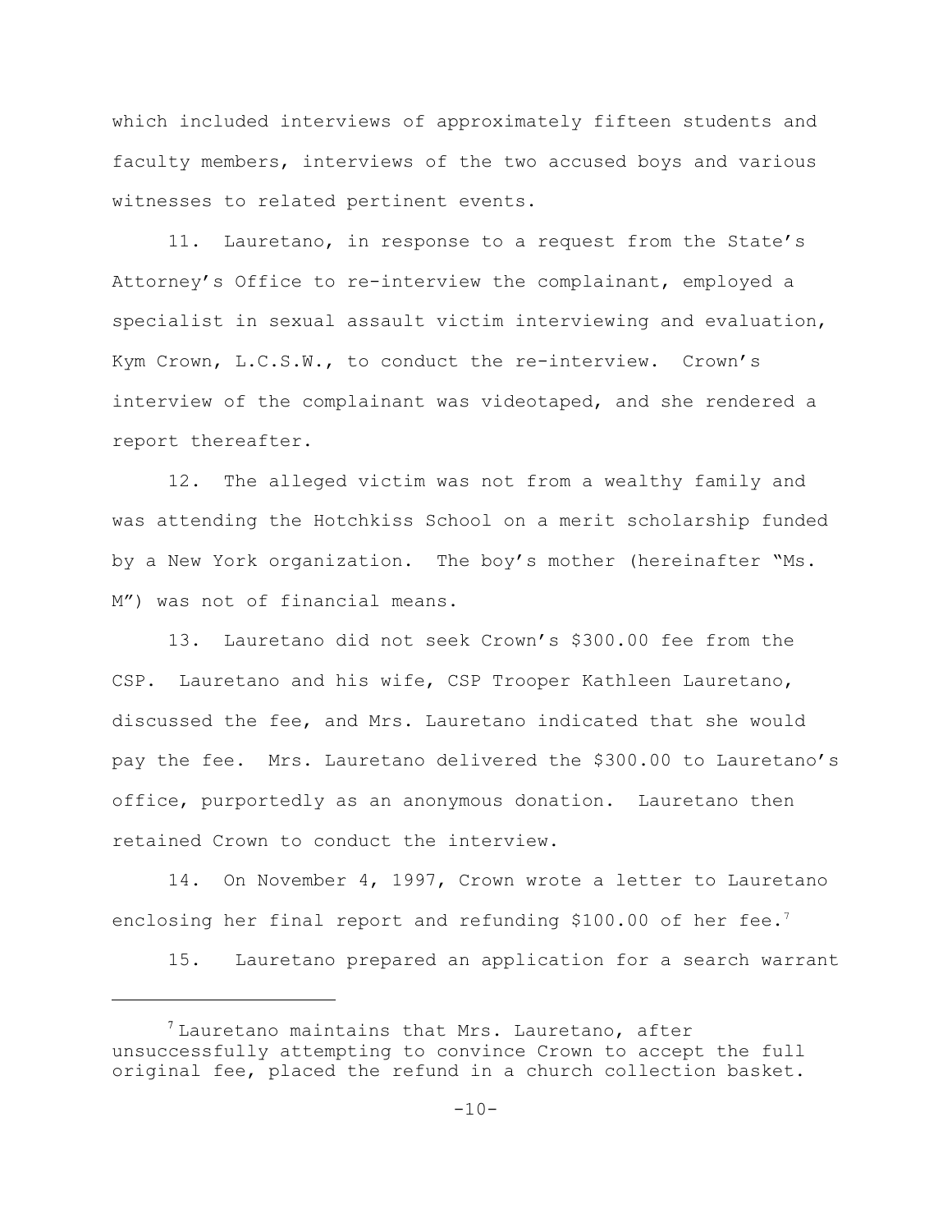which included interviews of approximately fifteen students and faculty members, interviews of the two accused boys and various witnesses to related pertinent events.

11. Lauretano, in response to a request from the State's Attorney's Office to re-interview the complainant, employed a specialist in sexual assault victim interviewing and evaluation, Kym Crown, L.C.S.W., to conduct the re-interview. Crown's interview of the complainant was videotaped, and she rendered a report thereafter.

12. The alleged victim was not from a wealthy family and was attending the Hotchkiss School on a merit scholarship funded by a New York organization. The boy's mother (hereinafter "Ms. M") was not of financial means.

13. Lauretano did not seek Crown's $300.00 fee from the CSP. Lauretano and his wife, CSP Trooper Kathleen Lauretano, discussed the fee, and Mrs. Lauretano indicated that she would pay the fee. Mrs. Lauretano delivered the $300.00 to Lauretano's office, purportedly as an anonymous donation. Lauretano then retained Crown to conduct the interview.

14. On November 4, 1997, Crown wrote a letter to Lauretano enclosing her final report and refunding $100.00 of her fee.[7]

15. Lauretano prepared an application for a search warrant

[7] Lauretano maintains that Mrs. Lauretano, after unsuccessfully attempting to convince Crown to accept the full original fee, placed the refund in a church collection basket.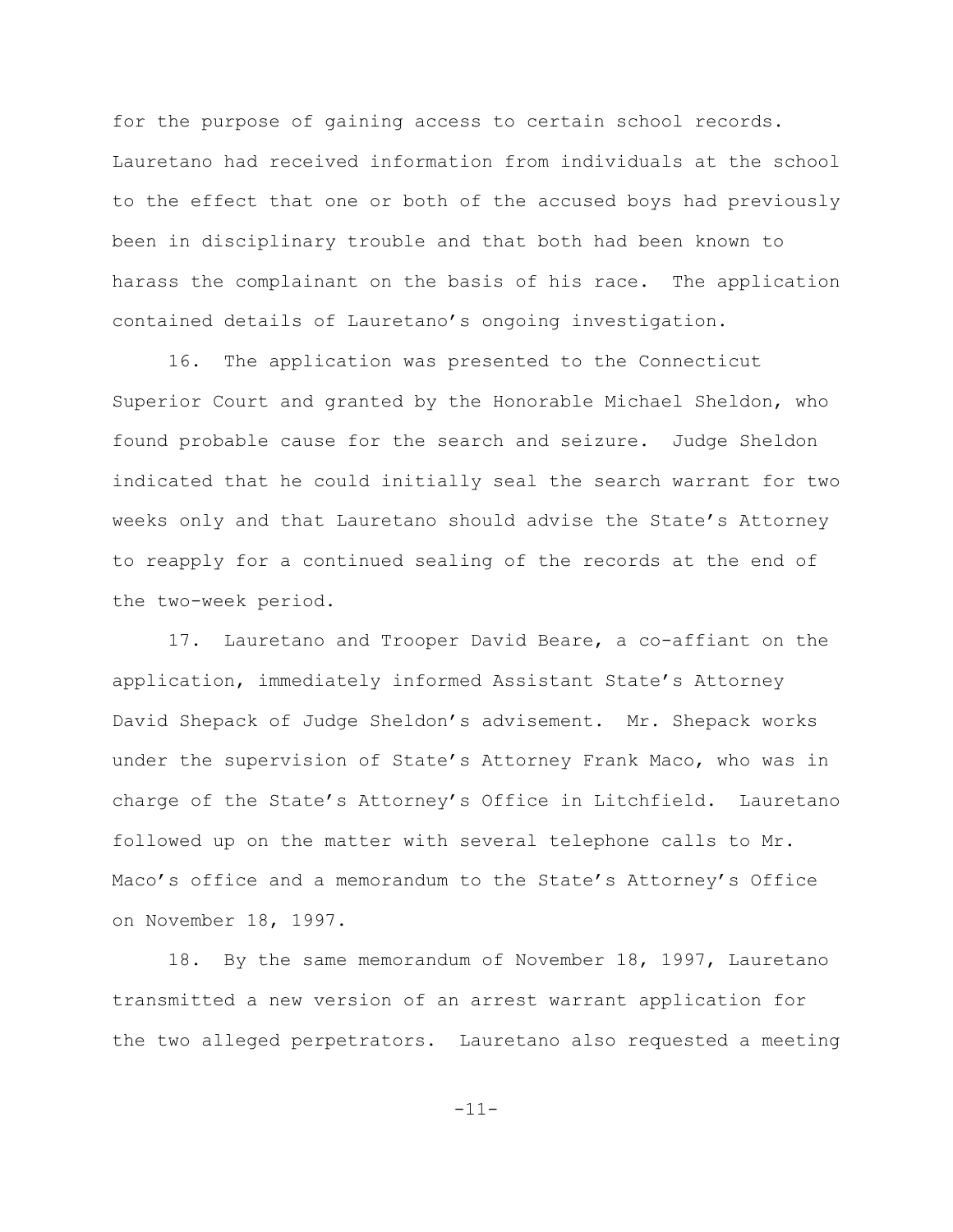for the purpose of gaining access to certain school records. Lauretano had received information from individuals at the school to the effect that one or both of the accused boys had previously been in disciplinary trouble and that both had been known to harass the complainant on the basis of his race. The application contained details of Lauretano's ongoing investigation.

16. The application was presented to the Connecticut Superior Court and granted by the Honorable Michael Sheldon, who found probable cause for the search and seizure. Judge Sheldon indicated that he could initially seal the search warrant for two weeks only and that Lauretano should advise the State's Attorney to reapply for a continued sealing of the records at the end of the two-week period.

17. Lauretano and Trooper David Beare, a co-affiant on the application, immediately informed Assistant State's Attorney David Shepack of Judge Sheldon's advisement. Mr. Shepack works under the supervision of State's Attorney Frank Maco, who was in charge of the State's Attorney's Office in Litchfield. Lauretano followed up on the matter with several telephone calls to Mr. Maco's office and a memorandum to the State's Attorney's Office on November 18, 1997.

18. By the same memorandum of November 18, 1997, Lauretano transmitted a new version of an arrest warrant application for the two alleged perpetrators. Lauretano also requested a meeting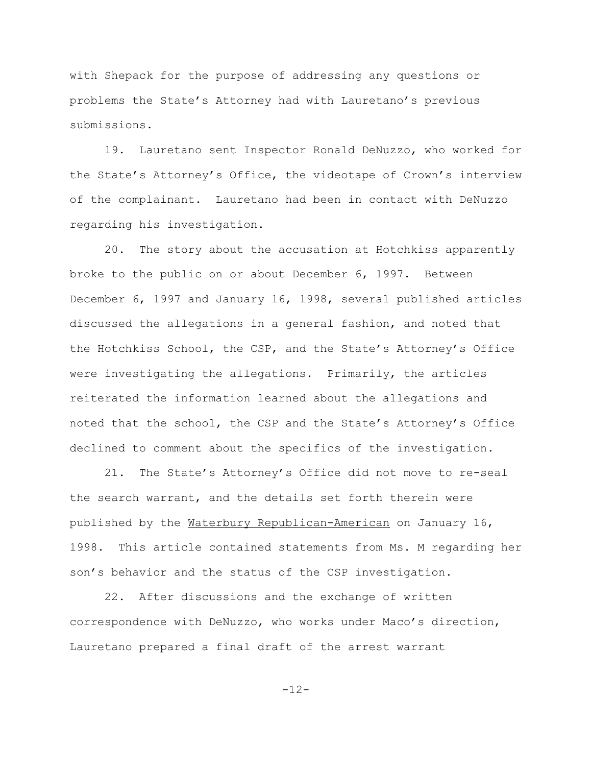with Shepack for the purpose of addressing any questions or problems the State's Attorney had with Lauretano's previous submissions.

19. Lauretano sent Inspector Ronald DeNuzzo, who worked for the State's Attorney's Office, the videotape of Crown's interview of the complainant. Lauretano had been in contact with DeNuzzo regarding his investigation.

20. The story about the accusation at Hotchkiss apparently broke to the public on or about December 6, 1997. Between December 6, 1997 and January 16, 1998, several published articles discussed the allegations in a general fashion, and noted that the Hotchkiss School, the CSP, and the State's Attorney's Office were investigating the allegations. Primarily, the articles reiterated the information learned about the allegations and noted that the school, the CSP and the State's Attorney's Office declined to comment about the specifics of the investigation.

21. The State's Attorney's Office did not move to re-seal the search warrant, and the details set forth therein were published by the Waterbury Republican-American on January 16, 1998. This article contained statements from Ms. M regarding her son's behavior and the status of the CSP investigation.

22. After discussions and the exchange of written correspondence with DeNuzzo, who works under Maco's direction, Lauretano prepared a final draft of the arrest warrant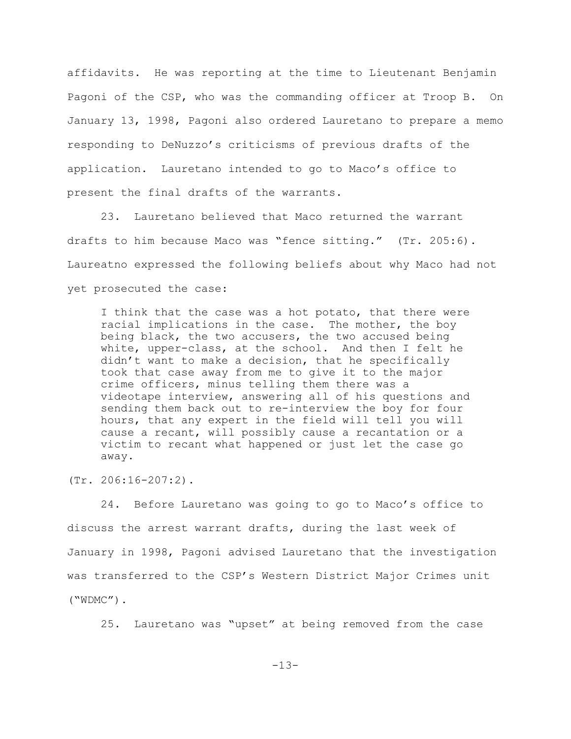affidavits. He was reporting at the time to Lieutenant Benjamin Pagoni of the CSP, who was the commanding officer at Troop B. On January 13, 1998, Pagoni also ordered Lauretano to prepare a memo responding to DeNuzzo's criticisms of previous drafts of the application. Lauretano intended to go to Maco's office to present the final drafts of the warrants.

23. Lauretano believed that Maco returned the warrant drafts to him because Maco was "fence sitting." (Tr. 205:6). Laureatno expressed the following beliefs about why Maco had not yet prosecuted the case:

> I think that the case was a hot potato, that there were racial implications in the case. The mother, the boy being black, the two accusers, the two accused being white, upper-class, at the school. And then I felt he didn't want to make a decision, that he specifically took that case away from me to give it to the major crime officers, minus telling them there was a videotape interview, answering all of his questions and sending them back out to re-interview the boy for four hours, that any expert in the field will tell you will cause a recant, will possibly cause a recantation or a victim to recant what happened or just let the case go away.

(Tr. 206:16-207:2).

24. Before Lauretano was going to go to Maco's office to discuss the arrest warrant drafts, during the last week of January in 1998, Pagoni advised Lauretano that the investigation was transferred to the CSP's Western District Major Crimes unit ("WDMC").

25. Lauretano was "upset" at being removed from the case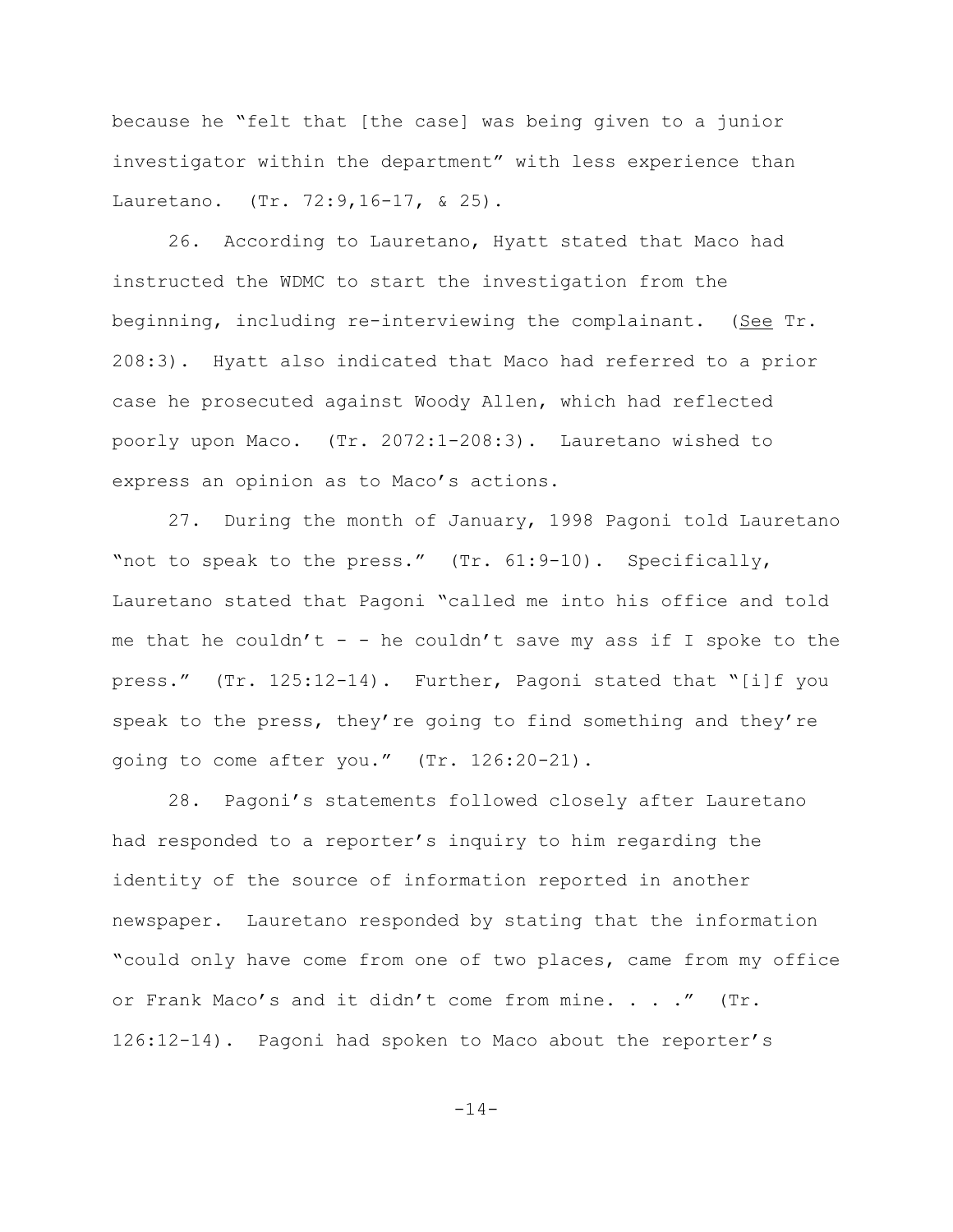because he "felt that [the case] was being given to a junior investigator within the department" with less experience than Lauretano. (Tr. 72:9,16-17, & 25).

26. According to Lauretano, Hyatt stated that Maco had instructed the WDMC to start the investigation from the beginning, including re-interviewing the complainant. (See Tr. 208:3). Hyatt also indicated that Maco had referred to a prior case he prosecuted against Woody Allen, which had reflected poorly upon Maco. (Tr. 2072:1-208:3). Lauretano wished to express an opinion as to Maco's actions.

27. During the month of January, 1998 Pagoni told Lauretano "not to speak to the press." (Tr. 61:9-10). Specifically, Lauretano stated that Pagoni "called me into his office and told me that he couldn't - - he couldn't save my ass if I spoke to the press." (Tr. 125:12-14). Further, Pagoni stated that "[i]f you speak to the press, they're going to find something and they're going to come after you." (Tr. 126:20-21).

28. Pagoni's statements followed closely after Lauretano had responded to a reporter's inquiry to him regarding the identity of the source of information reported in another newspaper. Lauretano responded by stating that the information "could only have come from one of two places, came from my office or Frank Maco's and it didn't come from mine. . . ." (Tr. 126:12-14). Pagoni had spoken to Maco about the reporter's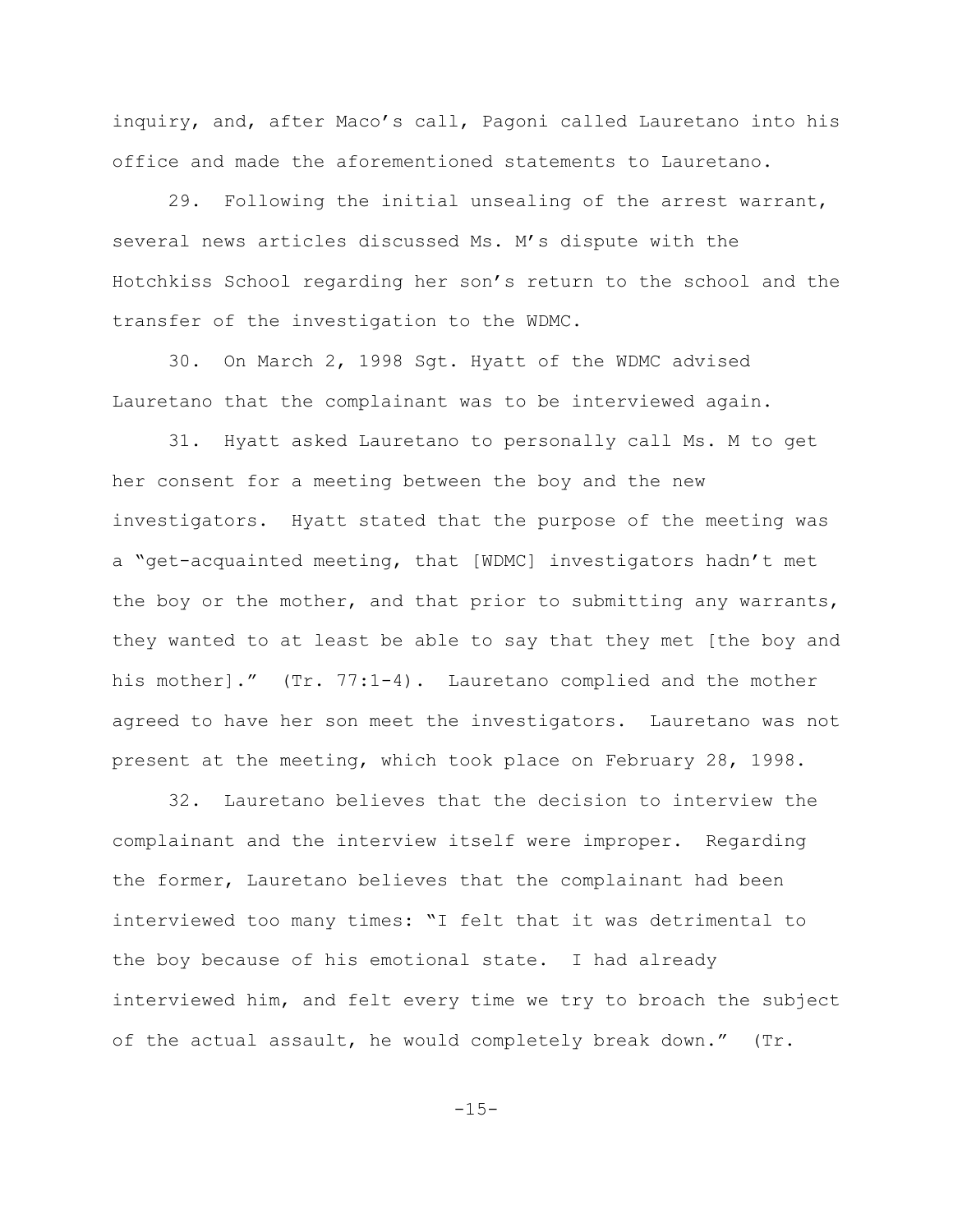inquiry, and, after Maco's call, Pagoni called Lauretano into his office and made the aforementioned statements to Lauretano.

29. Following the initial unsealing of the arrest warrant, several news articles discussed Ms. M's dispute with the Hotchkiss School regarding her son's return to the school and the transfer of the investigation to the WDMC.

30. On March 2, 1998 Sgt. Hyatt of the WDMC advised Lauretano that the complainant was to be interviewed again.

31. Hyatt asked Lauretano to personally call Ms. M to get her consent for a meeting between the boy and the new investigators. Hyatt stated that the purpose of the meeting was a "get-acquainted meeting, that [WDMC] investigators hadn't met the boy or the mother, and that prior to submitting any warrants, they wanted to at least be able to say that they met [the boy and his mother]." (Tr. 77:1-4). Lauretano complied and the mother agreed to have her son meet the investigators. Lauretano was not present at the meeting, which took place on February 28, 1998.

32. Lauretano believes that the decision to interview the complainant and the interview itself were improper. Regarding the former, Lauretano believes that the complainant had been interviewed too many times: "I felt that it was detrimental to the boy because of his emotional state. I had already interviewed him, and felt every time we try to broach the subject of the actual assault, he would completely break down." (Tr.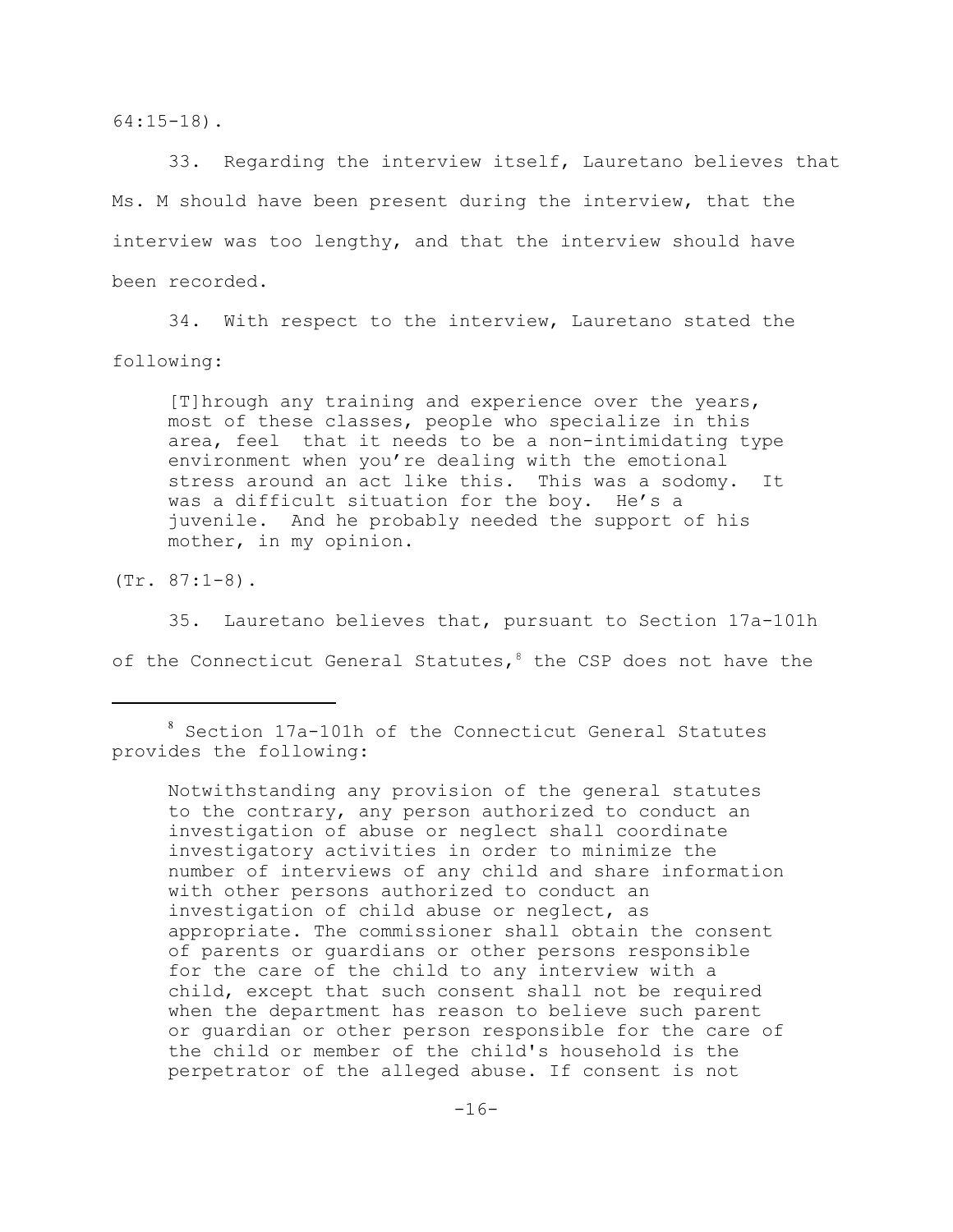64:15-18).

33. Regarding the interview itself, Lauretano believes that Ms. M should have been present during the interview, that the interview was too lengthy, and that the interview should have been recorded.

34. With respect to the interview, Lauretano stated the following:

> [T]hrough any training and experience over the years, most of these classes, people who specialize in this area, feel that it needs to be a non-intimidating type environment when you're dealing with the emotional stress around an act like this. This was a sodomy. It was a difficult situation for the boy. He's a juvenile. And he probably needed the support of his mother, in my opinion.

(Tr. 87:1-8).

35. Lauretano believes that, pursuant to Section 17a-101h of the Connecticut General Statutes,[8] the CSP does not have the

---

[8] Section 17a-101h of the Connecticut General Statutes provides the following:

> Notwithstanding any provision of the general statutes to the contrary, any person authorized to conduct an investigation of abuse or neglect shall coordinate investigatory activities in order to minimize the number of interviews of any child and share information with other persons authorized to conduct an investigation of child abuse or neglect, as appropriate. The commissioner shall obtain the consent of parents or guardians or other persons responsible for the care of the child to any interview with a child, except that such consent shall not be required when the department has reason to believe such parent or guardian or other person responsible for the care of the child or member of the child's household is the perpetrator of the alleged abuse. If consent is not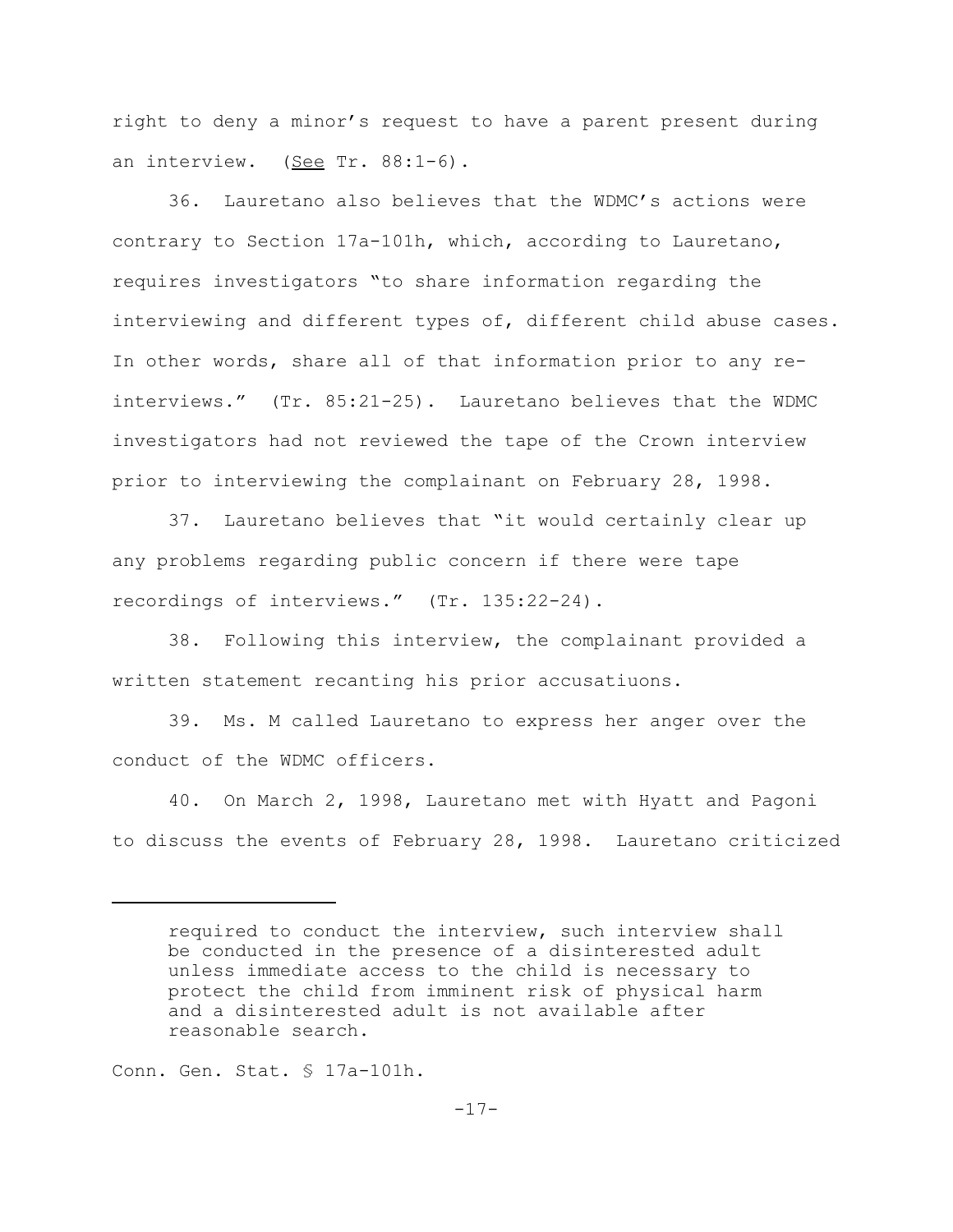right to deny a minor's request to have a parent present during an interview. (See Tr. 88:1-6).

36. Lauretano also believes that the WDMC's actions were contrary to Section 17a-101h, which, according to Lauretano, requires investigators "to share information regarding the interviewing and different types of, different child abuse cases. In other words, share all of that information prior to any re-interviews." (Tr. 85:21-25). Lauretano believes that the WDMC investigators had not reviewed the tape of the Crown interview prior to interviewing the complainant on February 28, 1998.

37. Lauretano believes that "it would certainly clear up any problems regarding public concern if there were tape recordings of interviews." (Tr. 135:22-24).

38. Following this interview, the complainant provided a written statement recanting his prior accusatiuons.

39. Ms. M called Lauretano to express her anger over the conduct of the WDMC officers.

40. On March 2, 1998, Lauretano met with Hyatt and Pagoni to discuss the events of February 28, 1998. Lauretano criticized

---

> required to conduct the interview, such interview shall be conducted in the presence of a disinterested adult unless immediate access to the child is necessary to protect the child from imminent risk of physical harm and a disinterested adult is not available after reasonable search.

Conn. Gen. Stat. § 17a-101h.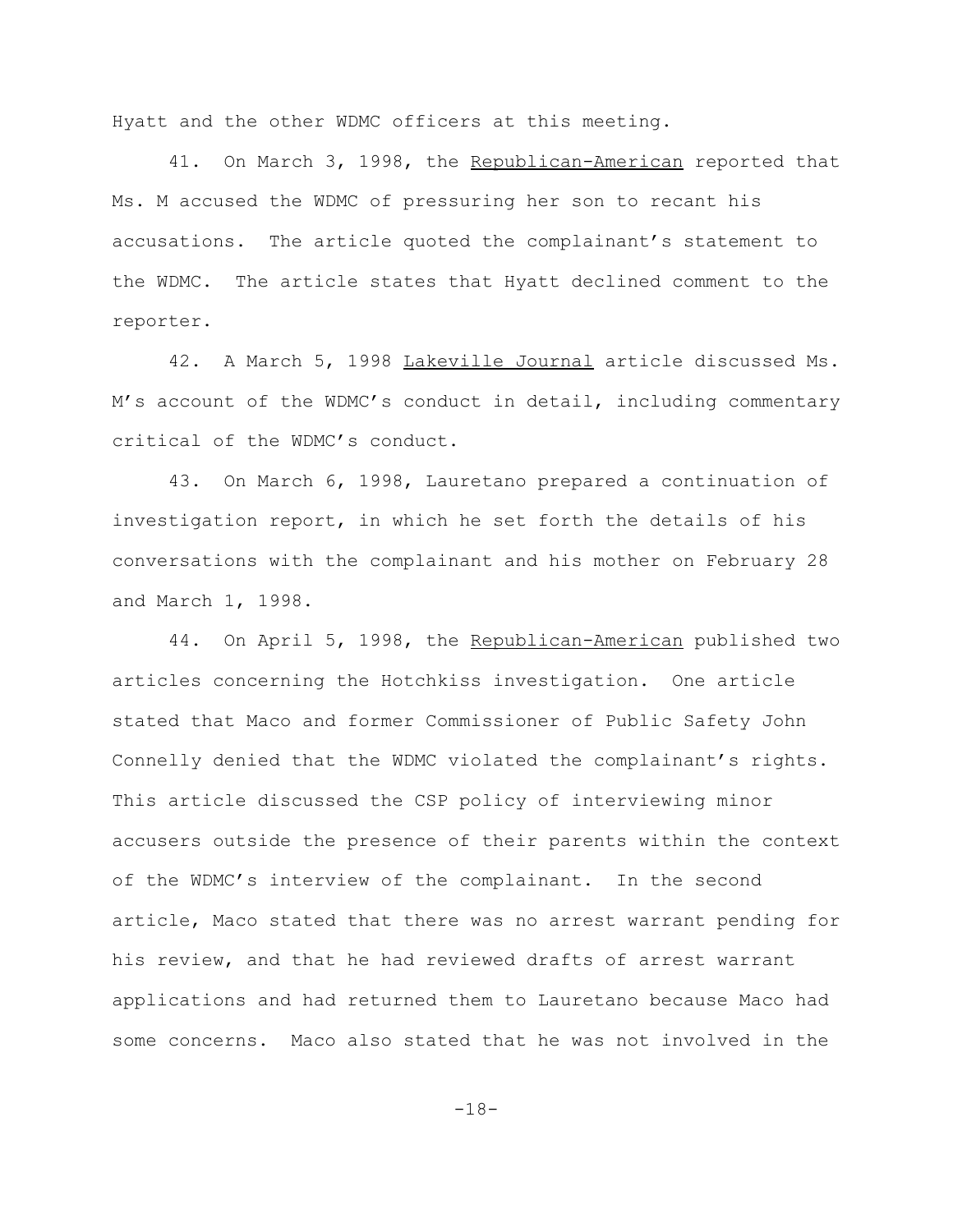Hyatt and the other WDMC officers at this meeting.

41. On March 3, 1998, the Republican-American reported that Ms. M accused the WDMC of pressuring her son to recant his accusations. The article quoted the complainant's statement to the WDMC. The article states that Hyatt declined comment to the reporter.

42. A March 5, 1998 Lakeville Journal article discussed Ms. M's account of the WDMC's conduct in detail, including commentary critical of the WDMC's conduct.

43. On March 6, 1998, Lauretano prepared a continuation of investigation report, in which he set forth the details of his conversations with the complainant and his mother on February 28 and March 1, 1998.

44. On April 5, 1998, the Republican-American published two articles concerning the Hotchkiss investigation. One article stated that Maco and former Commissioner of Public Safety John Connelly denied that the WDMC violated the complainant's rights. This article discussed the CSP policy of interviewing minor accusers outside the presence of their parents within the context of the WDMC's interview of the complainant. In the second article, Maco stated that there was no arrest warrant pending for his review, and that he had reviewed drafts of arrest warrant applications and had returned them to Lauretano because Maco had some concerns. Maco also stated that he was not involved in the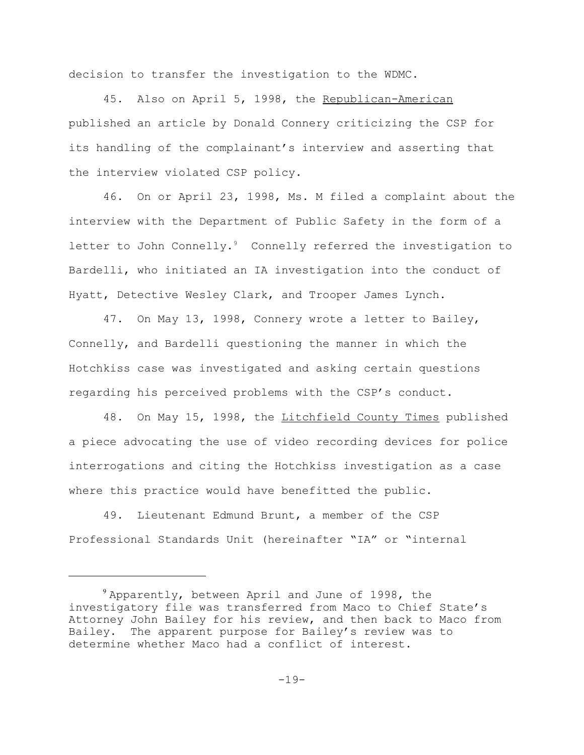decision to transfer the investigation to the WDMC.

45. Also on April 5, 1998, the Republican-American published an article by Donald Connery criticizing the CSP for its handling of the complainant's interview and asserting that the interview violated CSP policy.

46. On or April 23, 1998, Ms. M filed a complaint about the interview with the Department of Public Safety in the form of a letter to John Connelly.[9] Connelly referred the investigation to Bardelli, who initiated an IA investigation into the conduct of Hyatt, Detective Wesley Clark, and Trooper James Lynch.

47. On May 13, 1998, Connery wrote a letter to Bailey, Connelly, and Bardelli questioning the manner in which the Hotchkiss case was investigated and asking certain questions regarding his perceived problems with the CSP's conduct.

48. On May 15, 1998, the Litchfield County Times published a piece advocating the use of video recording devices for police interrogations and citing the Hotchkiss investigation as a case where this practice would have benefitted the public.

49. Lieutenant Edmund Brunt, a member of the CSP Professional Standards Unit (hereinafter "IA" or "internal

---

[9] Apparently, between April and June of 1998, the investigatory file was transferred from Maco to Chief State's Attorney John Bailey for his review, and then back to Maco from Bailey. The apparent purpose for Bailey's review was to determine whether Maco had a conflict of interest.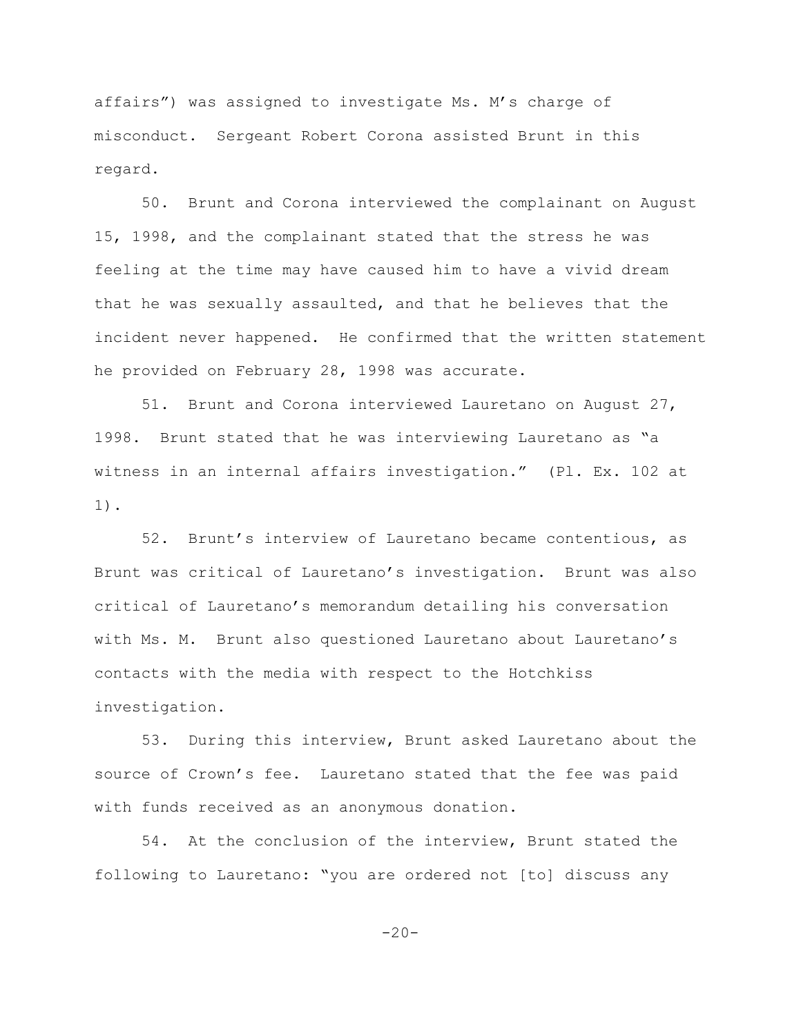affairs") was assigned to investigate Ms. M's charge of misconduct. Sergeant Robert Corona assisted Brunt in this regard.

50. Brunt and Corona interviewed the complainant on August 15, 1998, and the complainant stated that the stress he was feeling at the time may have caused him to have a vivid dream that he was sexually assaulted, and that he believes that the incident never happened. He confirmed that the written statement he provided on February 28, 1998 was accurate.

51. Brunt and Corona interviewed Lauretano on August 27, 1998. Brunt stated that he was interviewing Lauretano as "a witness in an internal affairs investigation." (Pl. Ex. 102 at 1).

52. Brunt's interview of Lauretano became contentious, as Brunt was critical of Lauretano's investigation. Brunt was also critical of Lauretano's memorandum detailing his conversation with Ms. M. Brunt also questioned Lauretano about Lauretano's contacts with the media with respect to the Hotchkiss investigation.

53. During this interview, Brunt asked Lauretano about the source of Crown's fee. Lauretano stated that the fee was paid with funds received as an anonymous donation.

54. At the conclusion of the interview, Brunt stated the following to Lauretano: "you are ordered not [to] discuss any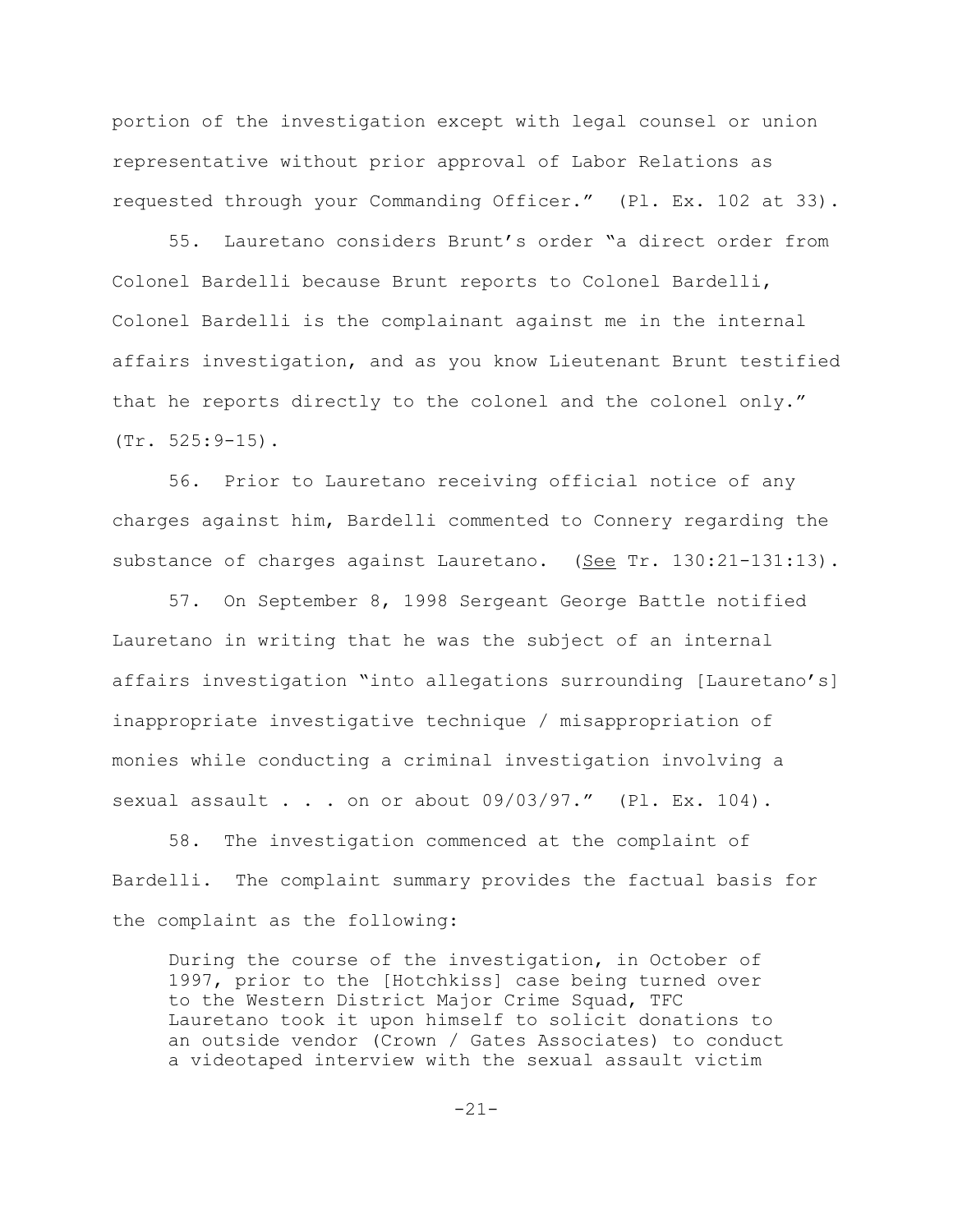portion of the investigation except with legal counsel or union representative without prior approval of Labor Relations as requested through your Commanding Officer." (Pl. Ex. 102 at 33).

55. Lauretano considers Brunt's order "a direct order from Colonel Bardelli because Brunt reports to Colonel Bardelli, Colonel Bardelli is the complainant against me in the internal affairs investigation, and as you know Lieutenant Brunt testified that he reports directly to the colonel and the colonel only." (Tr. 525:9-15).

56. Prior to Lauretano receiving official notice of any charges against him, Bardelli commented to Connery regarding the substance of charges against Lauretano. (See Tr. 130:21-131:13).

57. On September 8, 1998 Sergeant George Battle notified Lauretano in writing that he was the subject of an internal affairs investigation "into allegations surrounding [Lauretano's] inappropriate investigative technique / misappropriation of monies while conducting a criminal investigation involving a sexual assault . . . on or about 09/03/97." (Pl. Ex. 104).

58. The investigation commenced at the complaint of Bardelli. The complaint summary provides the factual basis for the complaint as the following:

> During the course of the investigation, in October of 1997, prior to the [Hotchkiss] case being turned over to the Western District Major Crime Squad, TFC Lauretano took it upon himself to solicit donations to an outside vendor (Crown / Gates Associates) to conduct a videotaped interview with the sexual assault victim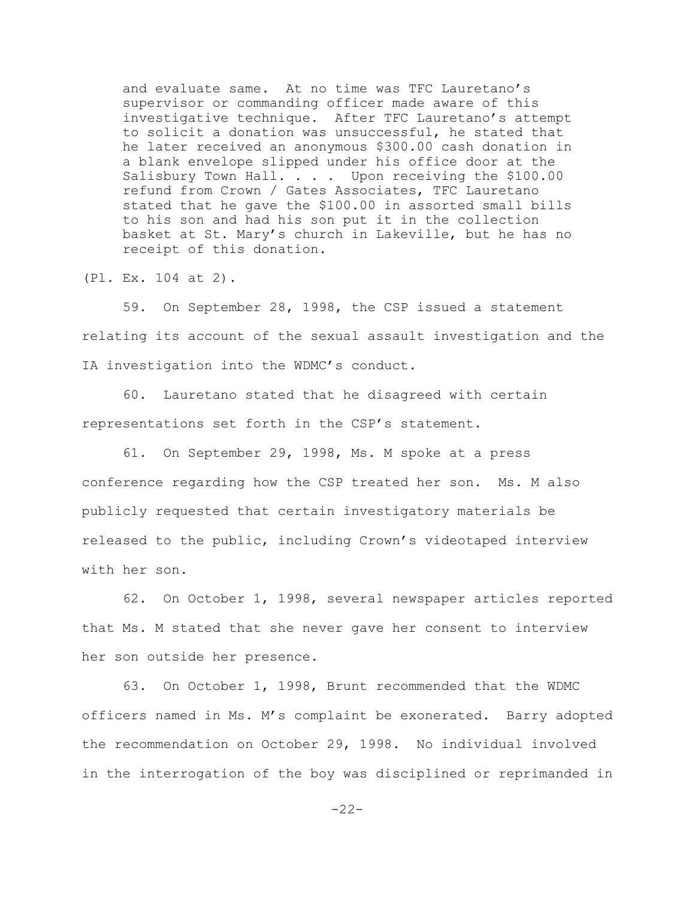> and evaluate same. At no time was TFC Lauretano's supervisor or commanding officer made aware of this investigative technique. After TFC Lauretano's attempt to solicit a donation was unsuccessful, he stated that he later received an anonymous $300.00 cash donation in a blank envelope slipped under his office door at the Salisbury Town Hall. . . . Upon receiving the $100.00 refund from Crown / Gates Associates, TFC Lauretano stated that he gave the $100.00 in assorted small bills to his son and had his son put it in the collection basket at St. Mary's church in Lakeville, but he has no receipt of this donation.

(Pl. Ex. 104 at 2).

59. On September 28, 1998, the CSP issued a statement relating its account of the sexual assault investigation and the IA investigation into the WDMC's conduct.

60. Lauretano stated that he disagreed with certain representations set forth in the CSP's statement.

61. On September 29, 1998, Ms. M spoke at a press conference regarding how the CSP treated her son. Ms. M also publicly requested that certain investigatory materials be released to the public, including Crown's videotaped interview with her son.

62. On October 1, 1998, several newspaper articles reported that Ms. M stated that she never gave her consent to interview her son outside her presence.

63. On October 1, 1998, Brunt recommended that the WDMC officers named in Ms. M's complaint be exonerated. Barry adopted the recommendation on October 29, 1998. No individual involved in the interrogation of the boy was disciplined or reprimanded in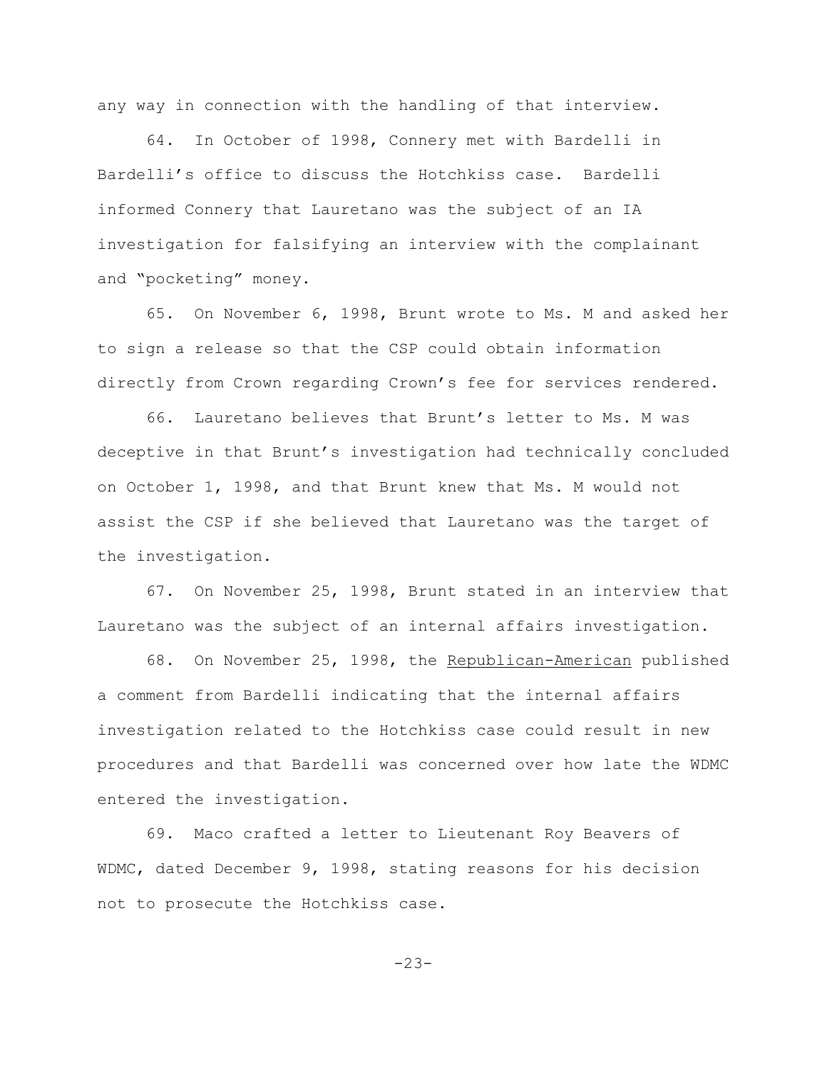any way in connection with the handling of that interview.

64. In October of 1998, Connery met with Bardelli in Bardelli's office to discuss the Hotchkiss case. Bardelli informed Connery that Lauretano was the subject of an IA investigation for falsifying an interview with the complainant and "pocketing" money.

65. On November 6, 1998, Brunt wrote to Ms. M and asked her to sign a release so that the CSP could obtain information directly from Crown regarding Crown's fee for services rendered.

66. Lauretano believes that Brunt's letter to Ms. M was deceptive in that Brunt's investigation had technically concluded on October 1, 1998, and that Brunt knew that Ms. M would not assist the CSP if she believed that Lauretano was the target of the investigation.

67. On November 25, 1998, Brunt stated in an interview that Lauretano was the subject of an internal affairs investigation.

68. On November 25, 1998, the Republican-American published a comment from Bardelli indicating that the internal affairs investigation related to the Hotchkiss case could result in new procedures and that Bardelli was concerned over how late the WDMC entered the investigation.

69. Maco crafted a letter to Lieutenant Roy Beavers of WDMC, dated December 9, 1998, stating reasons for his decision not to prosecute the Hotchkiss case.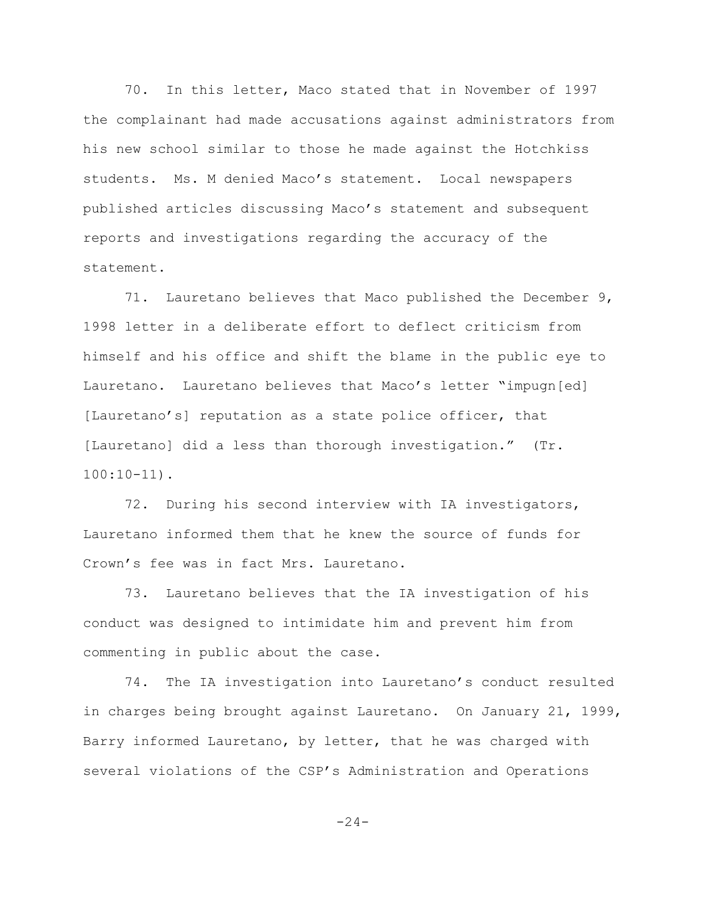70. In this letter, Maco stated that in November of 1997 the complainant had made accusations against administrators from his new school similar to those he made against the Hotchkiss students. Ms. M denied Maco's statement. Local newspapers published articles discussing Maco's statement and subsequent reports and investigations regarding the accuracy of the statement.

71. Lauretano believes that Maco published the December 9, 1998 letter in a deliberate effort to deflect criticism from himself and his office and shift the blame in the public eye to Lauretano. Lauretano believes that Maco's letter "impugn[ed] [Lauretano's] reputation as a state police officer, that [Lauretano] did a less than thorough investigation." (Tr. 100:10-11).

72. During his second interview with IA investigators, Lauretano informed them that he knew the source of funds for Crown's fee was in fact Mrs. Lauretano.

73. Lauretano believes that the IA investigation of his conduct was designed to intimidate him and prevent him from commenting in public about the case.

74. The IA investigation into Lauretano's conduct resulted in charges being brought against Lauretano. On January 21, 1999, Barry informed Lauretano, by letter, that he was charged with several violations of the CSP's Administration and Operations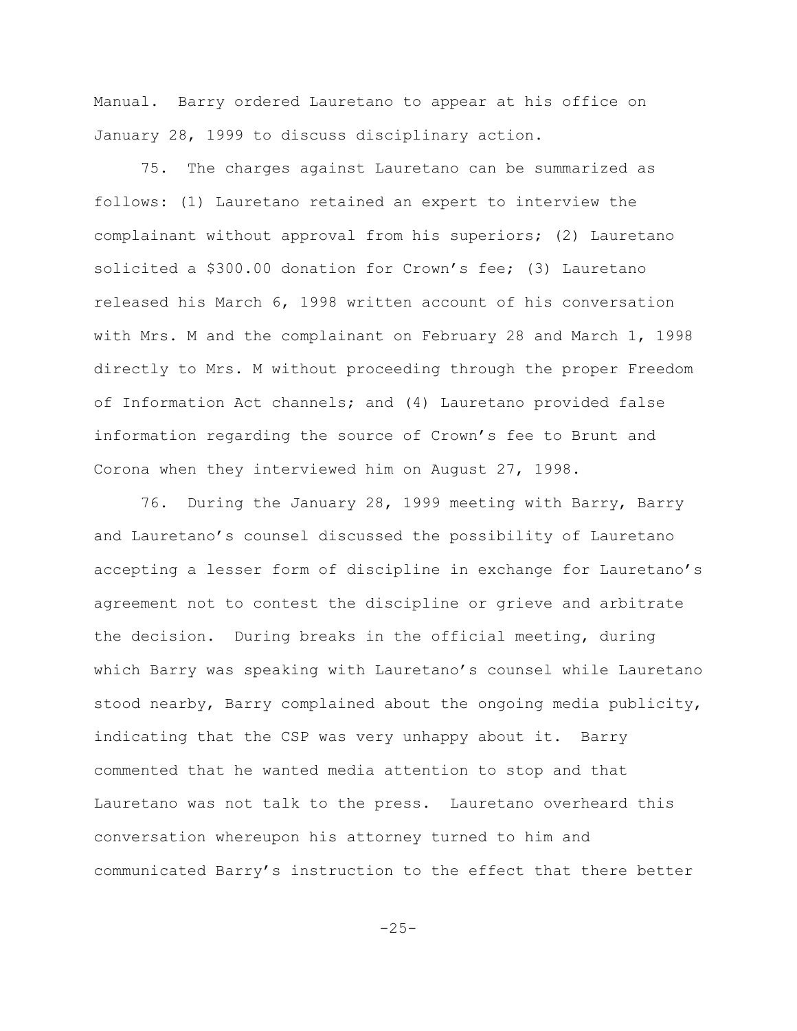Manual. Barry ordered Lauretano to appear at his office on January 28, 1999 to discuss disciplinary action.

75. The charges against Lauretano can be summarized as follows: (1) Lauretano retained an expert to interview the complainant without approval from his superiors; (2) Lauretano solicited a $300.00 donation for Crown's fee; (3) Lauretano released his March 6, 1998 written account of his conversation with Mrs. M and the complainant on February 28 and March 1, 1998 directly to Mrs. M without proceeding through the proper Freedom of Information Act channels; and (4) Lauretano provided false information regarding the source of Crown's fee to Brunt and Corona when they interviewed him on August 27, 1998.

76. During the January 28, 1999 meeting with Barry, Barry and Lauretano's counsel discussed the possibility of Lauretano accepting a lesser form of discipline in exchange for Lauretano's agreement not to contest the discipline or grieve and arbitrate the decision. During breaks in the official meeting, during which Barry was speaking with Lauretano's counsel while Lauretano stood nearby, Barry complained about the ongoing media publicity, indicating that the CSP was very unhappy about it. Barry commented that he wanted media attention to stop and that Lauretano was not talk to the press. Lauretano overheard this conversation whereupon his attorney turned to him and communicated Barry's instruction to the effect that there better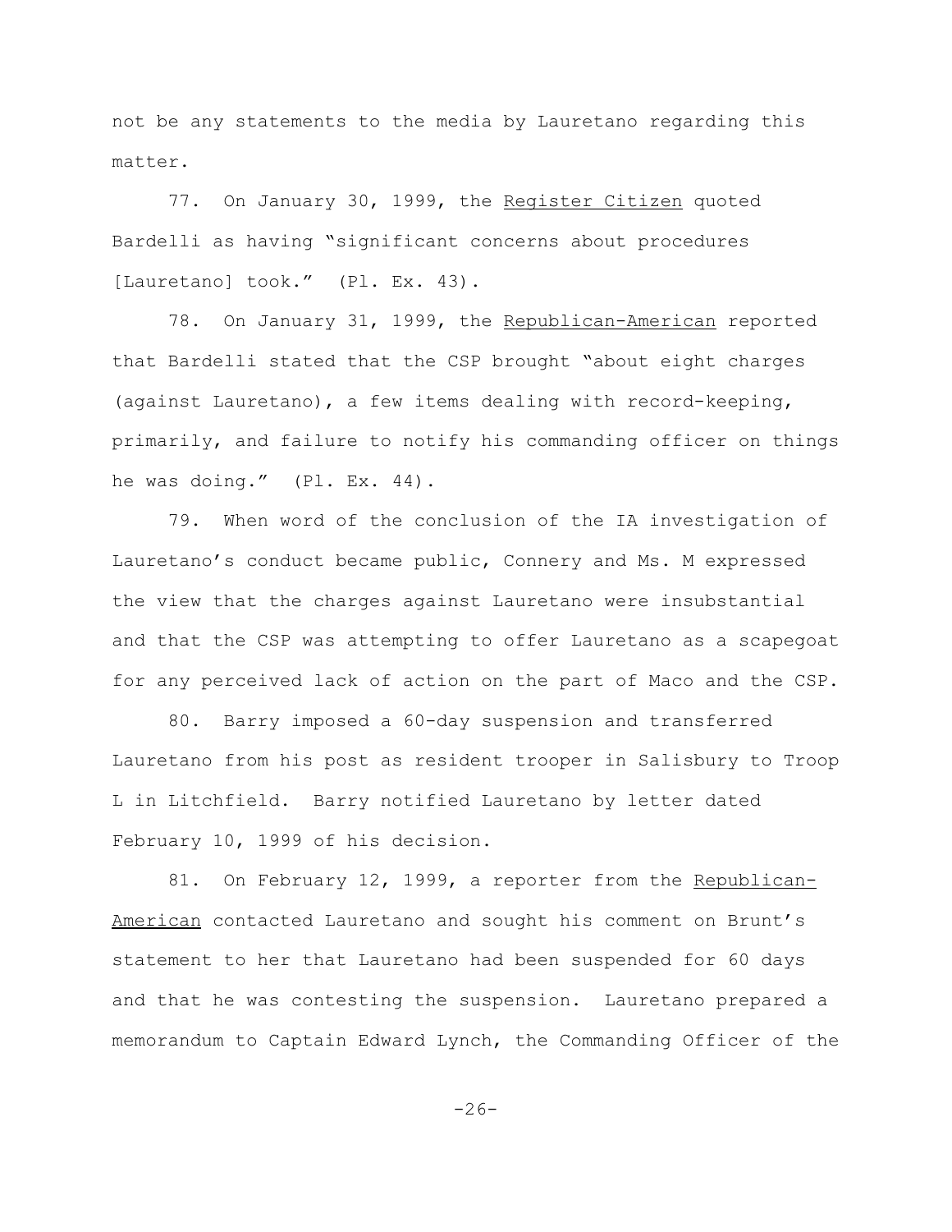not be any statements to the media by Lauretano regarding this matter.

77. On January 30, 1999, the Register Citizen quoted Bardelli as having "significant concerns about procedures [Lauretano] took." (Pl. Ex. 43).

78. On January 31, 1999, the Republican-American reported that Bardelli stated that the CSP brought "about eight charges (against Lauretano), a few items dealing with record-keeping, primarily, and failure to notify his commanding officer on things he was doing." (Pl. Ex. 44).

79. When word of the conclusion of the IA investigation of Lauretano's conduct became public, Connery and Ms. M expressed the view that the charges against Lauretano were insubstantial and that the CSP was attempting to offer Lauretano as a scapegoat for any perceived lack of action on the part of Maco and the CSP.

80. Barry imposed a 60-day suspension and transferred Lauretano from his post as resident trooper in Salisbury to Troop L in Litchfield. Barry notified Lauretano by letter dated February 10, 1999 of his decision.

81. On February 12, 1999, a reporter from the Republican-American contacted Lauretano and sought his comment on Brunt's statement to her that Lauretano had been suspended for 60 days and that he was contesting the suspension. Lauretano prepared a memorandum to Captain Edward Lynch, the Commanding Officer of the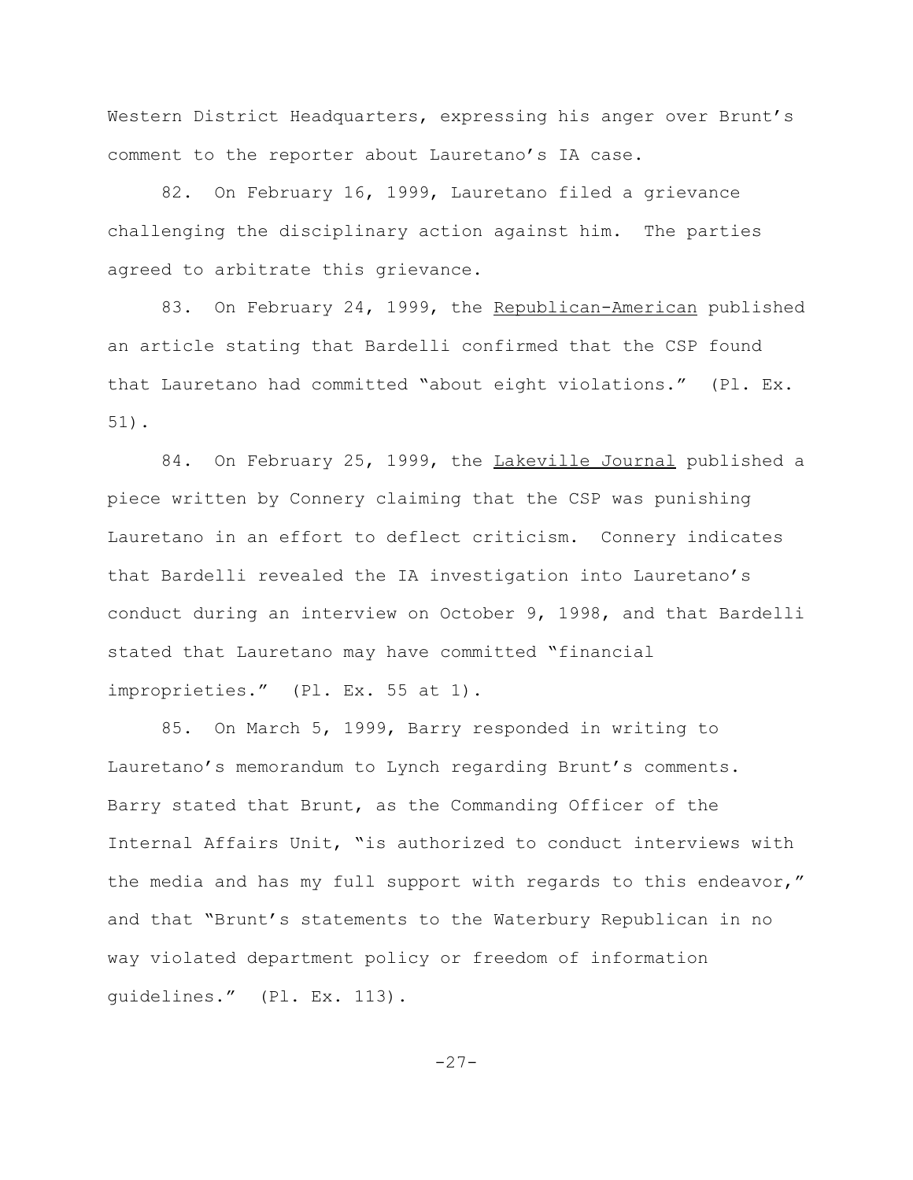Western District Headquarters, expressing his anger over Brunt's comment to the reporter about Lauretano's IA case.

82. On February 16, 1999, Lauretano filed a grievance challenging the disciplinary action against him. The parties agreed to arbitrate this grievance.

83. On February 24, 1999, the Republican-American published an article stating that Bardelli confirmed that the CSP found that Lauretano had committed "about eight violations." (Pl. Ex. 51).

84. On February 25, 1999, the Lakeville Journal published a piece written by Connery claiming that the CSP was punishing Lauretano in an effort to deflect criticism. Connery indicates that Bardelli revealed the IA investigation into Lauretano's conduct during an interview on October 9, 1998, and that Bardelli stated that Lauretano may have committed "financial improprieties." (Pl. Ex. 55 at 1).

85. On March 5, 1999, Barry responded in writing to Lauretano's memorandum to Lynch regarding Brunt's comments. Barry stated that Brunt, as the Commanding Officer of the Internal Affairs Unit, "is authorized to conduct interviews with the media and has my full support with regards to this endeavor," and that "Brunt's statements to the Waterbury Republican in no way violated department policy or freedom of information guidelines." (Pl. Ex. 113).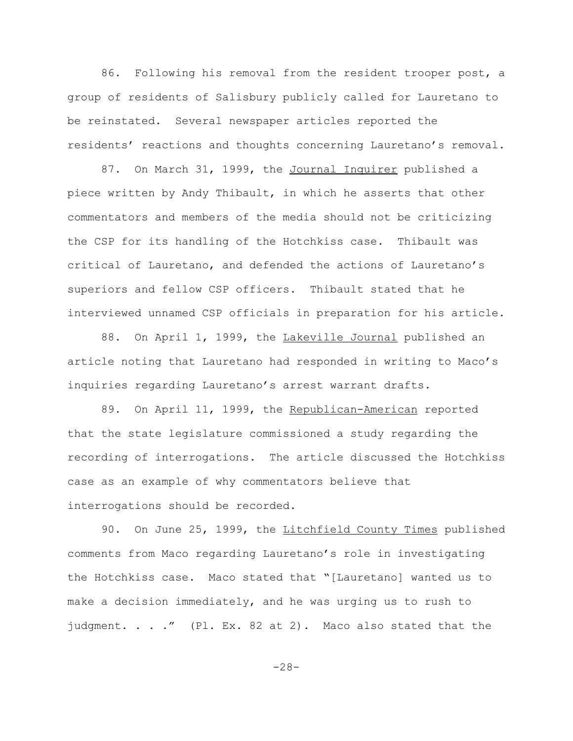86. Following his removal from the resident trooper post, a group of residents of Salisbury publicly called for Lauretano to be reinstated. Several newspaper articles reported the residents' reactions and thoughts concerning Lauretano's removal.

87. On March 31, 1999, the <u>Journal Inquirer</u> published a piece written by Andy Thibault, in which he asserts that other commentators and members of the media should not be criticizing the CSP for its handling of the Hotchkiss case. Thibault was critical of Lauretano, and defended the actions of Lauretano's superiors and fellow CSP officers. Thibault stated that he interviewed unnamed CSP officials in preparation for his article.

88. On April 1, 1999, the <u>Lakeville Journal</u> published an article noting that Lauretano had responded in writing to Maco's inquiries regarding Lauretano's arrest warrant drafts.

89. On April 11, 1999, the <u>Republican-American</u> reported that the state legislature commissioned a study regarding the recording of interrogations. The article discussed the Hotchkiss case as an example of why commentators believe that interrogations should be recorded.

90. On June 25, 1999, the <u>Litchfield County Times</u> published comments from Maco regarding Lauretano's role in investigating the Hotchkiss case. Maco stated that "[Lauretano] wanted us to make a decision immediately, and he was urging us to rush to judgment. . . ." (Pl. Ex. 82 at 2). Maco also stated that the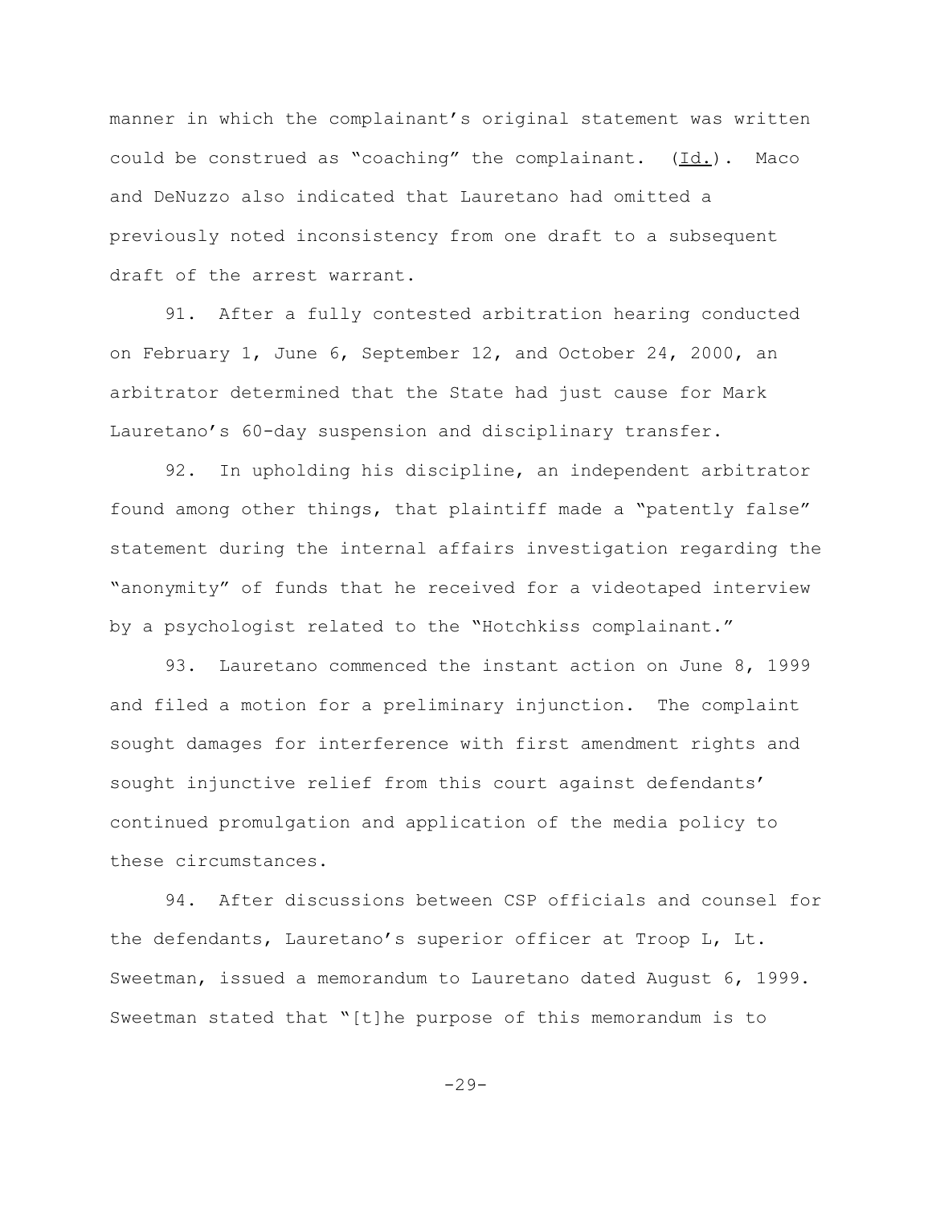manner in which the complainant's original statement was written could be construed as "coaching" the complainant. (Id.). Maco and DeNuzzo also indicated that Lauretano had omitted a previously noted inconsistency from one draft to a subsequent draft of the arrest warrant.

91. After a fully contested arbitration hearing conducted on February 1, June 6, September 12, and October 24, 2000, an arbitrator determined that the State had just cause for Mark Lauretano's 60-day suspension and disciplinary transfer.

92. In upholding his discipline, an independent arbitrator found among other things, that plaintiff made a "patently false" statement during the internal affairs investigation regarding the "anonymity" of funds that he received for a videotaped interview by a psychologist related to the "Hotchkiss complainant."

93. Lauretano commenced the instant action on June 8, 1999 and filed a motion for a preliminary injunction. The complaint sought damages for interference with first amendment rights and sought injunctive relief from this court against defendants' continued promulgation and application of the media policy to these circumstances.

94. After discussions between CSP officials and counsel for the defendants, Lauretano's superior officer at Troop L, Lt. Sweetman, issued a memorandum to Lauretano dated August 6, 1999. Sweetman stated that "[t]he purpose of this memorandum is to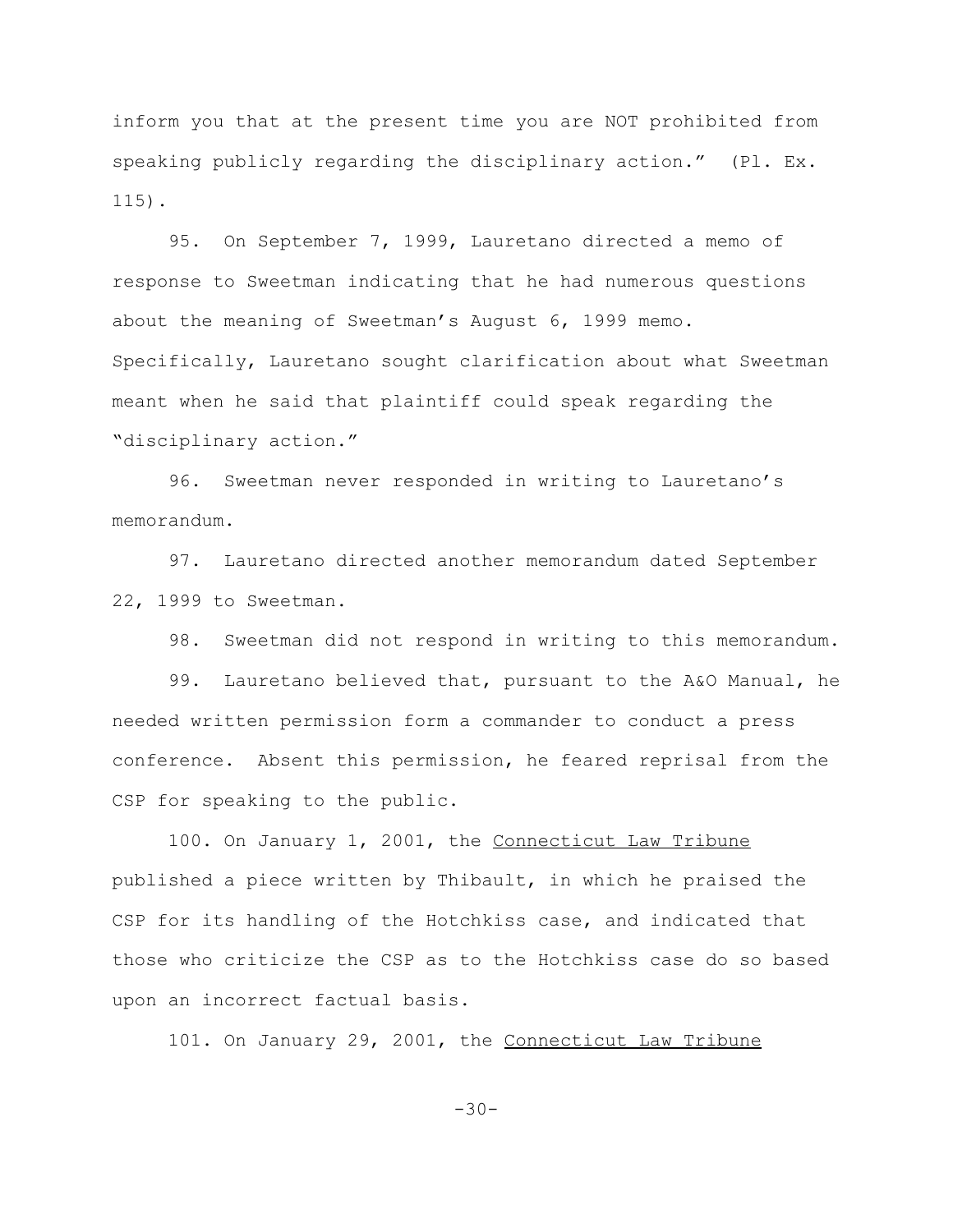inform you that at the present time you are NOT prohibited from speaking publicly regarding the disciplinary action." (Pl. Ex. 115).

95. On September 7, 1999, Lauretano directed a memo of response to Sweetman indicating that he had numerous questions about the meaning of Sweetman's August 6, 1999 memo. Specifically, Lauretano sought clarification about what Sweetman meant when he said that plaintiff could speak regarding the "disciplinary action."

96. Sweetman never responded in writing to Lauretano's memorandum.

97. Lauretano directed another memorandum dated September 22, 1999 to Sweetman.

98. Sweetman did not respond in writing to this memorandum.

99. Lauretano believed that, pursuant to the A&O Manual, he needed written permission form a commander to conduct a press conference. Absent this permission, he feared reprisal from the CSP for speaking to the public.

100. On January 1, 2001, the Connecticut Law Tribune published a piece written by Thibault, in which he praised the CSP for its handling of the Hotchkiss case, and indicated that those who criticize the CSP as to the Hotchkiss case do so based upon an incorrect factual basis.

101. On January 29, 2001, the Connecticut Law Tribune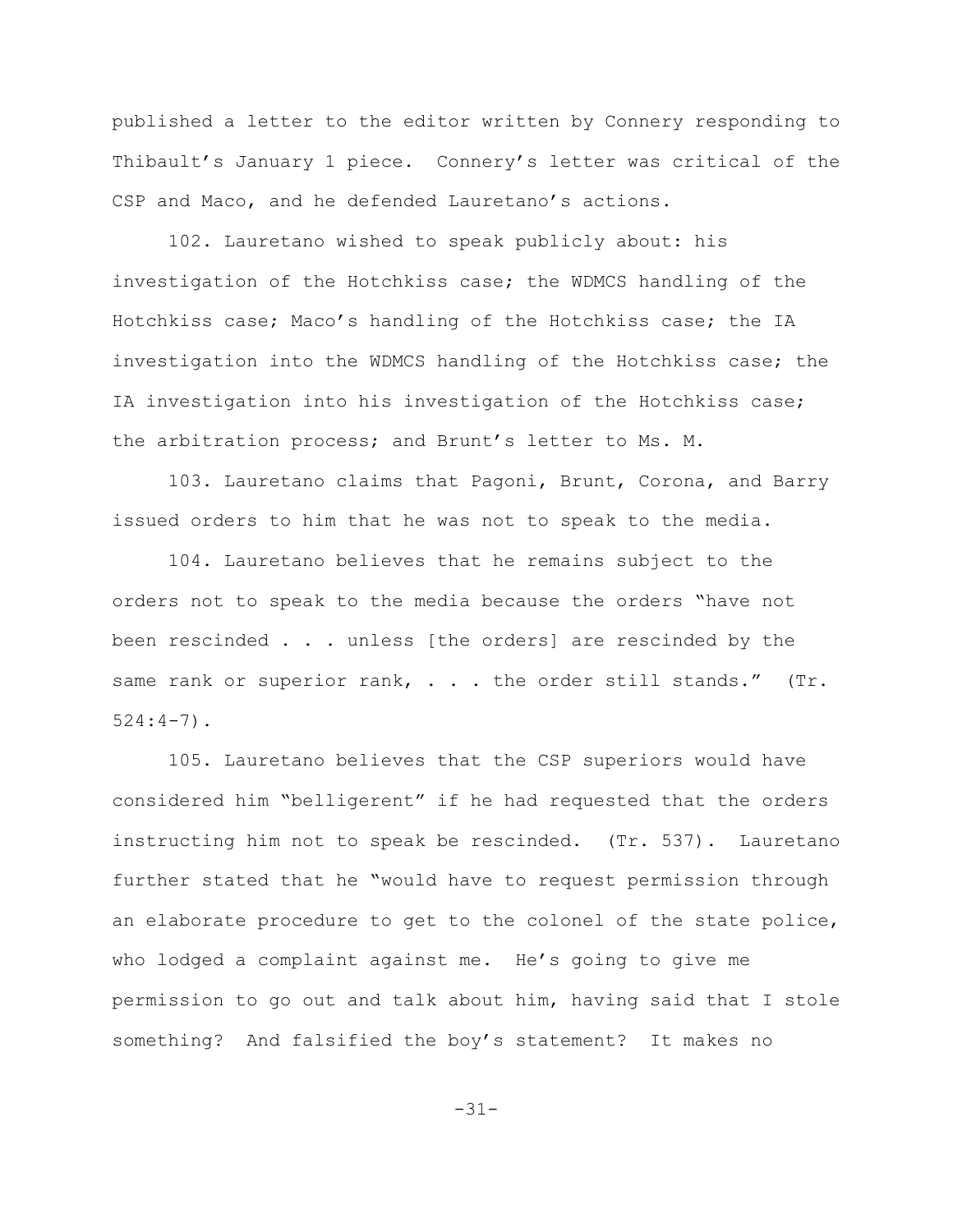published a letter to the editor written by Connery responding to Thibault's January 1 piece. Connery's letter was critical of the CSP and Maco, and he defended Lauretano's actions.

102. Lauretano wished to speak publicly about: his investigation of the Hotchkiss case; the WDMCS handling of the Hotchkiss case; Maco's handling of the Hotchkiss case; the IA investigation into the WDMCS handling of the Hotchkiss case; the IA investigation into his investigation of the Hotchkiss case; the arbitration process; and Brunt's letter to Ms. M.

103. Lauretano claims that Pagoni, Brunt, Corona, and Barry issued orders to him that he was not to speak to the media.

104. Lauretano believes that he remains subject to the orders not to speak to the media because the orders "have not been rescinded . . . unless [the orders] are rescinded by the same rank or superior rank, . . . the order still stands." (Tr. 524:4-7).

105. Lauretano believes that the CSP superiors would have considered him "belligerent" if he had requested that the orders instructing him not to speak be rescinded. (Tr. 537). Lauretano further stated that he "would have to request permission through an elaborate procedure to get to the colonel of the state police, who lodged a complaint against me. He's going to give me permission to go out and talk about him, having said that I stole something? And falsified the boy's statement? It makes no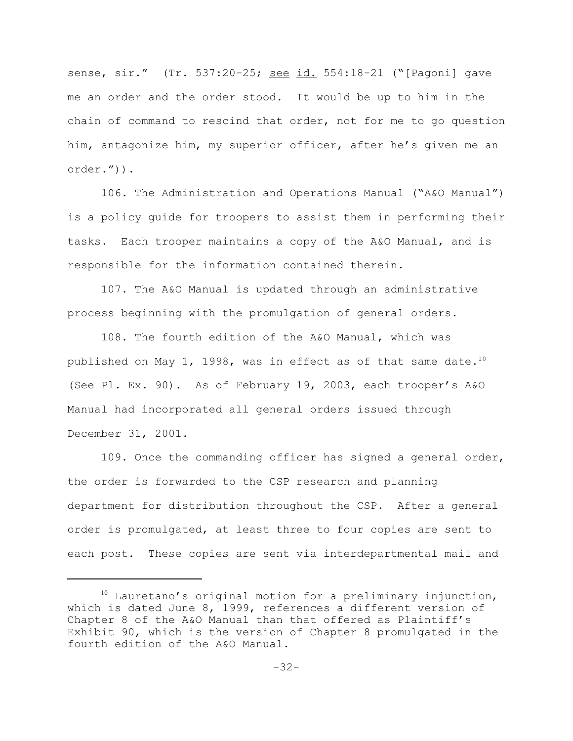sense, sir." (Tr. 537:20-25; see id. 554:18-21 ("[Pagoni] gave me an order and the order stood. It would be up to him in the chain of command to rescind that order, not for me to go question him, antagonize him, my superior officer, after he's given me an order.")).

106. The Administration and Operations Manual ("A&O Manual") is a policy guide for troopers to assist them in performing their tasks. Each trooper maintains a copy of the A&O Manual, and is responsible for the information contained therein.

107. The A&O Manual is updated through an administrative process beginning with the promulgation of general orders.

108. The fourth edition of the A&O Manual, which was published on May 1, 1998, was in effect as of that same date.[10] (See Pl. Ex. 90). As of February 19, 2003, each trooper's A&O Manual had incorporated all general orders issued through December 31, 2001.

109. Once the commanding officer has signed a general order, the order is forwarded to the CSP research and planning department for distribution throughout the CSP. After a general order is promulgated, at least three to four copies are sent to each post. These copies are sent via interdepartmental mail and

[10] Lauretano's original motion for a preliminary injunction, which is dated June 8, 1999, references a different version of Chapter 8 of the A&O Manual than that offered as Plaintiff's Exhibit 90, which is the version of Chapter 8 promulgated in the fourth edition of the A&O Manual.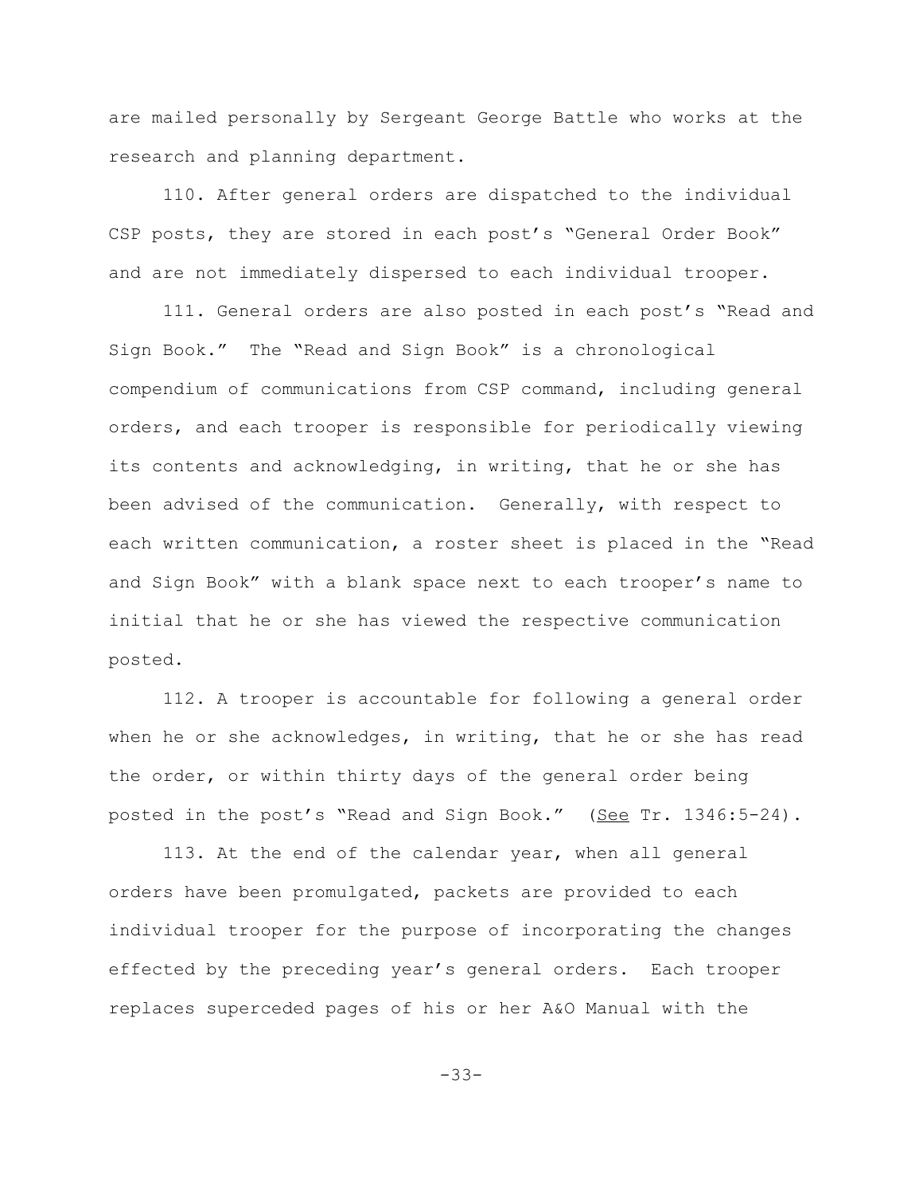are mailed personally by Sergeant George Battle who works at the research and planning department.

110. After general orders are dispatched to the individual CSP posts, they are stored in each post's "General Order Book" and are not immediately dispersed to each individual trooper.

111. General orders are also posted in each post's "Read and Sign Book." The "Read and Sign Book" is a chronological compendium of communications from CSP command, including general orders, and each trooper is responsible for periodically viewing its contents and acknowledging, in writing, that he or she has been advised of the communication. Generally, with respect to each written communication, a roster sheet is placed in the "Read and Sign Book" with a blank space next to each trooper's name to initial that he or she has viewed the respective communication posted.

112. A trooper is accountable for following a general order when he or she acknowledges, in writing, that he or she has read the order, or within thirty days of the general order being posted in the post's "Read and Sign Book." (See Tr. 1346:5-24).

113. At the end of the calendar year, when all general orders have been promulgated, packets are provided to each individual trooper for the purpose of incorporating the changes effected by the preceding year's general orders. Each trooper replaces superceded pages of his or her A&O Manual with the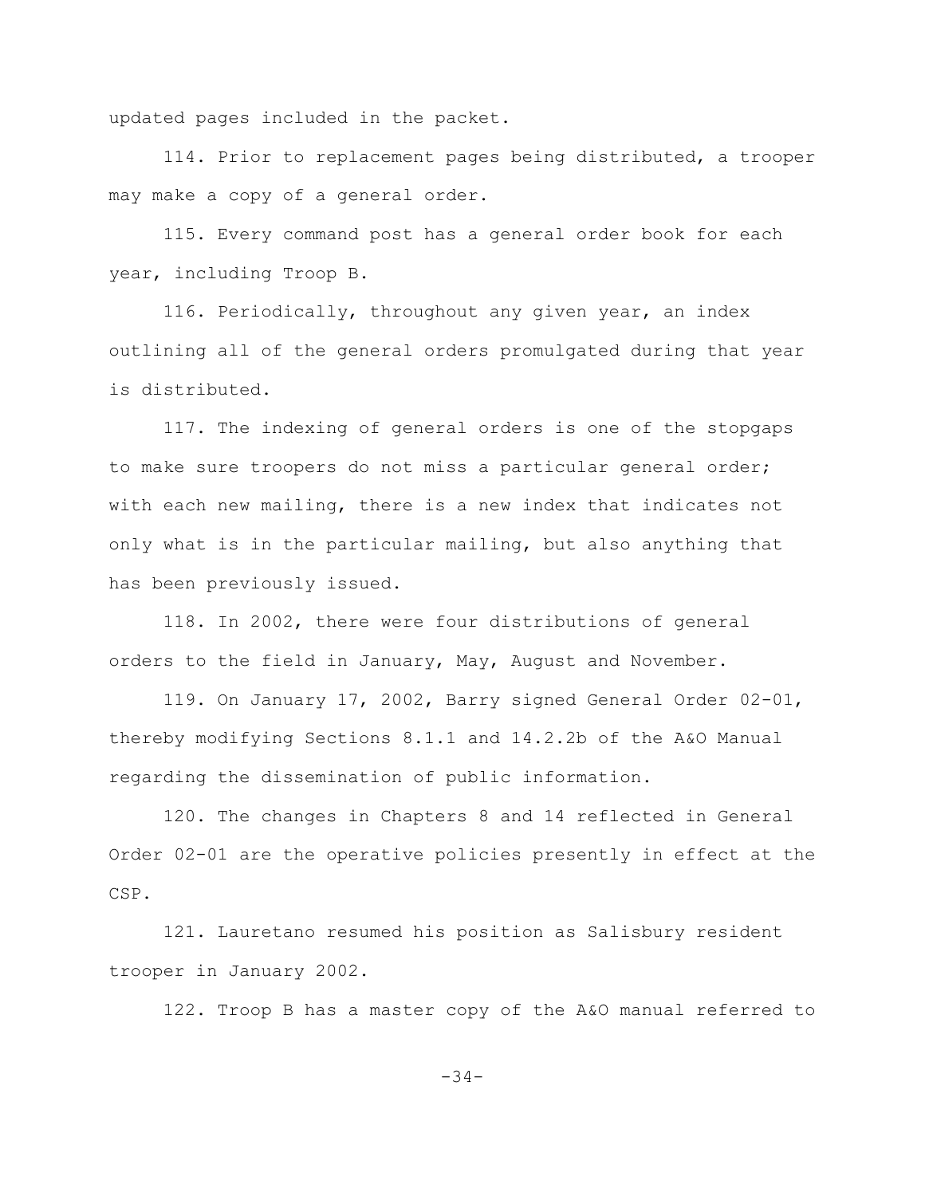updated pages included in the packet.

114. Prior to replacement pages being distributed, a trooper may make a copy of a general order.

115. Every command post has a general order book for each year, including Troop B.

116. Periodically, throughout any given year, an index outlining all of the general orders promulgated during that year is distributed.

117. The indexing of general orders is one of the stopgaps to make sure troopers do not miss a particular general order; with each new mailing, there is a new index that indicates not only what is in the particular mailing, but also anything that has been previously issued.

118. In 2002, there were four distributions of general orders to the field in January, May, August and November.

119. On January 17, 2002, Barry signed General Order 02-01, thereby modifying Sections 8.1.1 and 14.2.2b of the A&O Manual regarding the dissemination of public information.

120. The changes in Chapters 8 and 14 reflected in General Order 02-01 are the operative policies presently in effect at the CSP.

121. Lauretano resumed his position as Salisbury resident trooper in January 2002.

122. Troop B has a master copy of the A&O manual referred to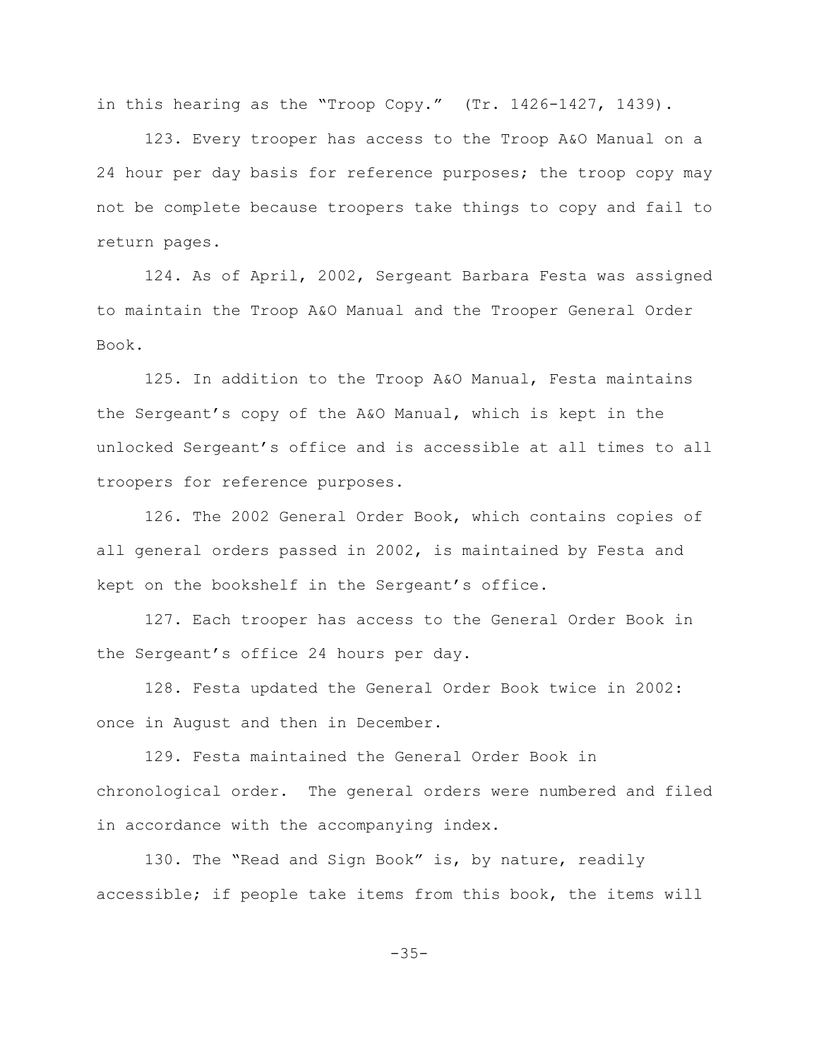in this hearing as the "Troop Copy." (Tr. 1426-1427, 1439).

123. Every trooper has access to the Troop A&O Manual on a 24 hour per day basis for reference purposes; the troop copy may not be complete because troopers take things to copy and fail to return pages.

124. As of April, 2002, Sergeant Barbara Festa was assigned to maintain the Troop A&O Manual and the Trooper General Order Book.

125. In addition to the Troop A&O Manual, Festa maintains the Sergeant's copy of the A&O Manual, which is kept in the unlocked Sergeant's office and is accessible at all times to all troopers for reference purposes.

126. The 2002 General Order Book, which contains copies of all general orders passed in 2002, is maintained by Festa and kept on the bookshelf in the Sergeant's office.

127. Each trooper has access to the General Order Book in the Sergeant's office 24 hours per day.

128. Festa updated the General Order Book twice in 2002: once in August and then in December.

129. Festa maintained the General Order Book in chronological order. The general orders were numbered and filed in accordance with the accompanying index.

130. The "Read and Sign Book" is, by nature, readily accessible; if people take items from this book, the items will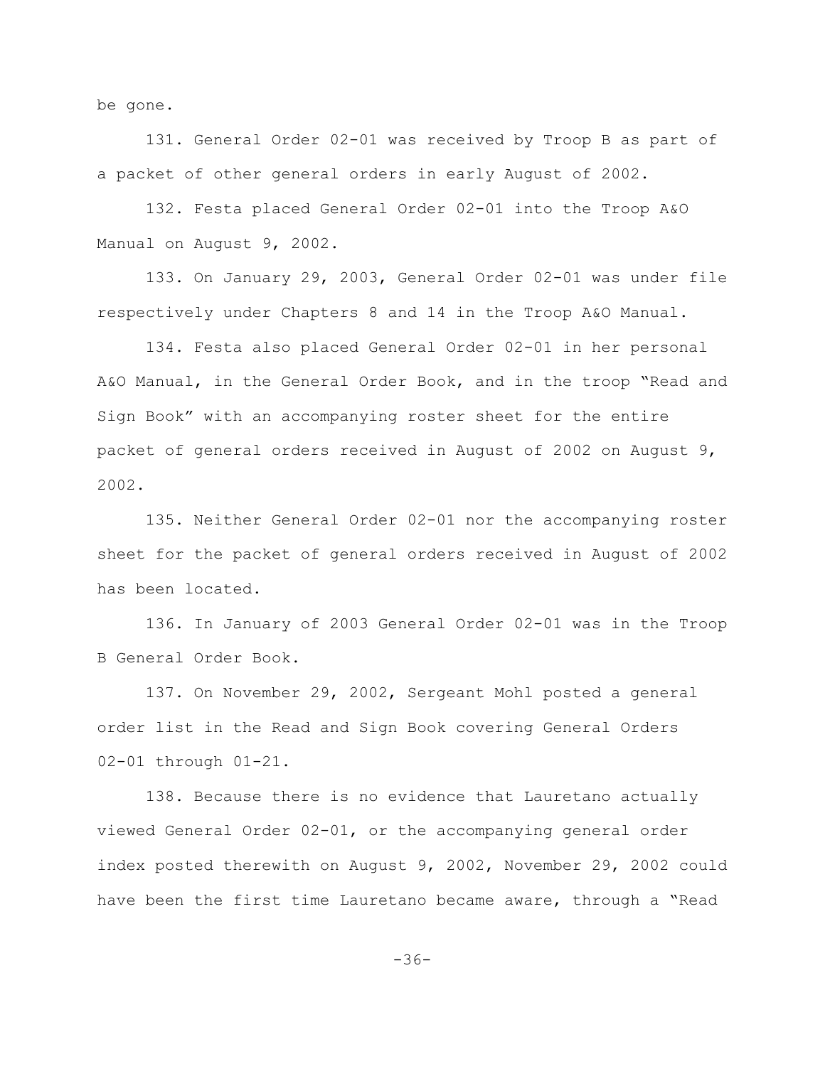be gone.

131. General Order 02-01 was received by Troop B as part of a packet of other general orders in early August of 2002.

132. Festa placed General Order 02-01 into the Troop A&O Manual on August 9, 2002.

133. On January 29, 2003, General Order 02-01 was under file respectively under Chapters 8 and 14 in the Troop A&O Manual.

134. Festa also placed General Order 02-01 in her personal A&O Manual, in the General Order Book, and in the troop "Read and Sign Book" with an accompanying roster sheet for the entire packet of general orders received in August of 2002 on August 9, 2002.

135. Neither General Order 02-01 nor the accompanying roster sheet for the packet of general orders received in August of 2002 has been located.

136. In January of 2003 General Order 02-01 was in the Troop B General Order Book.

137. On November 29, 2002, Sergeant Mohl posted a general order list in the Read and Sign Book covering General Orders 02-01 through 01-21.

138. Because there is no evidence that Lauretano actually viewed General Order 02-01, or the accompanying general order index posted therewith on August 9, 2002, November 29, 2002 could have been the first time Lauretano became aware, through a "Read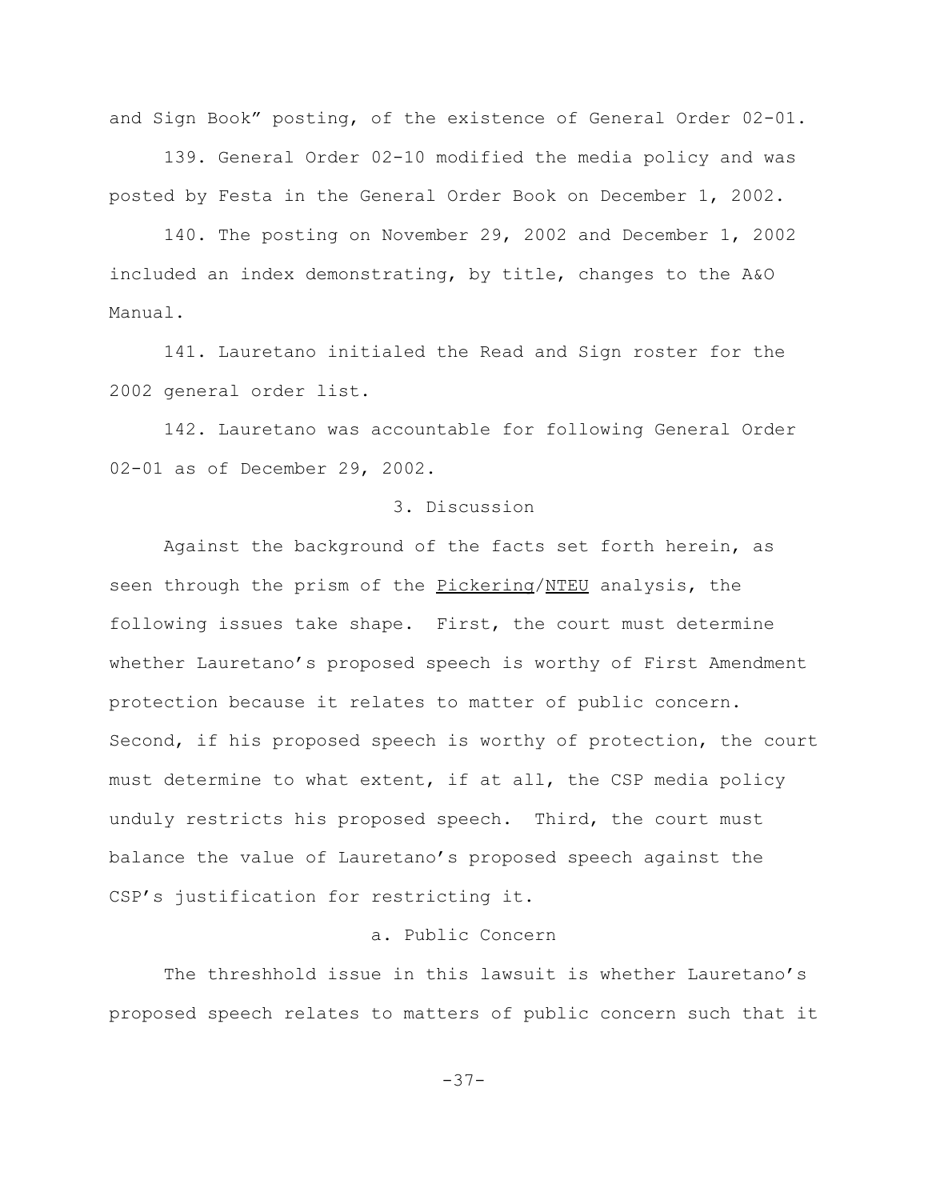and Sign Book" posting, of the existence of General Order 02-01.

139. General Order 02-10 modified the media policy and was posted by Festa in the General Order Book on December 1, 2002.

140. The posting on November 29, 2002 and December 1, 2002 included an index demonstrating, by title, changes to the A&O Manual.

141. Lauretano initialed the Read and Sign roster for the 2002 general order list.

142. Lauretano was accountable for following General Order 02-01 as of December 29, 2002.

### 3. Discussion

Against the background of the facts set forth herein, as seen through the prism of the <u>Pickering</u>/<u>NTEU</u> analysis, the following issues take shape. First, the court must determine whether Lauretano's proposed speech is worthy of First Amendment protection because it relates to matter of public concern. Second, if his proposed speech is worthy of protection, the court must determine to what extent, if at all, the CSP media policy unduly restricts his proposed speech. Third, the court must balance the value of Lauretano's proposed speech against the CSP's justification for restricting it.

#### a. Public Concern

The threshhold issue in this lawsuit is whether Lauretano's proposed speech relates to matters of public concern such that it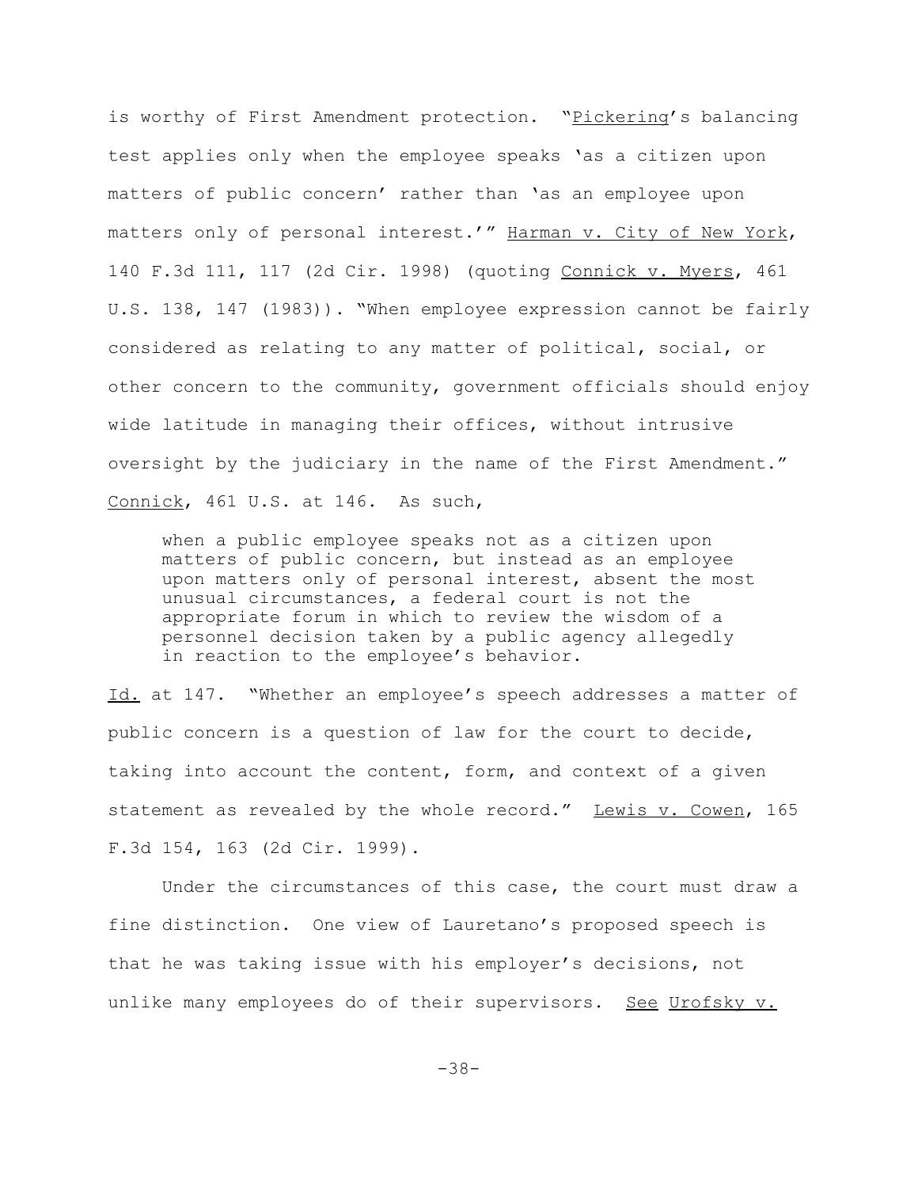is worthy of First Amendment protection. "Pickering's balancing test applies only when the employee speaks 'as a citizen upon matters of public concern' rather than 'as an employee upon matters only of personal interest.'" Harman v. City of New York, 140 F.3d 111, 117 (2d Cir. 1998) (quoting Connick v. Myers, 461 U.S. 138, 147 (1983)). "When employee expression cannot be fairly considered as relating to any matter of political, social, or other concern to the community, government officials should enjoy wide latitude in managing their offices, without intrusive oversight by the judiciary in the name of the First Amendment." Connick, 461 U.S. at 146. As such,

> when a public employee speaks not as a citizen upon matters of public concern, but instead as an employee upon matters only of personal interest, absent the most unusual circumstances, a federal court is not the appropriate forum in which to review the wisdom of a personnel decision taken by a public agency allegedly in reaction to the employee's behavior.

Id. at 147. "Whether an employee's speech addresses a matter of public concern is a question of law for the court to decide, taking into account the content, form, and context of a given statement as revealed by the whole record." Lewis v. Cowen, 165 F.3d 154, 163 (2d Cir. 1999).

Under the circumstances of this case, the court must draw a fine distinction. One view of Lauretano's proposed speech is that he was taking issue with his employer's decisions, not unlike many employees do of their supervisors. See Urofsky v.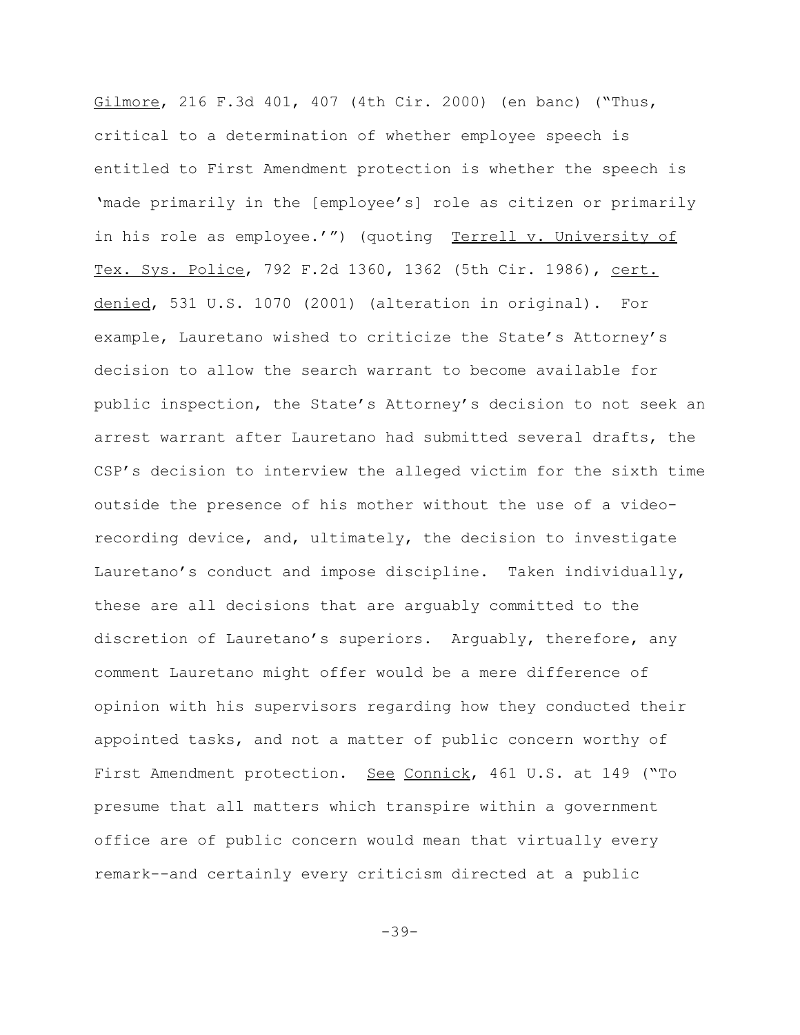Gilmore, 216 F.3d 401, 407 (4th Cir. 2000) (en banc) ("Thus, critical to a determination of whether employee speech is entitled to First Amendment protection is whether the speech is 'made primarily in the [employee's] role as citizen or primarily in his role as employee.'") (quoting Terrell v. University of Tex. Sys. Police, 792 F.2d 1360, 1362 (5th Cir. 1986), cert. denied, 531 U.S. 1070 (2001) (alteration in original). For example, Lauretano wished to criticize the State's Attorney's decision to allow the search warrant to become available for public inspection, the State's Attorney's decision to not seek an arrest warrant after Lauretano had submitted several drafts, the CSP's decision to interview the alleged victim for the sixth time outside the presence of his mother without the use of a video-recording device, and, ultimately, the decision to investigate Lauretano's conduct and impose discipline. Taken individually, these are all decisions that are arguably committed to the discretion of Lauretano's superiors. Arguably, therefore, any comment Lauretano might offer would be a mere difference of opinion with his supervisors regarding how they conducted their appointed tasks, and not a matter of public concern worthy of First Amendment protection. See Connick, 461 U.S. at 149 ("To presume that all matters which transpire within a government office are of public concern would mean that virtually every remark--and certainly every criticism directed at a public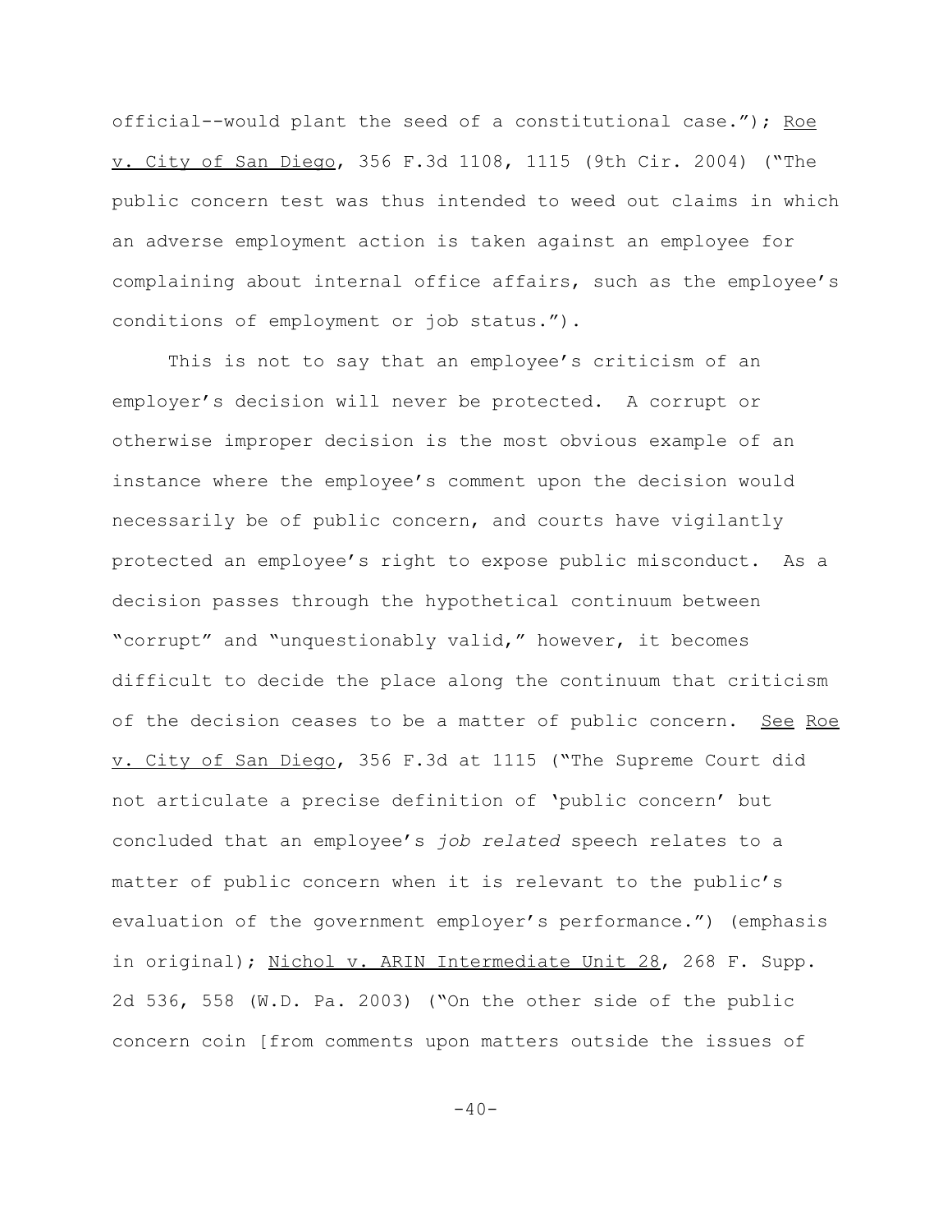official--would plant the seed of a constitutional case."); Roe v. City of San Diego, 356 F.3d 1108, 1115 (9th Cir. 2004) ("The public concern test was thus intended to weed out claims in which an adverse employment action is taken against an employee for complaining about internal office affairs, such as the employee's conditions of employment or job status.").

This is not to say that an employee's criticism of an employer's decision will never be protected. A corrupt or otherwise improper decision is the most obvious example of an instance where the employee's comment upon the decision would necessarily be of public concern, and courts have vigilantly protected an employee's right to expose public misconduct. As a decision passes through the hypothetical continuum between "corrupt" and "unquestionably valid," however, it becomes difficult to decide the place along the continuum that criticism of the decision ceases to be a matter of public concern. See Roe v. City of San Diego, 356 F.3d at 1115 ("The Supreme Court did not articulate a precise definition of 'public concern' but concluded that an employee's *job related* speech relates to a matter of public concern when it is relevant to the public's evaluation of the government employer's performance.") (emphasis in original); Nichol v. ARIN Intermediate Unit 28, 268 F. Supp. 2d 536, 558 (W.D. Pa. 2003) ("On the other side of the public concern coin [from comments upon matters outside the issues of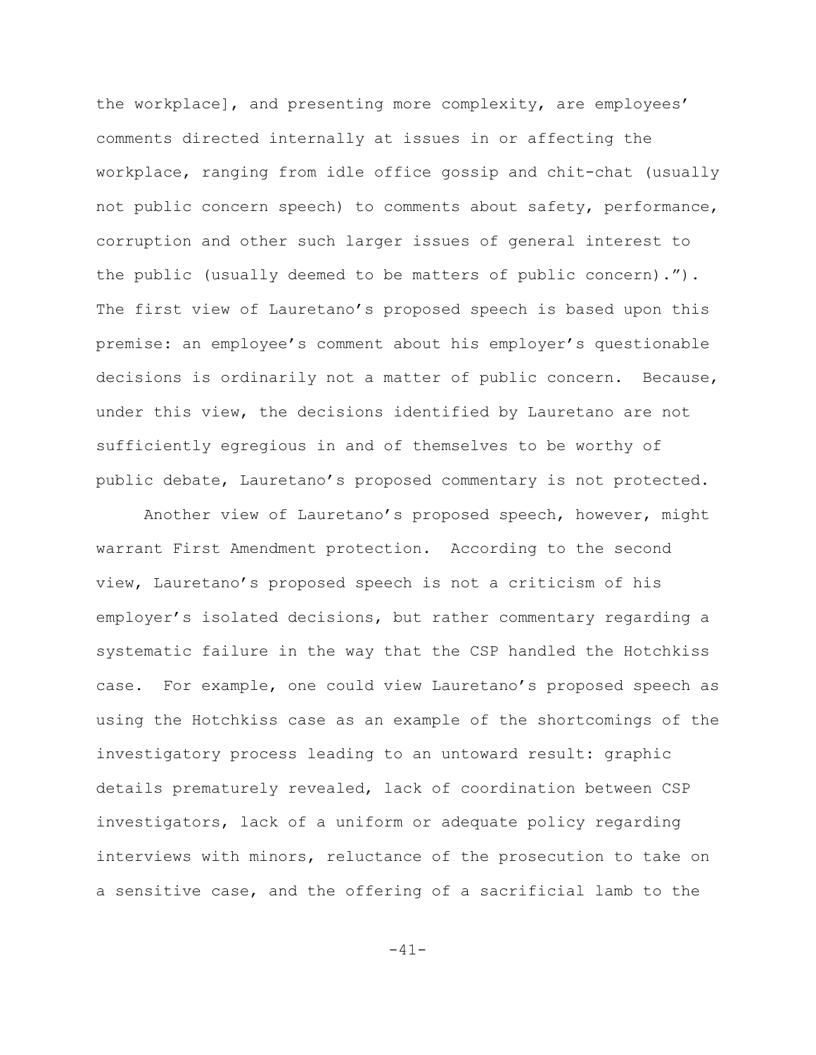the workplace], and presenting more complexity, are employees' comments directed internally at issues in or affecting the workplace, ranging from idle office gossip and chit-chat (usually not public concern speech) to comments about safety, performance, corruption and other such larger issues of general interest to the public (usually deemed to be matters of public concern)."). The first view of Lauretano's proposed speech is based upon this premise: an employee's comment about his employer's questionable decisions is ordinarily not a matter of public concern. Because, under this view, the decisions identified by Lauretano are not sufficiently egregious in and of themselves to be worthy of public debate, Lauretano's proposed commentary is not protected.

Another view of Lauretano's proposed speech, however, might warrant First Amendment protection. According to the second view, Lauretano's proposed speech is not a criticism of his employer's isolated decisions, but rather commentary regarding a systematic failure in the way that the CSP handled the Hotchkiss case. For example, one could view Lauretano's proposed speech as using the Hotchkiss case as an example of the shortcomings of the investigatory process leading to an untoward result: graphic details prematurely revealed, lack of coordination between CSP investigators, lack of a uniform or adequate policy regarding interviews with minors, reluctance of the prosecution to take on a sensitive case, and the offering of a sacrificial lamb to the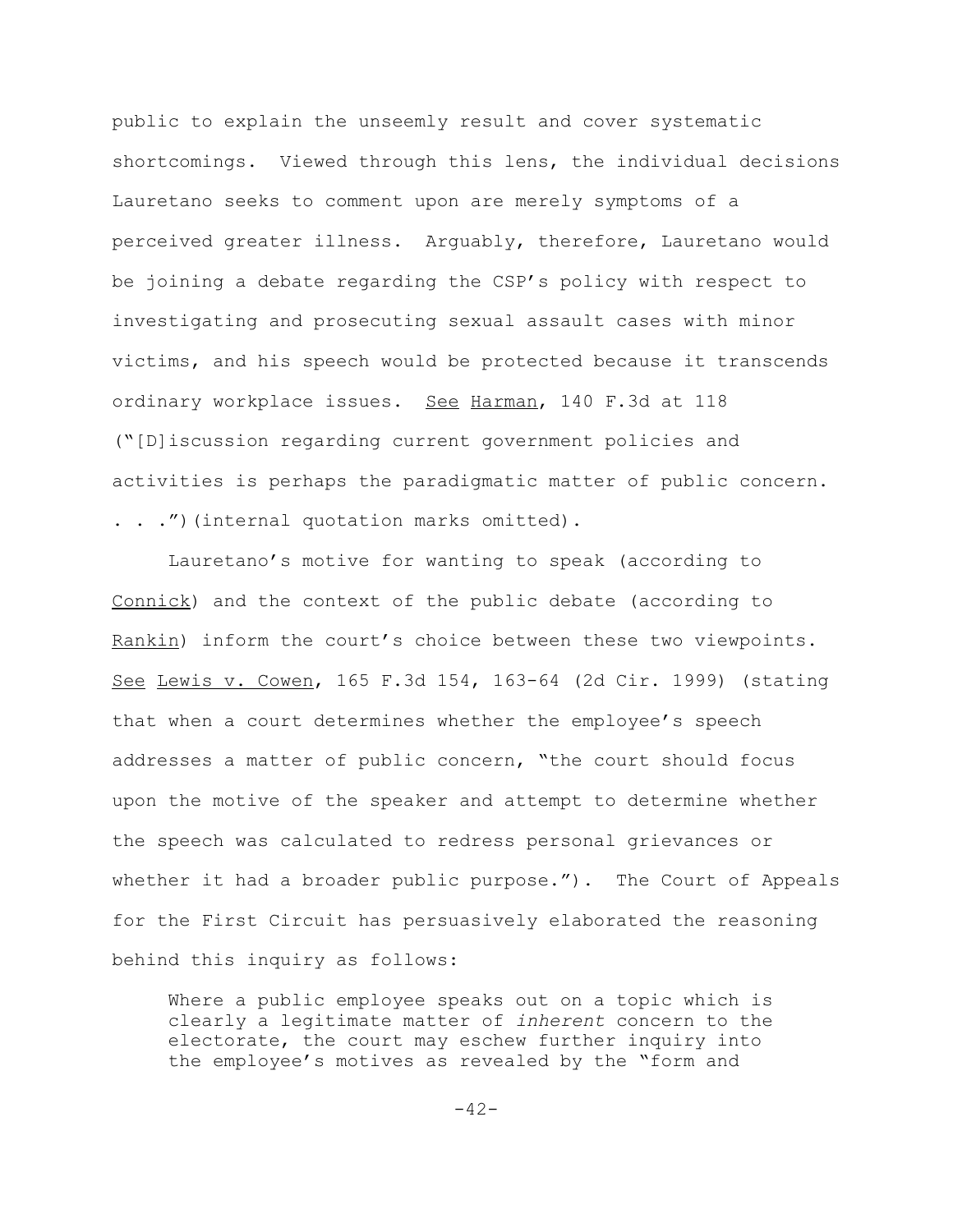public to explain the unseemly result and cover systematic shortcomings. Viewed through this lens, the individual decisions Lauretano seeks to comment upon are merely symptoms of a perceived greater illness. Arguably, therefore, Lauretano would be joining a debate regarding the CSP's policy with respect to investigating and prosecuting sexual assault cases with minor victims, and his speech would be protected because it transcends ordinary workplace issues. See Harman, 140 F.3d at 118 ("[D]iscussion regarding current government policies and activities is perhaps the paradigmatic matter of public concern. . . .")(internal quotation marks omitted).

Lauretano's motive for wanting to speak (according to Connick) and the context of the public debate (according to Rankin) inform the court's choice between these two viewpoints. See Lewis v. Cowen, 165 F.3d 154, 163-64 (2d Cir. 1999) (stating that when a court determines whether the employee's speech addresses a matter of public concern, "the court should focus upon the motive of the speaker and attempt to determine whether the speech was calculated to redress personal grievances or whether it had a broader public purpose."). The Court of Appeals for the First Circuit has persuasively elaborated the reasoning behind this inquiry as follows:

> Where a public employee speaks out on a topic which is clearly a legitimate matter of *inherent* concern to the electorate, the court may eschew further inquiry into the employee's motives as revealed by the "form and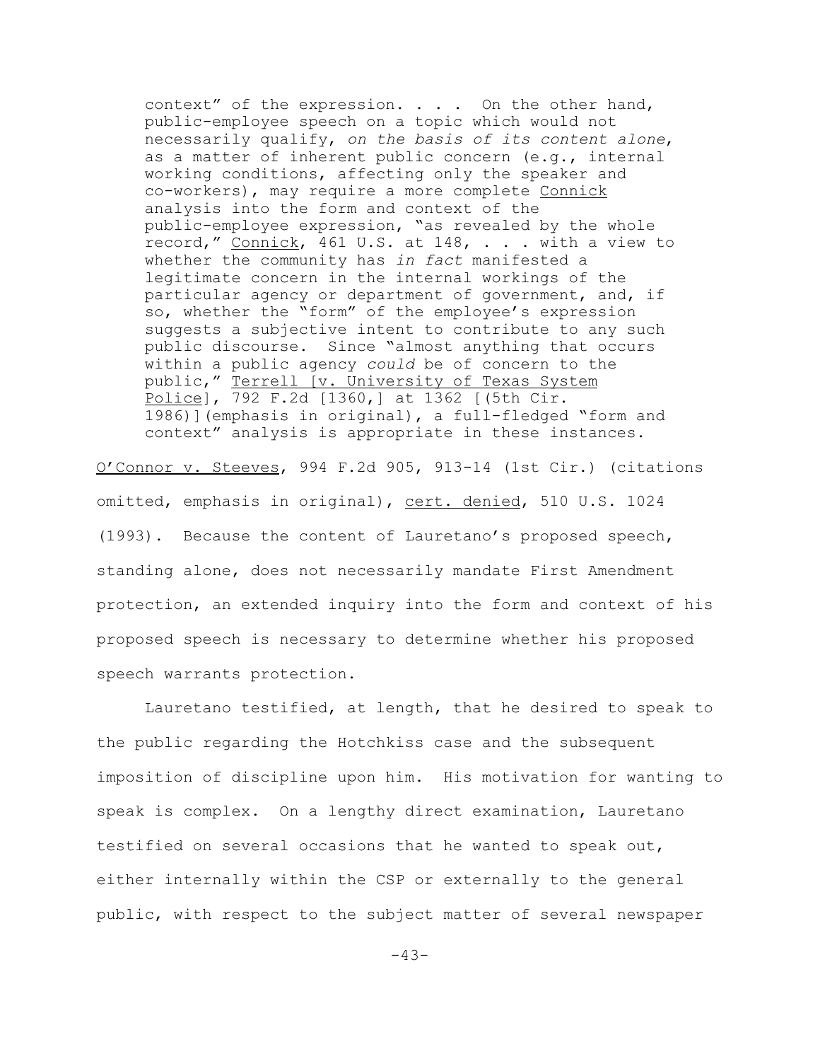> context" of the expression. . . . On the other hand, public-employee speech on a topic which would not necessarily qualify, *on the basis of its content alone*, as a matter of inherent public concern (e.g., internal working conditions, affecting only the speaker and co-workers), may require a more complete Connick analysis into the form and context of the public-employee expression, "as revealed by the whole record," Connick, 461 U.S. at 148, . . . with a view to whether the community has *in fact* manifested a legitimate concern in the internal workings of the particular agency or department of government, and, if so, whether the "form" of the employee's expression suggests a subjective intent to contribute to any such public discourse. Since "almost anything that occurs within a public agency *could* be of concern to the public," Terrell [v. University of Texas System Police], 792 F.2d [1360,] at 1362 [(5th Cir. 1986)](emphasis in original), a full-fledged "form and context" analysis is appropriate in these instances.

O'Connor v. Steeves, 994 F.2d 905, 913-14 (1st Cir.) (citations omitted, emphasis in original), cert. denied, 510 U.S. 1024 (1993). Because the content of Lauretano's proposed speech, standing alone, does not necessarily mandate First Amendment protection, an extended inquiry into the form and context of his proposed speech is necessary to determine whether his proposed speech warrants protection.

Lauretano testified, at length, that he desired to speak to the public regarding the Hotchkiss case and the subsequent imposition of discipline upon him. His motivation for wanting to speak is complex. On a lengthy direct examination, Lauretano testified on several occasions that he wanted to speak out, either internally within the CSP or externally to the general public, with respect to the subject matter of several newspaper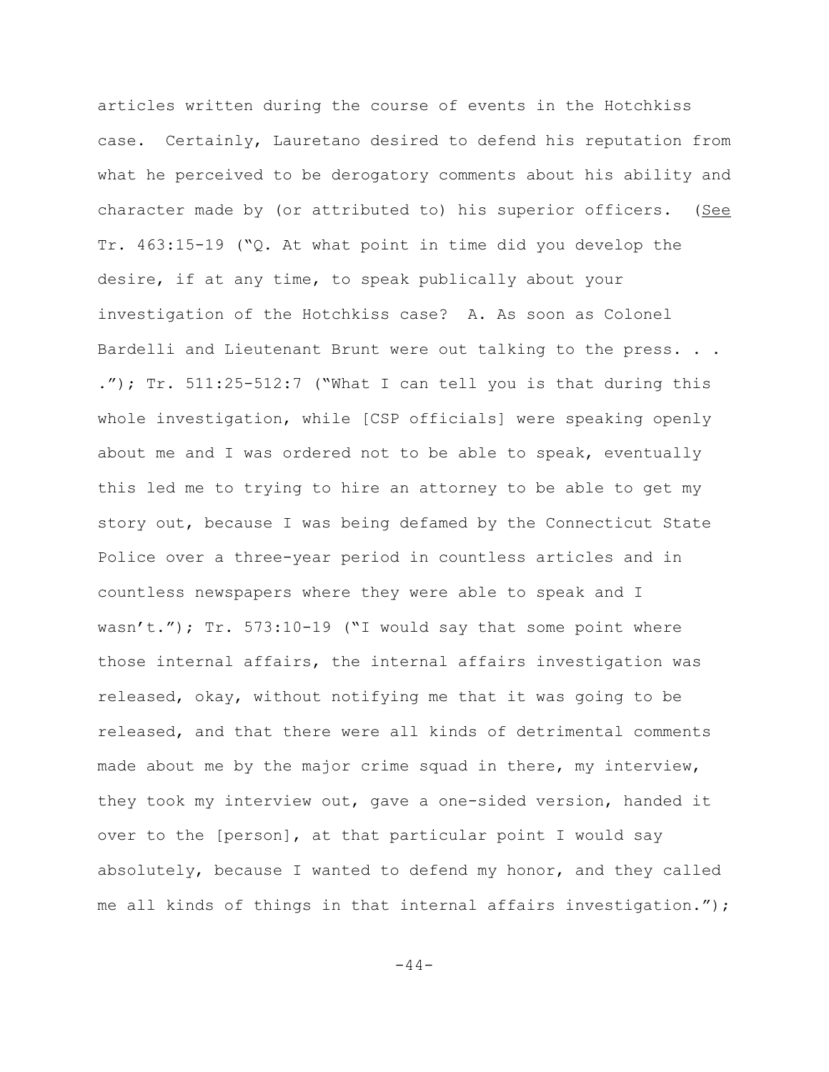articles written during the course of events in the Hotchkiss case. Certainly, Lauretano desired to defend his reputation from what he perceived to be derogatory comments about his ability and character made by (or attributed to) his superior officers. (See Tr. 463:15-19 ("Q. At what point in time did you develop the desire, if at any time, to speak publically about your investigation of the Hotchkiss case? A. As soon as Colonel Bardelli and Lieutenant Brunt were out talking to the press. . . ."); Tr. 511:25-512:7 ("What I can tell you is that during this whole investigation, while [CSP officials] were speaking openly about me and I was ordered not to be able to speak, eventually this led me to trying to hire an attorney to be able to get my story out, because I was being defamed by the Connecticut State Police over a three-year period in countless articles and in countless newspapers where they were able to speak and I wasn't."); Tr. 573:10-19 ("I would say that some point where those internal affairs, the internal affairs investigation was released, okay, without notifying me that it was going to be released, and that there were all kinds of detrimental comments made about me by the major crime squad in there, my interview, they took my interview out, gave a one-sided version, handed it over to the [person], at that particular point I would say absolutely, because I wanted to defend my honor, and they called me all kinds of things in that internal affairs investigation.");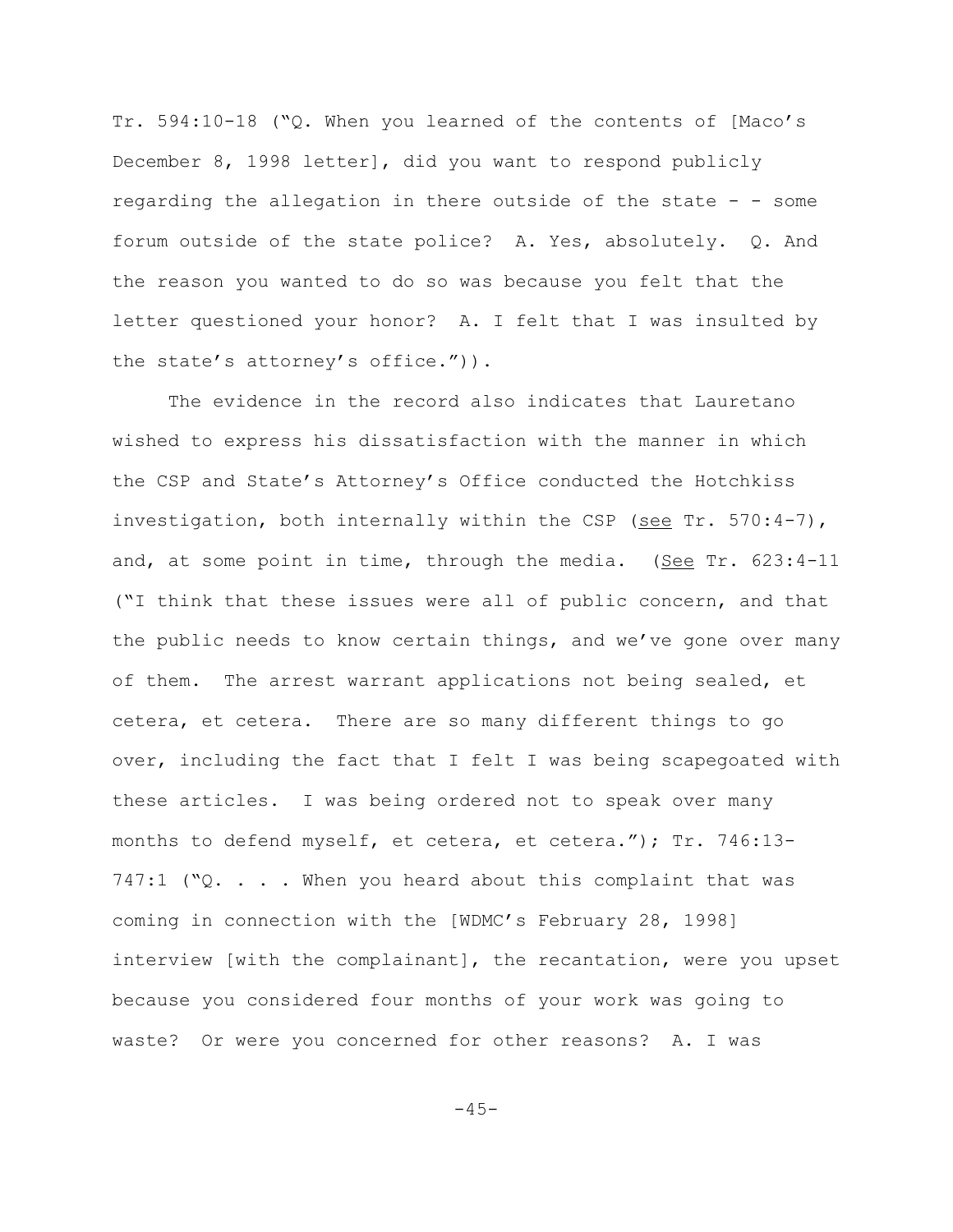Tr. 594:10-18 ("Q. When you learned of the contents of [Maco's December 8, 1998 letter], did you want to respond publicly regarding the allegation in there outside of the state - - some forum outside of the state police? A. Yes, absolutely. Q. And the reason you wanted to do so was because you felt that the letter questioned your honor? A. I felt that I was insulted by the state's attorney's office.")).

The evidence in the record also indicates that Lauretano wished to express his dissatisfaction with the manner in which the CSP and State's Attorney's Office conducted the Hotchkiss investigation, both internally within the CSP (see Tr. 570:4-7), and, at some point in time, through the media. (See Tr. 623:4-11 ("I think that these issues were all of public concern, and that the public needs to know certain things, and we've gone over many of them. The arrest warrant applications not being sealed, et cetera, et cetera. There are so many different things to go over, including the fact that I felt I was being scapegoated with these articles. I was being ordered not to speak over many months to defend myself, et cetera, et cetera."); Tr. 746:13-747:1 ("Q. . . . When you heard about this complaint that was coming in connection with the [WDMC's February 28, 1998] interview [with the complainant], the recantation, were you upset because you considered four months of your work was going to waste? Or were you concerned for other reasons? A. I was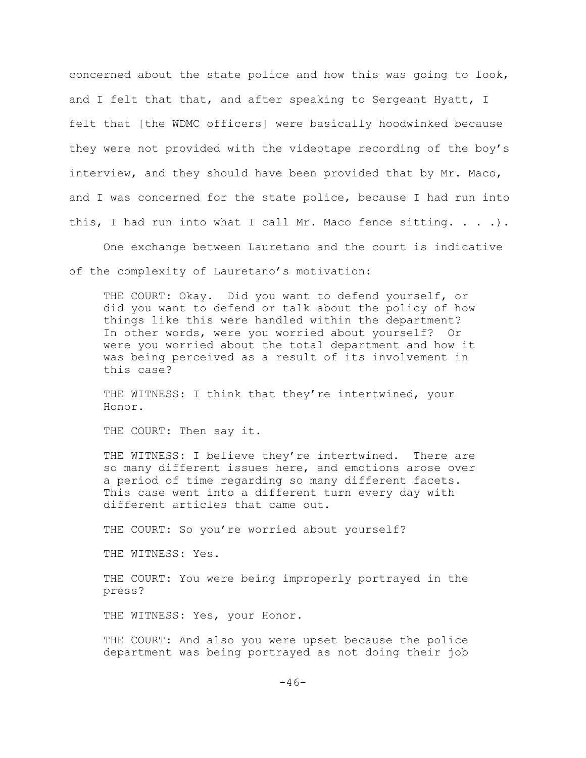concerned about the state police and how this was going to look, and I felt that that, and after speaking to Sergeant Hyatt, I felt that [the WDMC officers] were basically hoodwinked because they were not provided with the videotape recording of the boy's interview, and they should have been provided that by Mr. Maco, and I was concerned for the state police, because I had run into this, I had run into what I call Mr. Maco fence sitting. . . .).

One exchange between Lauretano and the court is indicative of the complexity of Lauretano's motivation:

> THE COURT: Okay. Did you want to defend yourself, or did you want to defend or talk about the policy of how things like this were handled within the department? In other words, were you worried about yourself? Or were you worried about the total department and how it was being perceived as a result of its involvement in this case?
>
> THE WITNESS: I think that they're intertwined, your Honor.
>
> THE COURT: Then say it.
>
> THE WITNESS: I believe they're intertwined. There are so many different issues here, and emotions arose over a period of time regarding so many different facets. This case went into a different turn every day with different articles that came out.
>
> THE COURT: So you're worried about yourself?
>
> THE WITNESS: Yes.
>
> THE COURT: You were being improperly portrayed in the press?
>
> THE WITNESS: Yes, your Honor.
>
> THE COURT: And also you were upset because the police department was being portrayed as not doing their job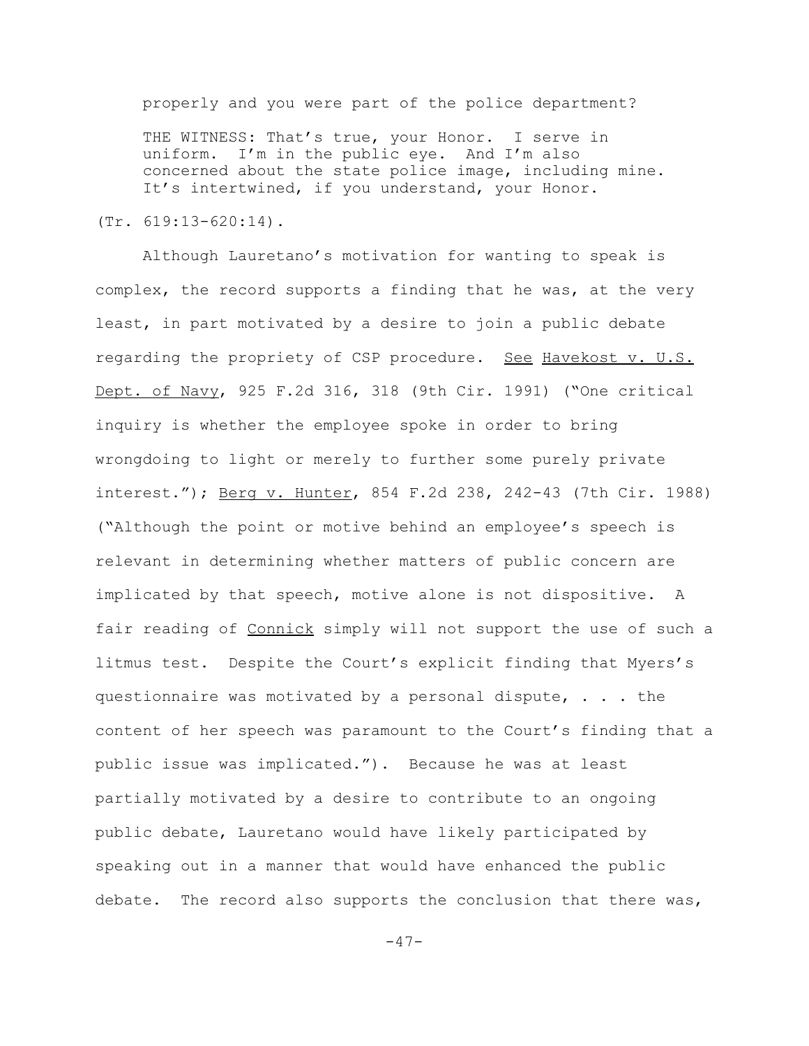properly and you were part of the police department?

THE WITNESS: That's true, your Honor. I serve in uniform. I'm in the public eye. And I'm also concerned about the state police image, including mine. It's intertwined, if you understand, your Honor.

(Tr. 619:13-620:14).

Although Lauretano's motivation for wanting to speak is complex, the record supports a finding that he was, at the very least, in part motivated by a desire to join a public debate regarding the propriety of CSP procedure. See Havekost v. U.S. Dept. of Navy, 925 F.2d 316, 318 (9th Cir. 1991) ("One critical inquiry is whether the employee spoke in order to bring wrongdoing to light or merely to further some purely private interest."); Berg v. Hunter, 854 F.2d 238, 242-43 (7th Cir. 1988) ("Although the point or motive behind an employee's speech is relevant in determining whether matters of public concern are implicated by that speech, motive alone is not dispositive. A fair reading of Connick simply will not support the use of such a litmus test. Despite the Court's explicit finding that Myers's questionnaire was motivated by a personal dispute, . . . the content of her speech was paramount to the Court's finding that a public issue was implicated."). Because he was at least partially motivated by a desire to contribute to an ongoing public debate, Lauretano would have likely participated by speaking out in a manner that would have enhanced the public debate. The record also supports the conclusion that there was,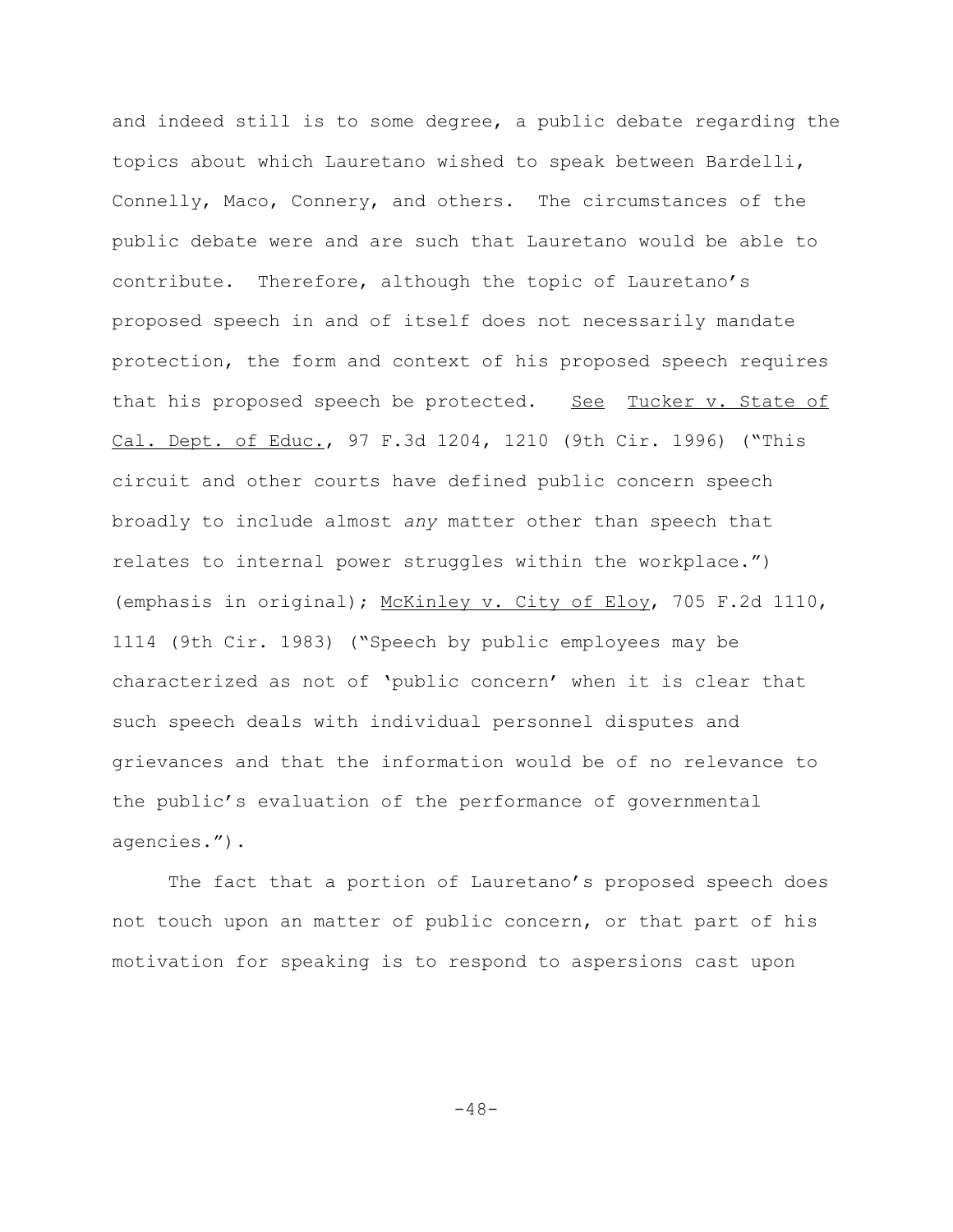and indeed still is to some degree, a public debate regarding the topics about which Lauretano wished to speak between Bardelli, Connelly, Maco, Connery, and others. The circumstances of the public debate were and are such that Lauretano would be able to contribute. Therefore, although the topic of Lauretano's proposed speech in and of itself does not necessarily mandate protection, the form and context of his proposed speech requires that his proposed speech be protected. See Tucker v. State of Cal. Dept. of Educ., 97 F.3d 1204, 1210 (9th Cir. 1996) ("This circuit and other courts have defined public concern speech broadly to include almost *any* matter other than speech that relates to internal power struggles within the workplace.") (emphasis in original); McKinley v. City of Eloy, 705 F.2d 1110, 1114 (9th Cir. 1983) ("Speech by public employees may be characterized as not of 'public concern' when it is clear that such speech deals with individual personnel disputes and grievances and that the information would be of no relevance to the public's evaluation of the performance of governmental agencies.").

The fact that a portion of Lauretano's proposed speech does not touch upon an matter of public concern, or that part of his motivation for speaking is to respond to aspersions cast upon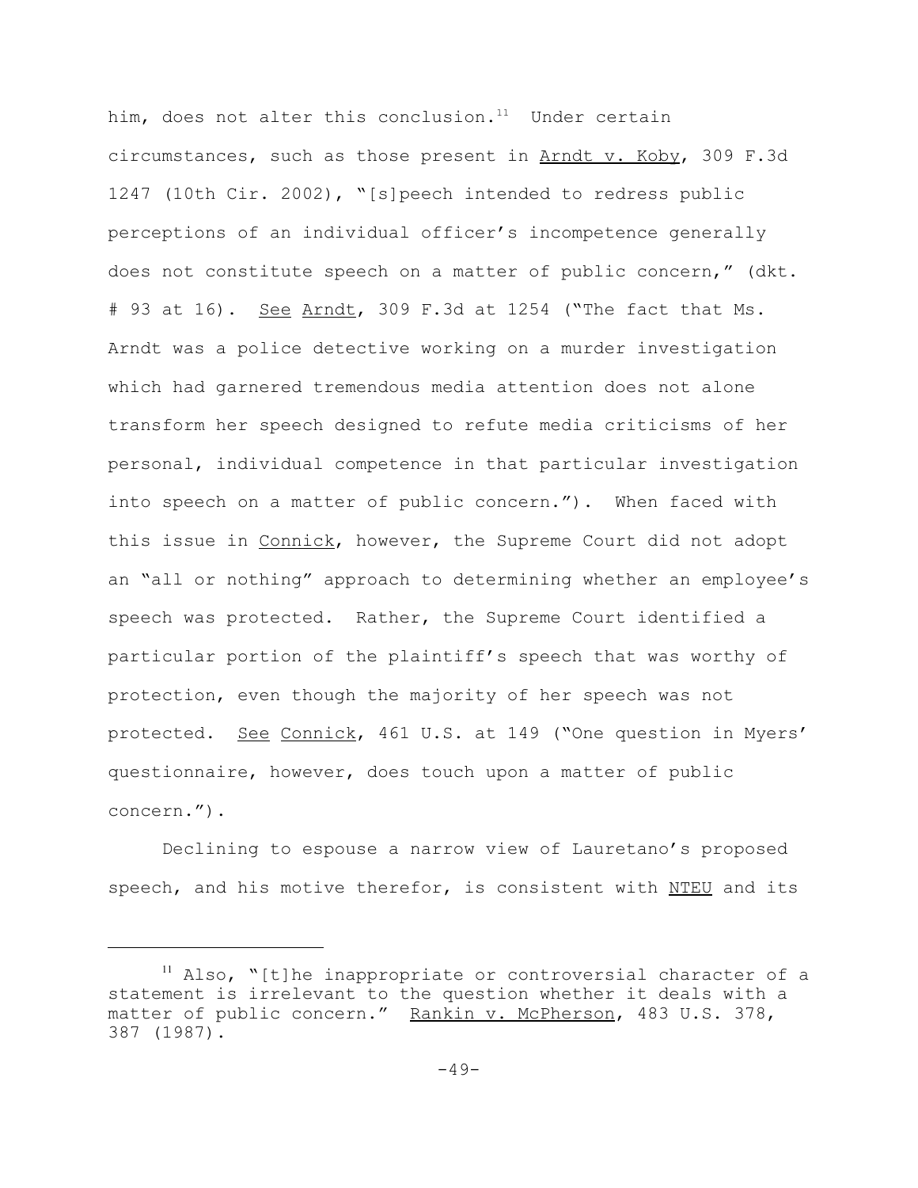him, does not alter this conclusion.[11] Under certain circumstances, such as those present in Arndt v. Koby, 309 F.3d 1247 (10th Cir. 2002), "[s]peech intended to redress public perceptions of an individual officer's incompetence generally does not constitute speech on a matter of public concern," (dkt. # 93 at 16). See Arndt, 309 F.3d at 1254 ("The fact that Ms. Arndt was a police detective working on a murder investigation which had garnered tremendous media attention does not alone transform her speech designed to refute media criticisms of her personal, individual competence in that particular investigation into speech on a matter of public concern."). When faced with this issue in Connick, however, the Supreme Court did not adopt an "all or nothing" approach to determining whether an employee's speech was protected. Rather, the Supreme Court identified a particular portion of the plaintiff's speech that was worthy of protection, even though the majority of her speech was not protected. See Connick, 461 U.S. at 149 ("One question in Myers' questionnaire, however, does touch upon a matter of public concern.").

Declining to espouse a narrow view of Lauretano's proposed speech, and his motive therefor, is consistent with NTEU and its

---

[11] Also, "[t]he inappropriate or controversial character of a statement is irrelevant to the question whether it deals with a matter of public concern." Rankin v. McPherson, 483 U.S. 378, 387 (1987).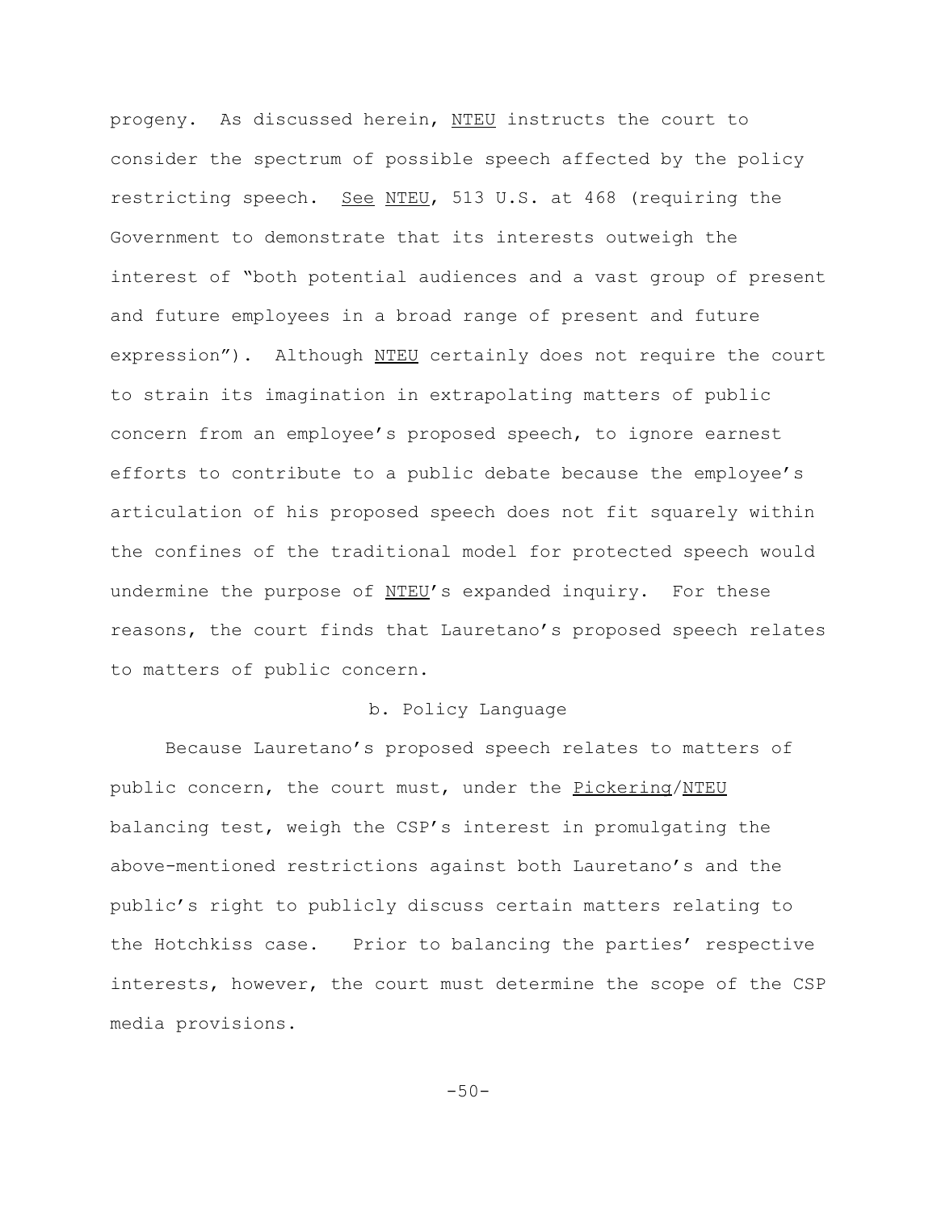progeny. As discussed herein, NTEU instructs the court to consider the spectrum of possible speech affected by the policy restricting speech. See NTEU, 513 U.S. at 468 (requiring the Government to demonstrate that its interests outweigh the interest of "both potential audiences and a vast group of present and future employees in a broad range of present and future expression"). Although NTEU certainly does not require the court to strain its imagination in extrapolating matters of public concern from an employee's proposed speech, to ignore earnest efforts to contribute to a public debate because the employee's articulation of his proposed speech does not fit squarely within the confines of the traditional model for protected speech would undermine the purpose of NTEU's expanded inquiry. For these reasons, the court finds that Lauretano's proposed speech relates to matters of public concern.

b. Policy Language

Because Lauretano's proposed speech relates to matters of public concern, the court must, under the Pickering/NTEU balancing test, weigh the CSP's interest in promulgating the above-mentioned restrictions against both Lauretano's and the public's right to publicly discuss certain matters relating to the Hotchkiss case. Prior to balancing the parties' respective interests, however, the court must determine the scope of the CSP media provisions.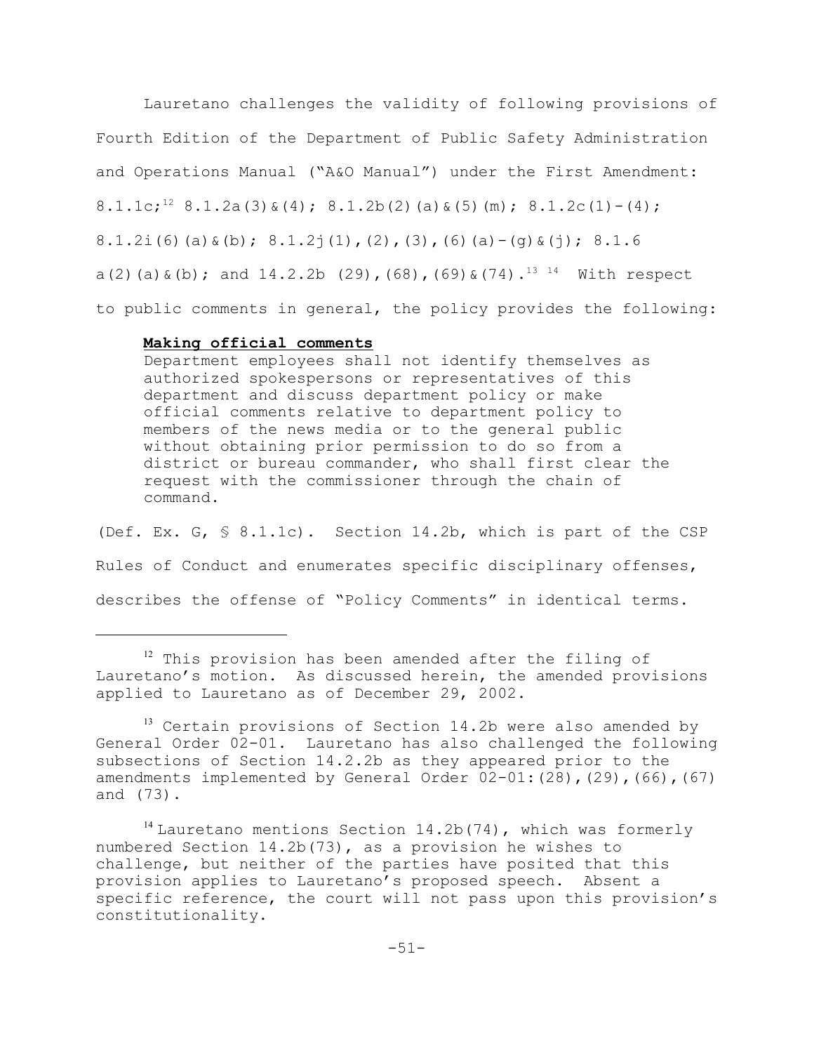Lauretano challenges the validity of following provisions of Fourth Edition of the Department of Public Safety Administration and Operations Manual ("A&O Manual") under the First Amendment: 8.1.1c;[12] 8.1.2a(3)&(4); 8.1.2b(2)(a)&(5)(m); 8.1.2c(1)-(4); 8.1.2i(6)(a)&(b); 8.1.2j(1),(2),(3),(6)(a)-(g)&(j); 8.1.6 a(2)(a)&(b); and 14.2.2b (29),(68),(69)&(74).[13] [14] With respect to public comments in general, the policy provides the following:

> **Making official comments**
> Department employees shall not identify themselves as authorized spokespersons or representatives of this department and discuss department policy or make official comments relative to department policy to members of the news media or to the general public without obtaining prior permission to do so from a district or bureau commander, who shall first clear the request with the commissioner through the chain of command.

(Def. Ex. G, § 8.1.1c). Section 14.2b, which is part of the CSP Rules of Conduct and enumerates specific disciplinary offenses, describes the offense of "Policy Comments" in identical terms.

---

[12] This provision has been amended after the filing of Lauretano's motion. As discussed herein, the amended provisions applied to Lauretano as of December 29, 2002.

[13] Certain provisions of Section 14.2b were also amended by General Order 02-01. Lauretano has also challenged the following subsections of Section 14.2.2b as they appeared prior to the amendments implemented by General Order 02-01:(28),(29),(66),(67) and (73).

[14] Lauretano mentions Section 14.2b(74), which was formerly numbered Section 14.2b(73), as a provision he wishes to challenge, but neither of the parties have posited that this provision applies to Lauretano's proposed speech. Absent a specific reference, the court will not pass upon this provision's constitutionality.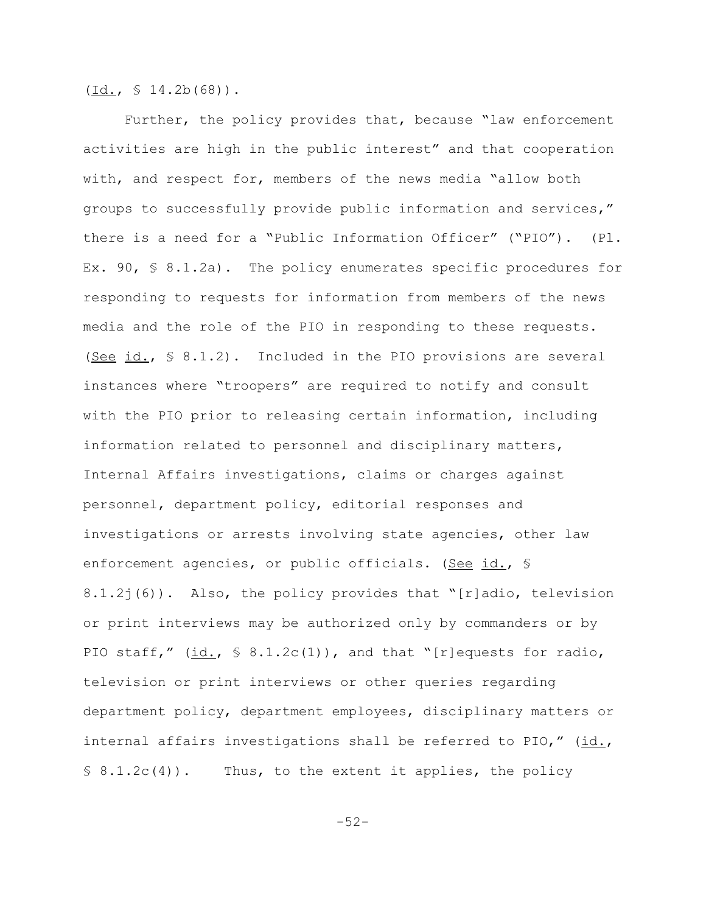(Id., § 14.2b(68)).

Further, the policy provides that, because "law enforcement activities are high in the public interest" and that cooperation with, and respect for, members of the news media "allow both groups to successfully provide public information and services," there is a need for a "Public Information Officer" ("PIO"). (Pl. Ex. 90, § 8.1.2a). The policy enumerates specific procedures for responding to requests for information from members of the news media and the role of the PIO in responding to these requests. (See id., § 8.1.2). Included in the PIO provisions are several instances where "troopers" are required to notify and consult with the PIO prior to releasing certain information, including information related to personnel and disciplinary matters, Internal Affairs investigations, claims or charges against personnel, department policy, editorial responses and investigations or arrests involving state agencies, other law enforcement agencies, or public officials. (See id., § 8.1.2j(6)). Also, the policy provides that "[r]adio, television or print interviews may be authorized only by commanders or by PIO staff," (id., § 8.1.2c(1)), and that "[r]equests for radio, television or print interviews or other queries regarding department policy, department employees, disciplinary matters or internal affairs investigations shall be referred to PIO," (id., § 8.1.2c(4)). Thus, to the extent it applies, the policy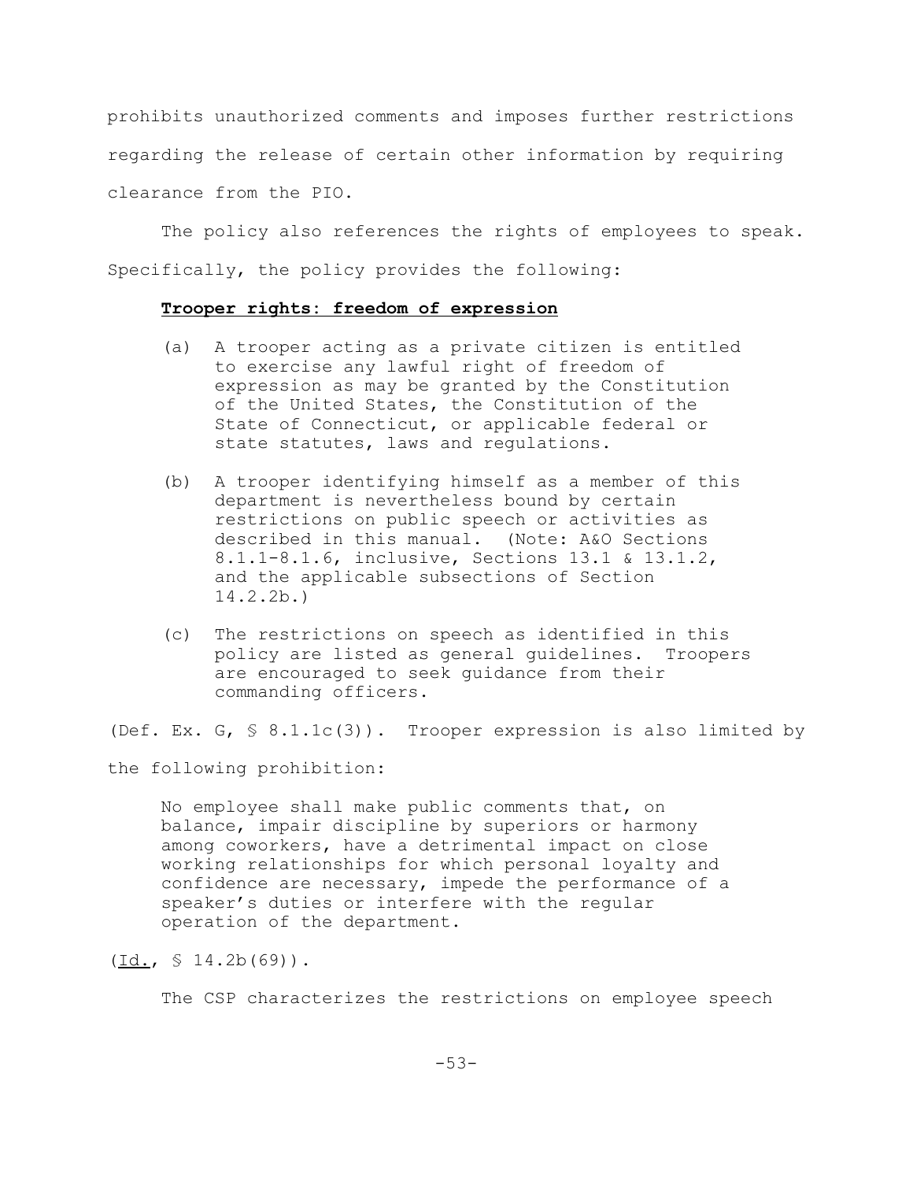prohibits unauthorized comments and imposes further restrictions regarding the release of certain other information by requiring clearance from the PIO.

The policy also references the rights of employees to speak. Specifically, the policy provides the following:

> **Trooper rights: freedom of expression**
>
> (a) A trooper acting as a private citizen is entitled to exercise any lawful right of freedom of expression as may be granted by the Constitution of the United States, the Constitution of the State of Connecticut, or applicable federal or state statutes, laws and regulations.
>
> (b) A trooper identifying himself as a member of this department is nevertheless bound by certain restrictions on public speech or activities as described in this manual. (Note: A&O Sections 8.1.1-8.1.6, inclusive, Sections 13.1 & 13.1.2, and the applicable subsections of Section 14.2.2b.)
>
> (c) The restrictions on speech as identified in this policy are listed as general guidelines. Troopers are encouraged to seek guidance from their commanding officers.

(Def. Ex. G, § 8.1.1c(3)). Trooper expression is also limited by the following prohibition:

> No employee shall make public comments that, on balance, impair discipline by superiors or harmony among coworkers, have a detrimental impact on close working relationships for which personal loyalty and confidence are necessary, impede the performance of a speaker's duties or interfere with the regular operation of the department.

(Id., § 14.2b(69)).

The CSP characterizes the restrictions on employee speech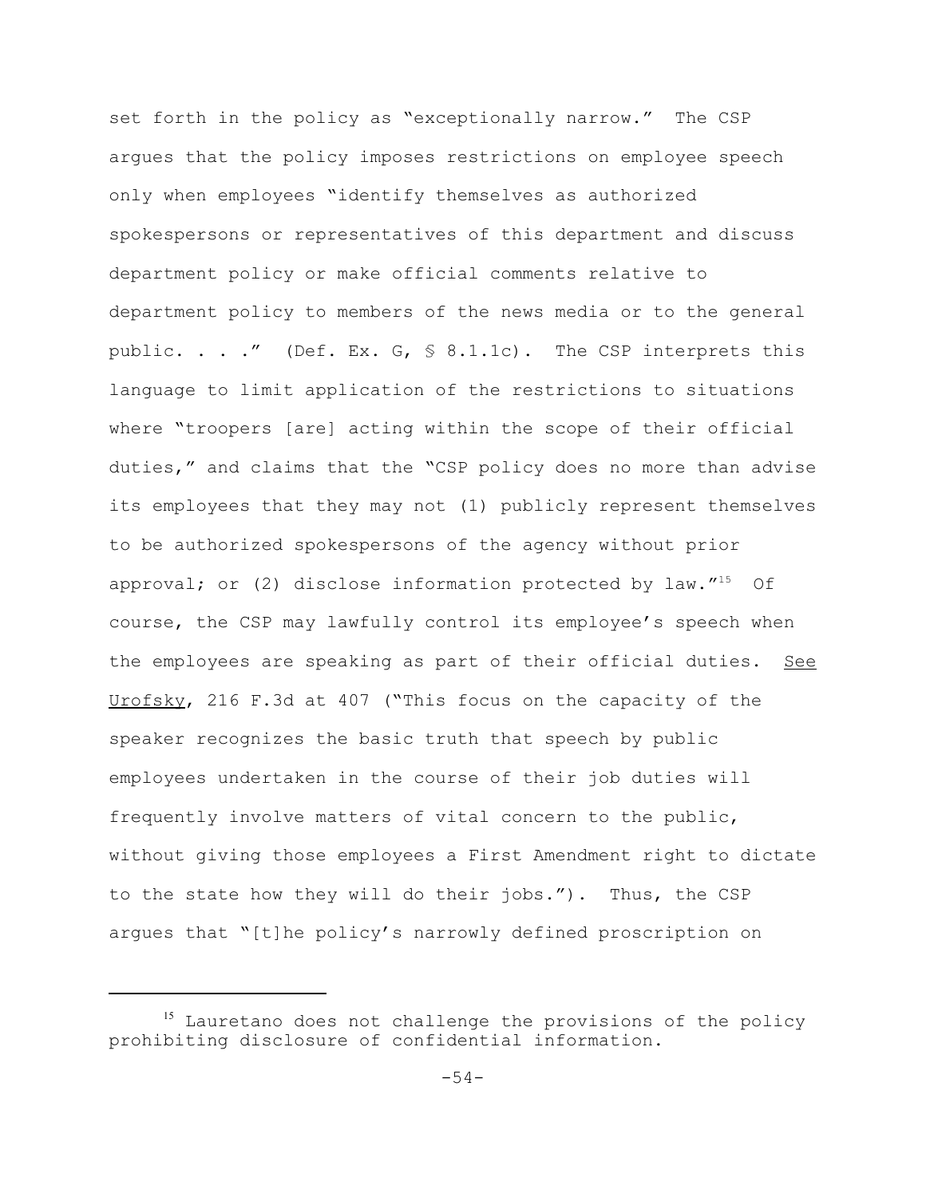set forth in the policy as "exceptionally narrow." The CSP argues that the policy imposes restrictions on employee speech only when employees "identify themselves as authorized spokespersons or representatives of this department and discuss department policy or make official comments relative to department policy to members of the news media or to the general public. . . ." (Def. Ex. G, § 8.1.1c). The CSP interprets this language to limit application of the restrictions to situations where "troopers [are] acting within the scope of their official duties," and claims that the "CSP policy does no more than advise its employees that they may not (1) publicly represent themselves to be authorized spokespersons of the agency without prior approval; or (2) disclose information protected by law."[15] Of course, the CSP may lawfully control its employee's speech when the employees are speaking as part of their official duties. See Urofsky, 216 F.3d at 407 ("This focus on the capacity of the speaker recognizes the basic truth that speech by public employees undertaken in the course of their job duties will frequently involve matters of vital concern to the public, without giving those employees a First Amendment right to dictate to the state how they will do their jobs."). Thus, the CSP argues that "[t]he policy's narrowly defined proscription on

---

[15] Lauretano does not challenge the provisions of the policy prohibiting disclosure of confidential information.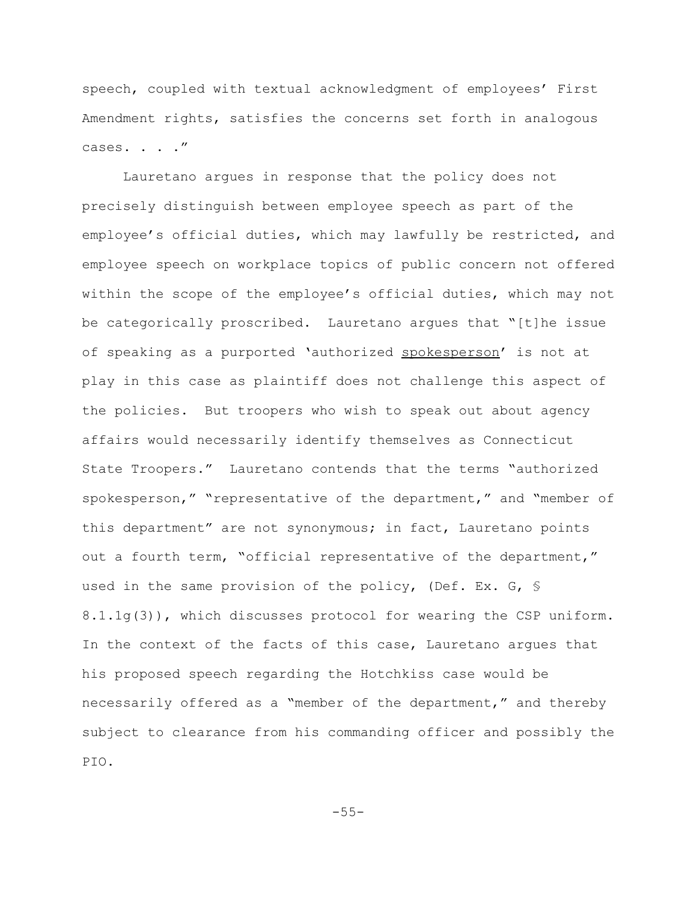speech, coupled with textual acknowledgment of employees' First Amendment rights, satisfies the concerns set forth in analogous cases. . . ."

Lauretano argues in response that the policy does not precisely distinguish between employee speech as part of the employee's official duties, which may lawfully be restricted, and employee speech on workplace topics of public concern not offered within the scope of the employee's official duties, which may not be categorically proscribed. Lauretano argues that "[t]he issue of speaking as a purported 'authorized spokesperson' is not at play in this case as plaintiff does not challenge this aspect of the policies. But troopers who wish to speak out about agency affairs would necessarily identify themselves as Connecticut State Troopers." Lauretano contends that the terms "authorized spokesperson," "representative of the department," and "member of this department" are not synonymous; in fact, Lauretano points out a fourth term, "official representative of the department," used in the same provision of the policy, (Def. Ex. G, § 8.1.1g(3)), which discusses protocol for wearing the CSP uniform. In the context of the facts of this case, Lauretano argues that his proposed speech regarding the Hotchkiss case would be necessarily offered as a "member of the department," and thereby subject to clearance from his commanding officer and possibly the PIO.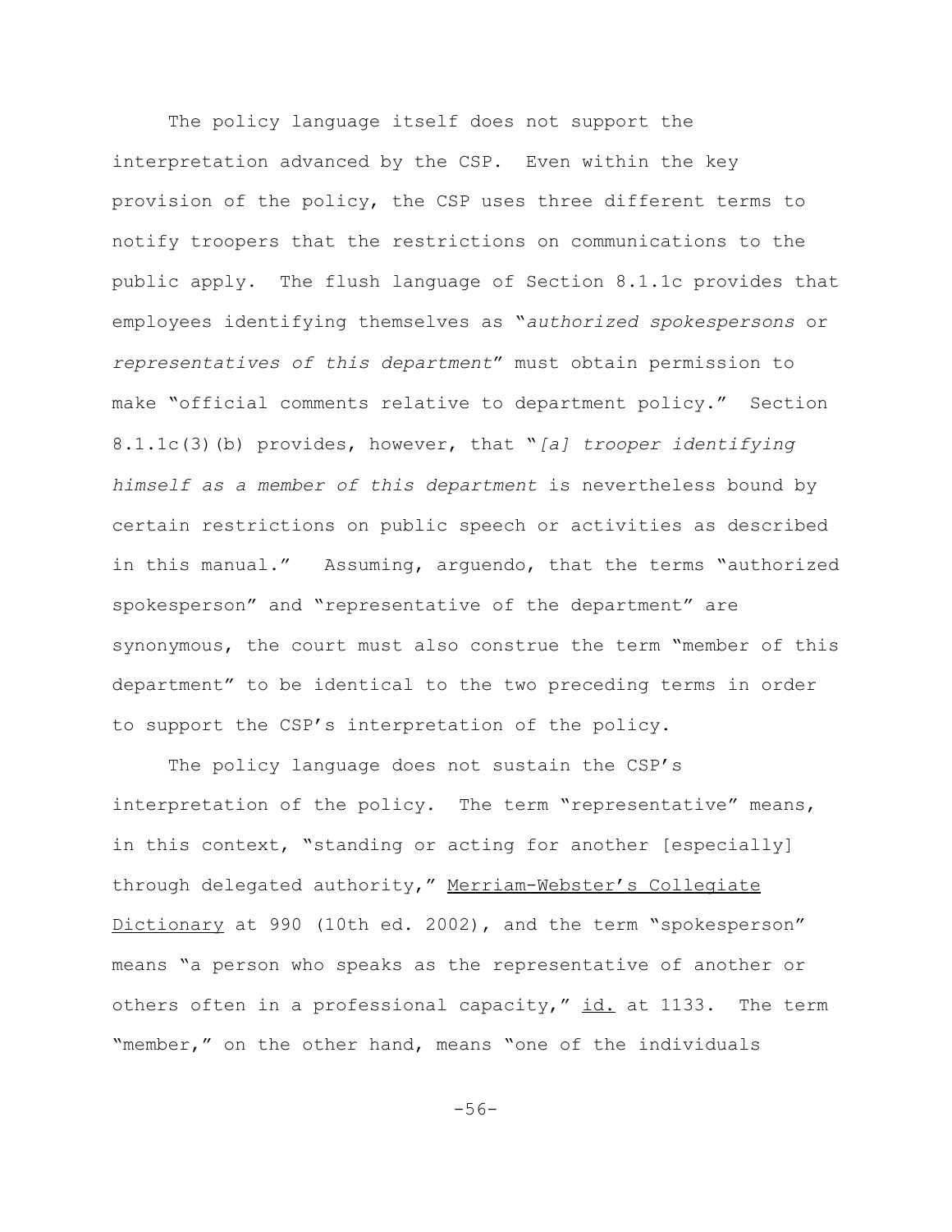The policy language itself does not support the interpretation advanced by the CSP. Even within the key provision of the policy, the CSP uses three different terms to notify troopers that the restrictions on communications to the public apply. The flush language of Section 8.1.1c provides that employees identifying themselves as "*authorized spokespersons* or *representatives of this department*" must obtain permission to make "official comments relative to department policy." Section 8.1.1c(3)(b) provides, however, that "*[a] trooper identifying himself as a member of this department* is nevertheless bound by certain restrictions on public speech or activities as described in this manual." Assuming, arguendo, that the terms "authorized spokesperson" and "representative of the department" are synonymous, the court must also construe the term "member of this department" to be identical to the two preceding terms in order to support the CSP's interpretation of the policy.

The policy language does not sustain the CSP's interpretation of the policy. The term "representative" means, in this context, "standing or acting for another [especially] through delegated authority," Merriam-Webster's Collegiate Dictionary at 990 (10th ed. 2002), and the term "spokesperson" means "a person who speaks as the representative of another or others often in a professional capacity," id. at 1133. The term "member," on the other hand, means "one of the individuals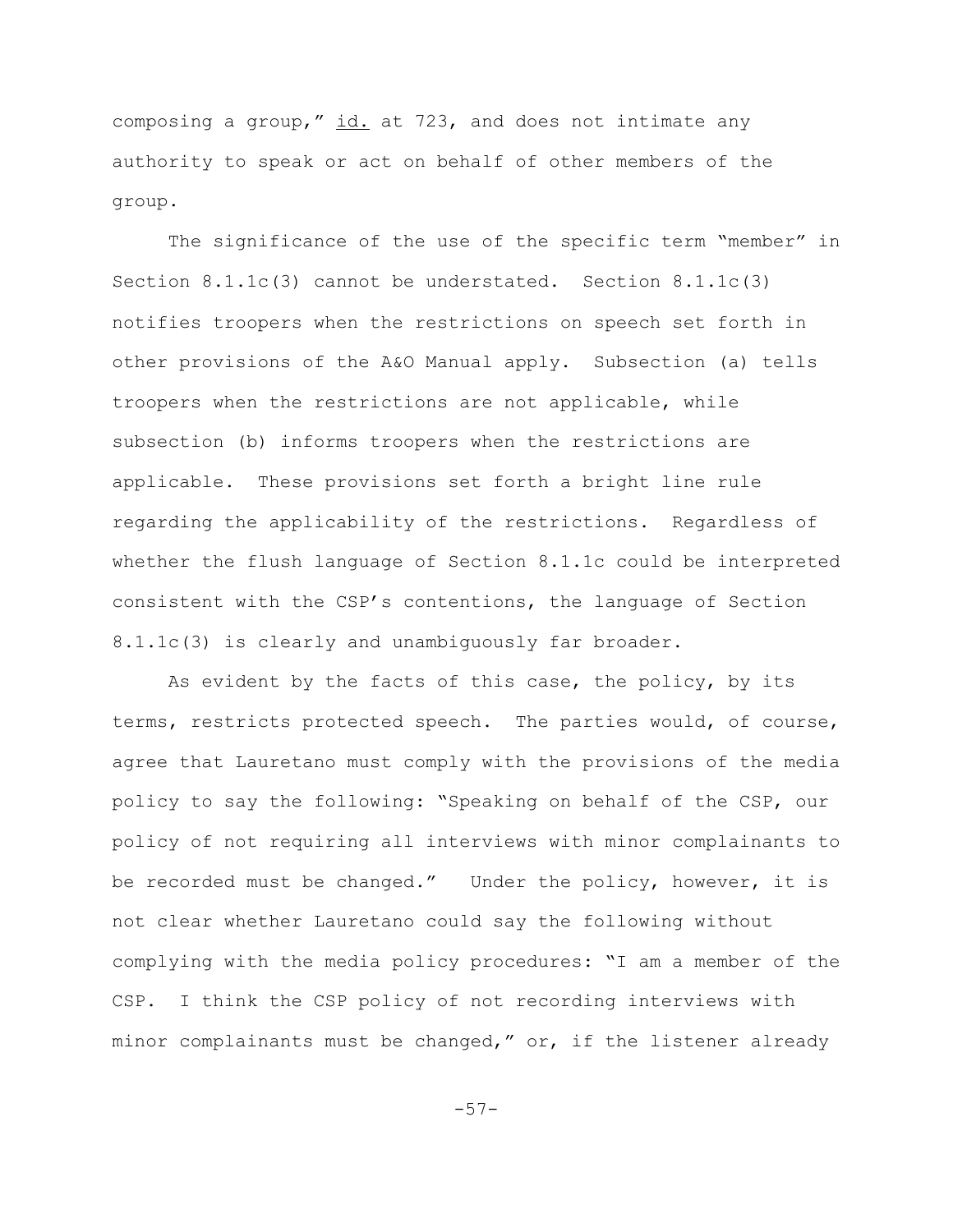composing a group," id. at 723, and does not intimate any authority to speak or act on behalf of other members of the group.

The significance of the use of the specific term "member" in Section 8.1.1c(3) cannot be understated. Section 8.1.1c(3) notifies troopers when the restrictions on speech set forth in other provisions of the A&O Manual apply. Subsection (a) tells troopers when the restrictions are not applicable, while subsection (b) informs troopers when the restrictions are applicable. These provisions set forth a bright line rule regarding the applicability of the restrictions. Regardless of whether the flush language of Section 8.1.1c could be interpreted consistent with the CSP's contentions, the language of Section 8.1.1c(3) is clearly and unambiguously far broader.

As evident by the facts of this case, the policy, by its terms, restricts protected speech. The parties would, of course, agree that Lauretano must comply with the provisions of the media policy to say the following: "Speaking on behalf of the CSP, our policy of not requiring all interviews with minor complainants to be recorded must be changed." Under the policy, however, it is not clear whether Lauretano could say the following without complying with the media policy procedures: "I am a member of the CSP. I think the CSP policy of not recording interviews with minor complainants must be changed," or, if the listener already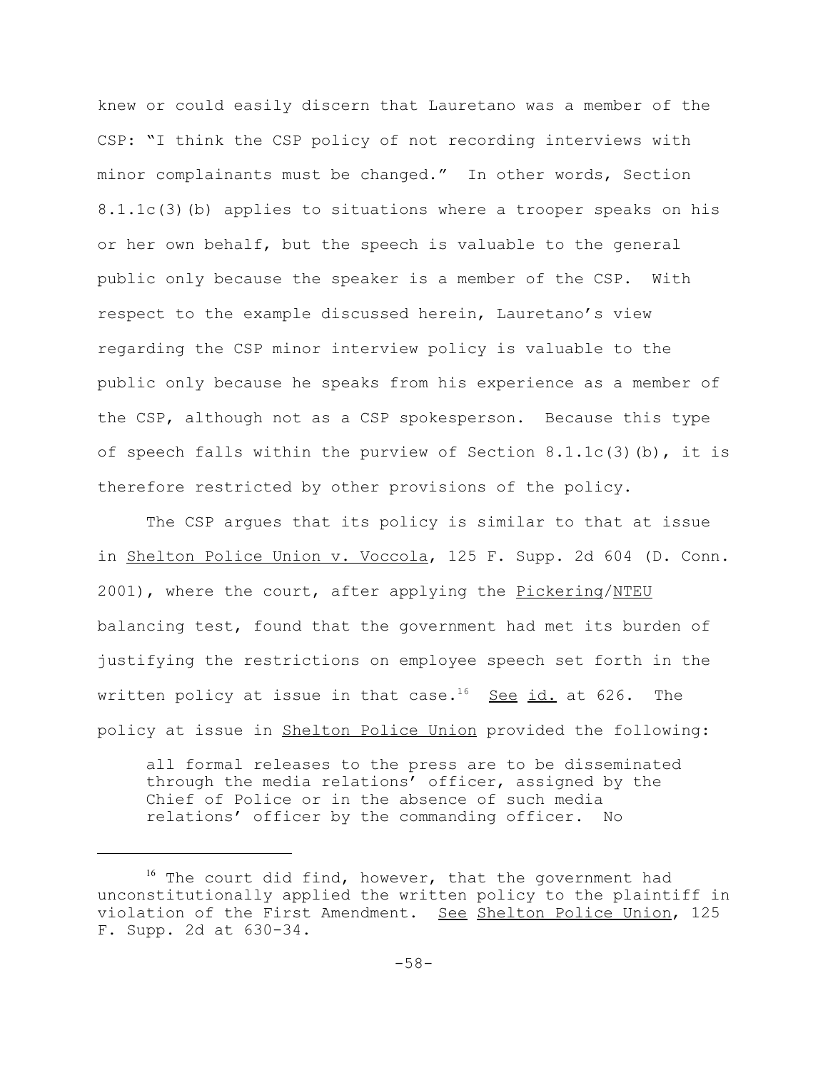knew or could easily discern that Lauretano was a member of the CSP: "I think the CSP policy of not recording interviews with minor complainants must be changed." In other words, Section 8.1.1c(3)(b) applies to situations where a trooper speaks on his or her own behalf, but the speech is valuable to the general public only because the speaker is a member of the CSP. With respect to the example discussed herein, Lauretano's view regarding the CSP minor interview policy is valuable to the public only because he speaks from his experience as a member of the CSP, although not as a CSP spokesperson. Because this type of speech falls within the purview of Section 8.1.1c(3)(b), it is therefore restricted by other provisions of the policy.

The CSP argues that its policy is similar to that at issue in Shelton Police Union v. Voccola, 125 F. Supp. 2d 604 (D. Conn. 2001), where the court, after applying the Pickering/NTEU balancing test, found that the government had met its burden of justifying the restrictions on employee speech set forth in the written policy at issue in that case.[16] See id. at 626. The policy at issue in Shelton Police Union provided the following:

> all formal releases to the press are to be disseminated through the media relations' officer, assigned by the Chief of Police or in the absence of such media relations' officer by the commanding officer. No

---

[16] The court did find, however, that the government had unconstitutionally applied the written policy to the plaintiff in violation of the First Amendment. See Shelton Police Union, 125 F. Supp. 2d at 630-34.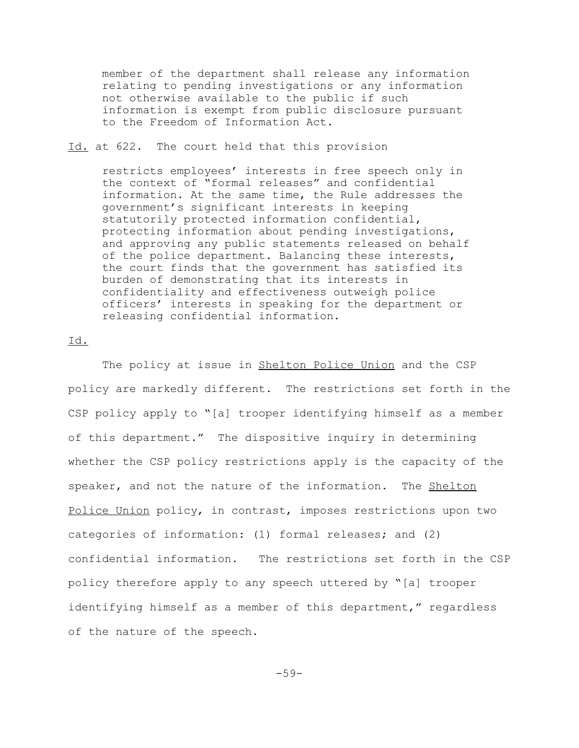> member of the department shall release any information relating to pending investigations or any information not otherwise available to the public if such information is exempt from public disclosure pursuant to the Freedom of Information Act.

Id. at 622. The court held that this provision

> restricts employees' interests in free speech only in the context of "formal releases" and confidential information. At the same time, the Rule addresses the government's significant interests in keeping statutorily protected information confidential, protecting information about pending investigations, and approving any public statements released on behalf of the police department. Balancing these interests, the court finds that the government has satisfied its burden of demonstrating that its interests in confidentiality and effectiveness outweigh police officers' interests in speaking for the department or releasing confidential information.

Id.

The policy at issue in Shelton Police Union and the CSP policy are markedly different. The restrictions set forth in the CSP policy apply to "[a] trooper identifying himself as a member of this department." The dispositive inquiry in determining whether the CSP policy restrictions apply is the capacity of the speaker, and not the nature of the information. The Shelton Police Union policy, in contrast, imposes restrictions upon two categories of information: (1) formal releases; and (2) confidential information. The restrictions set forth in the CSP policy therefore apply to any speech uttered by "[a] trooper identifying himself as a member of this department," regardless of the nature of the speech.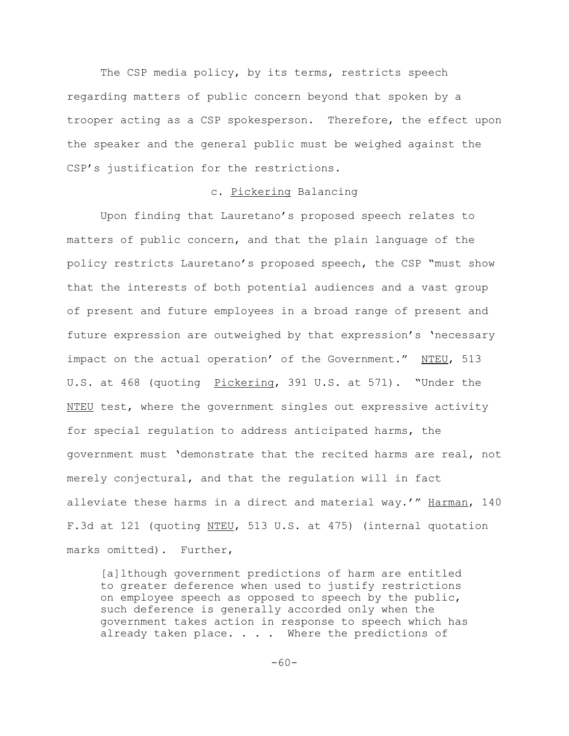The CSP media policy, by its terms, restricts speech regarding matters of public concern beyond that spoken by a trooper acting as a CSP spokesperson. Therefore, the effect upon the speaker and the general public must be weighed against the CSP's justification for the restrictions.

c. Pickering Balancing

Upon finding that Lauretano's proposed speech relates to matters of public concern, and that the plain language of the policy restricts Lauretano's proposed speech, the CSP "must show that the interests of both potential audiences and a vast group of present and future employees in a broad range of present and future expression are outweighed by that expression's 'necessary impact on the actual operation' of the Government." NTEU, 513 U.S. at 468 (quoting Pickering, 391 U.S. at 571). "Under the NTEU test, where the government singles out expressive activity for special regulation to address anticipated harms, the government must 'demonstrate that the recited harms are real, not merely conjectural, and that the regulation will in fact alleviate these harms in a direct and material way.'" Harman, 140 F.3d at 121 (quoting NTEU, 513 U.S. at 475) (internal quotation marks omitted). Further,

> [a]lthough government predictions of harm are entitled to greater deference when used to justify restrictions on employee speech as opposed to speech by the public, such deference is generally accorded only when the government takes action in response to speech which has already taken place. . . . Where the predictions of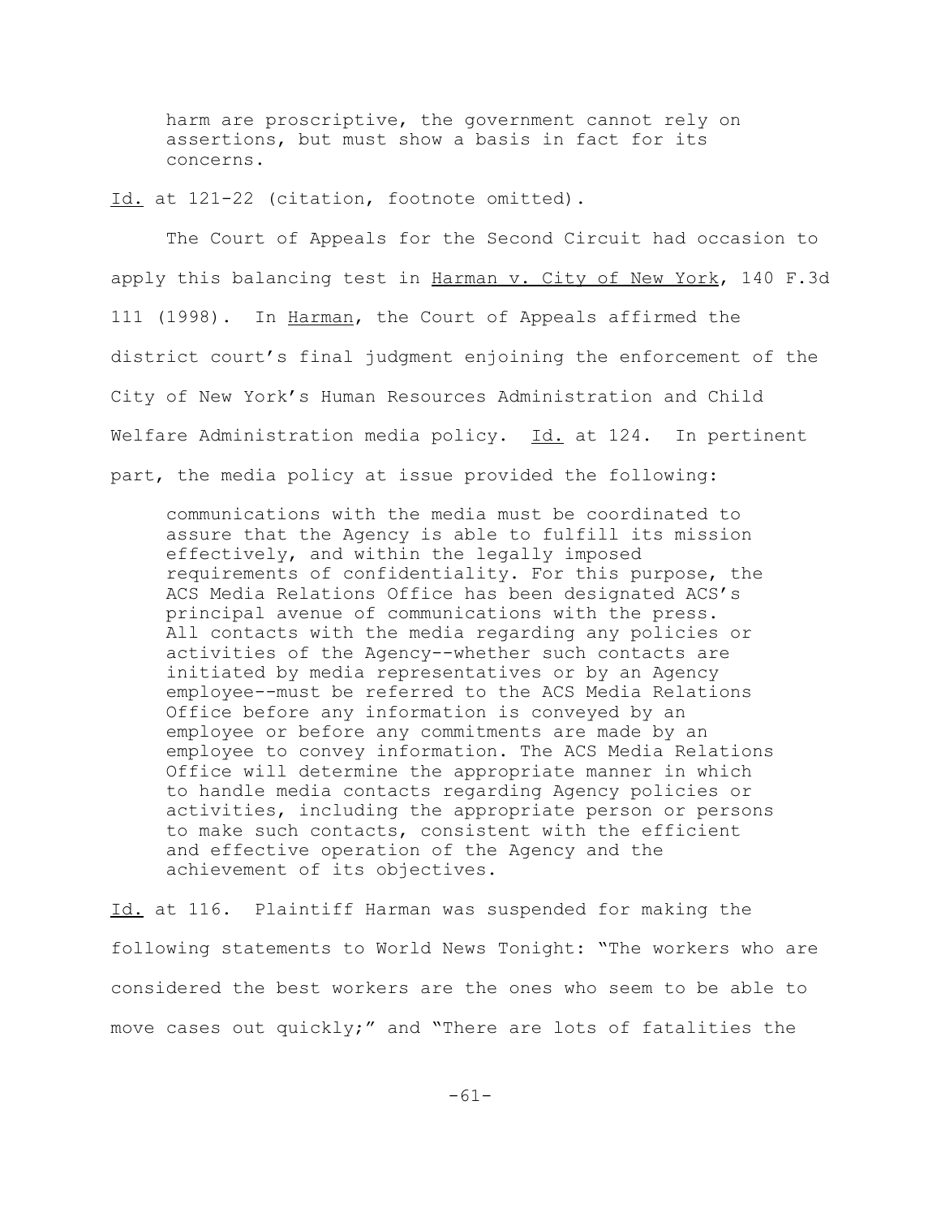> harm are proscriptive, the government cannot rely on assertions, but must show a basis in fact for its concerns.

Id. at 121-22 (citation, footnote omitted).

The Court of Appeals for the Second Circuit had occasion to apply this balancing test in Harman v. City of New York, 140 F.3d 111 (1998). In Harman, the Court of Appeals affirmed the district court's final judgment enjoining the enforcement of the City of New York's Human Resources Administration and Child Welfare Administration media policy. Id. at 124. In pertinent part, the media policy at issue provided the following:

> communications with the media must be coordinated to assure that the Agency is able to fulfill its mission effectively, and within the legally imposed requirements of confidentiality. For this purpose, the ACS Media Relations Office has been designated ACS's principal avenue of communications with the press. All contacts with the media regarding any policies or activities of the Agency--whether such contacts are initiated by media representatives or by an Agency employee--must be referred to the ACS Media Relations Office before any information is conveyed by an employee or before any commitments are made by an employee to convey information. The ACS Media Relations Office will determine the appropriate manner in which to handle media contacts regarding Agency policies or activities, including the appropriate person or persons to make such contacts, consistent with the efficient and effective operation of the Agency and the achievement of its objectives.

Id. at 116. Plaintiff Harman was suspended for making the following statements to World News Tonight: "The workers who are considered the best workers are the ones who seem to be able to move cases out quickly;" and "There are lots of fatalities the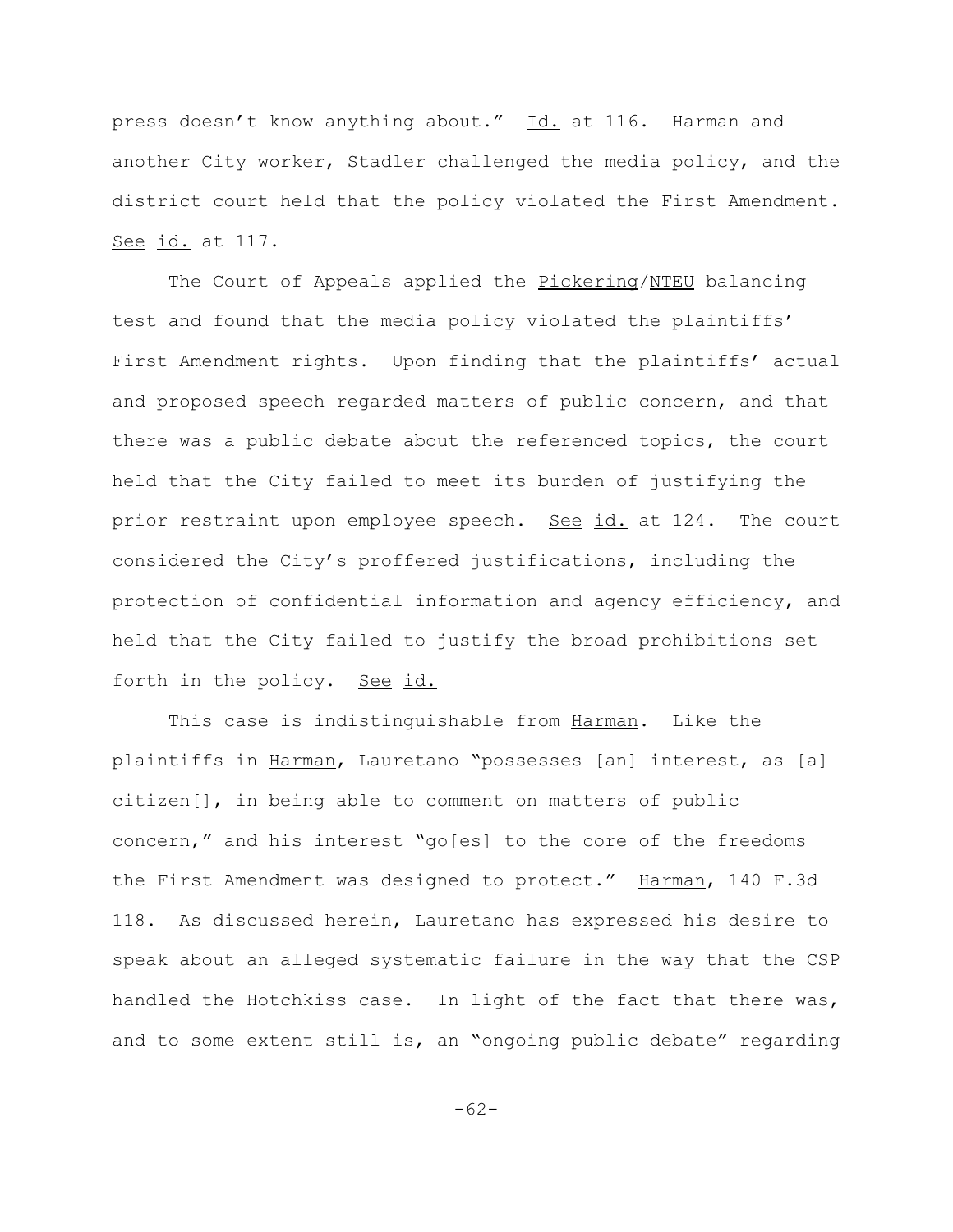press doesn't know anything about." Id. at 116. Harman and another City worker, Stadler challenged the media policy, and the district court held that the policy violated the First Amendment. See id. at 117.

The Court of Appeals applied the Pickering/NTEU balancing test and found that the media policy violated the plaintiffs' First Amendment rights. Upon finding that the plaintiffs' actual and proposed speech regarded matters of public concern, and that there was a public debate about the referenced topics, the court held that the City failed to meet its burden of justifying the prior restraint upon employee speech. See id. at 124. The court considered the City's proffered justifications, including the protection of confidential information and agency efficiency, and held that the City failed to justify the broad prohibitions set forth in the policy. See id.

This case is indistinguishable from Harman. Like the plaintiffs in Harman, Lauretano "possesses [an] interest, as [a] citizen[], in being able to comment on matters of public concern," and his interest "go[es] to the core of the freedoms the First Amendment was designed to protect." Harman, 140 F.3d 118. As discussed herein, Lauretano has expressed his desire to speak about an alleged systematic failure in the way that the CSP handled the Hotchkiss case. In light of the fact that there was, and to some extent still is, an "ongoing public debate" regarding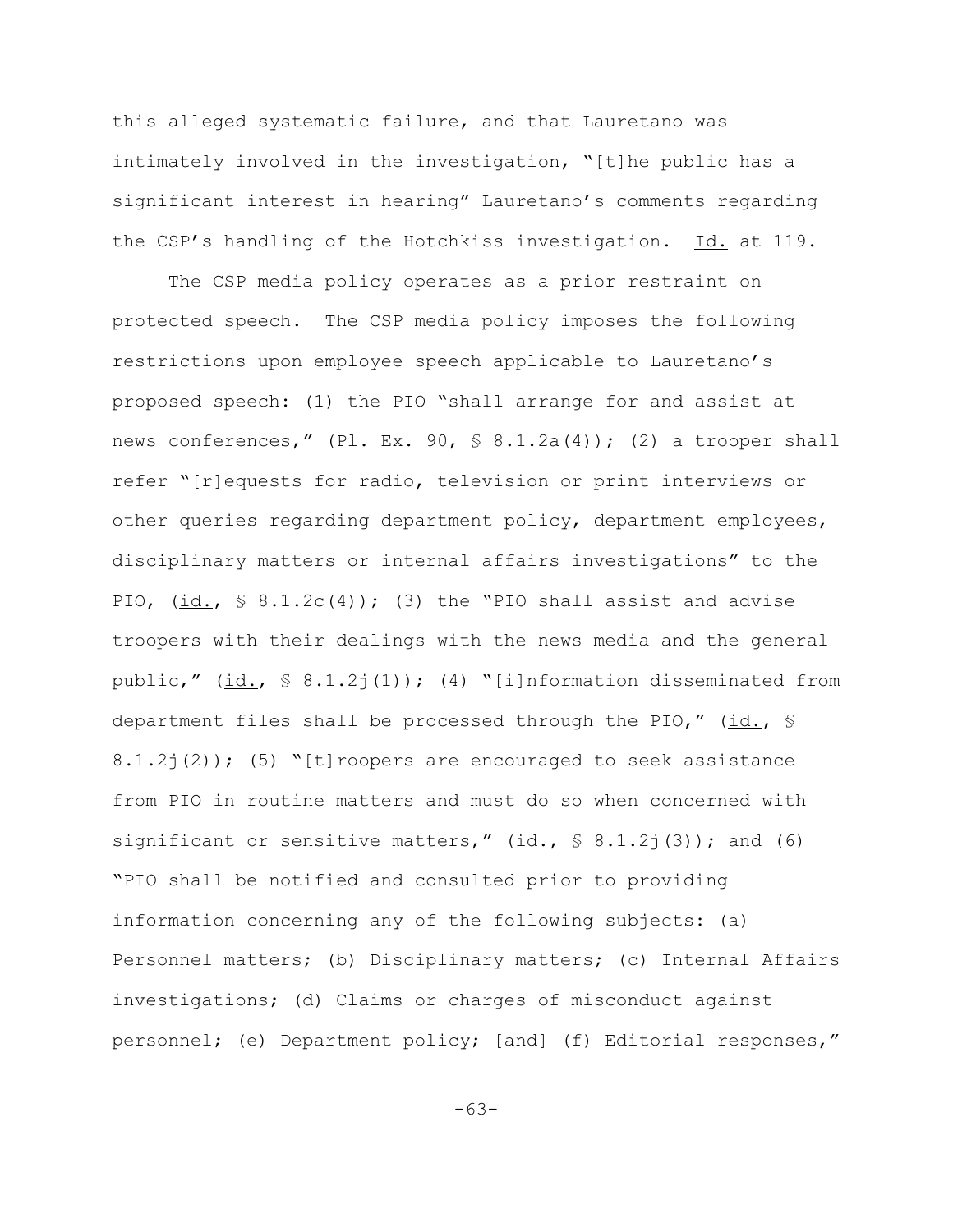this alleged systematic failure, and that Lauretano was intimately involved in the investigation, "[t]he public has a significant interest in hearing" Lauretano's comments regarding the CSP's handling of the Hotchkiss investigation. Id. at 119.

The CSP media policy operates as a prior restraint on protected speech. The CSP media policy imposes the following restrictions upon employee speech applicable to Lauretano's proposed speech: (1) the PIO "shall arrange for and assist at news conferences," (Pl. Ex. 90, § 8.1.2a(4)); (2) a trooper shall refer "[r]equests for radio, television or print interviews or other queries regarding department policy, department employees, disciplinary matters or internal affairs investigations" to the PIO, (id., § 8.1.2c(4)); (3) the "PIO shall assist and advise troopers with their dealings with the news media and the general public," (id., § 8.1.2j(1)); (4) "[i]nformation disseminated from department files shall be processed through the PIO," (id., § 8.1.2j(2)); (5) "[t]roopers are encouraged to seek assistance from PIO in routine matters and must do so when concerned with significant or sensitive matters," (id., § 8.1.2j(3)); and (6) "PIO shall be notified and consulted prior to providing information concerning any of the following subjects: (a) Personnel matters; (b) Disciplinary matters; (c) Internal Affairs investigations; (d) Claims or charges of misconduct against personnel; (e) Department policy; [and] (f) Editorial responses,"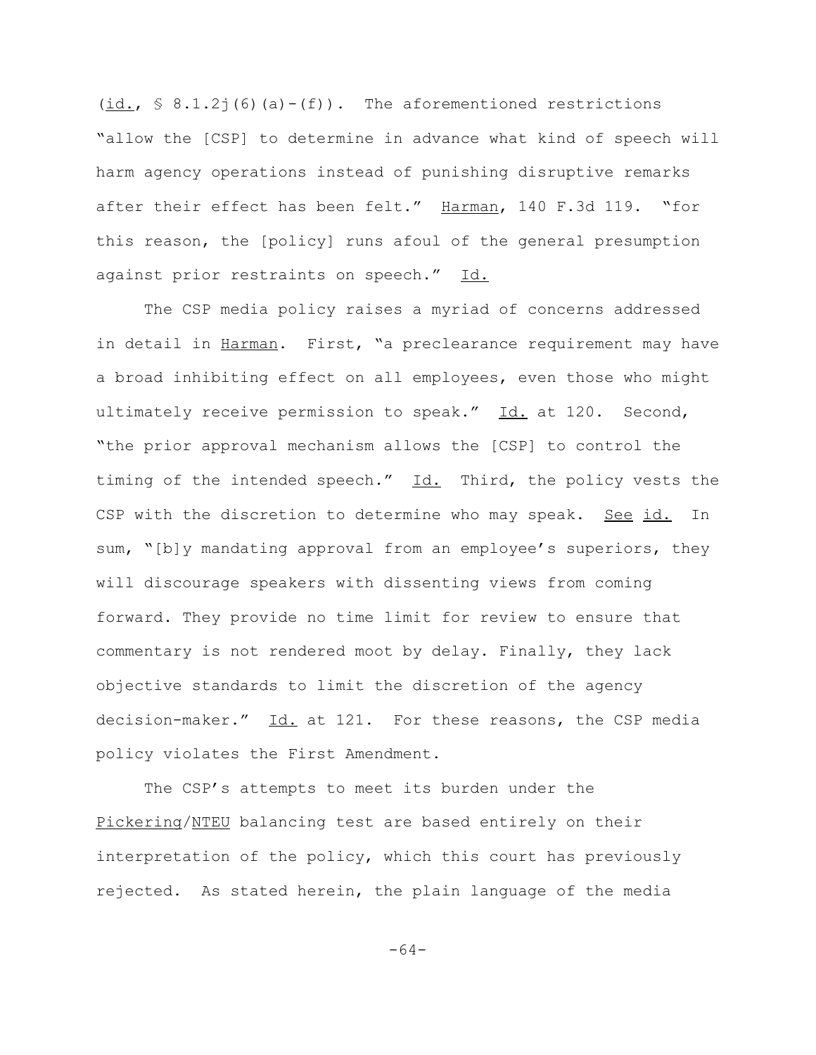(id., § 8.1.2j(6)(a)-(f)). The aforementioned restrictions "allow the [CSP] to determine in advance what kind of speech will harm agency operations instead of punishing disruptive remarks after their effect has been felt." Harman, 140 F.3d 119. "for this reason, the [policy] runs afoul of the general presumption against prior restraints on speech." Id.

The CSP media policy raises a myriad of concerns addressed in detail in Harman. First, "a preclearance requirement may have a broad inhibiting effect on all employees, even those who might ultimately receive permission to speak." Id. at 120. Second, "the prior approval mechanism allows the [CSP] to control the timing of the intended speech." Id. Third, the policy vests the CSP with the discretion to determine who may speak. See id. In sum, "[b]y mandating approval from an employee's superiors, they will discourage speakers with dissenting views from coming forward. They provide no time limit for review to ensure that commentary is not rendered moot by delay. Finally, they lack objective standards to limit the discretion of the agency decision-maker." Id. at 121. For these reasons, the CSP media policy violates the First Amendment.

The CSP's attempts to meet its burden under the Pickering/NTEU balancing test are based entirely on their interpretation of the policy, which this court has previously rejected. As stated herein, the plain language of the media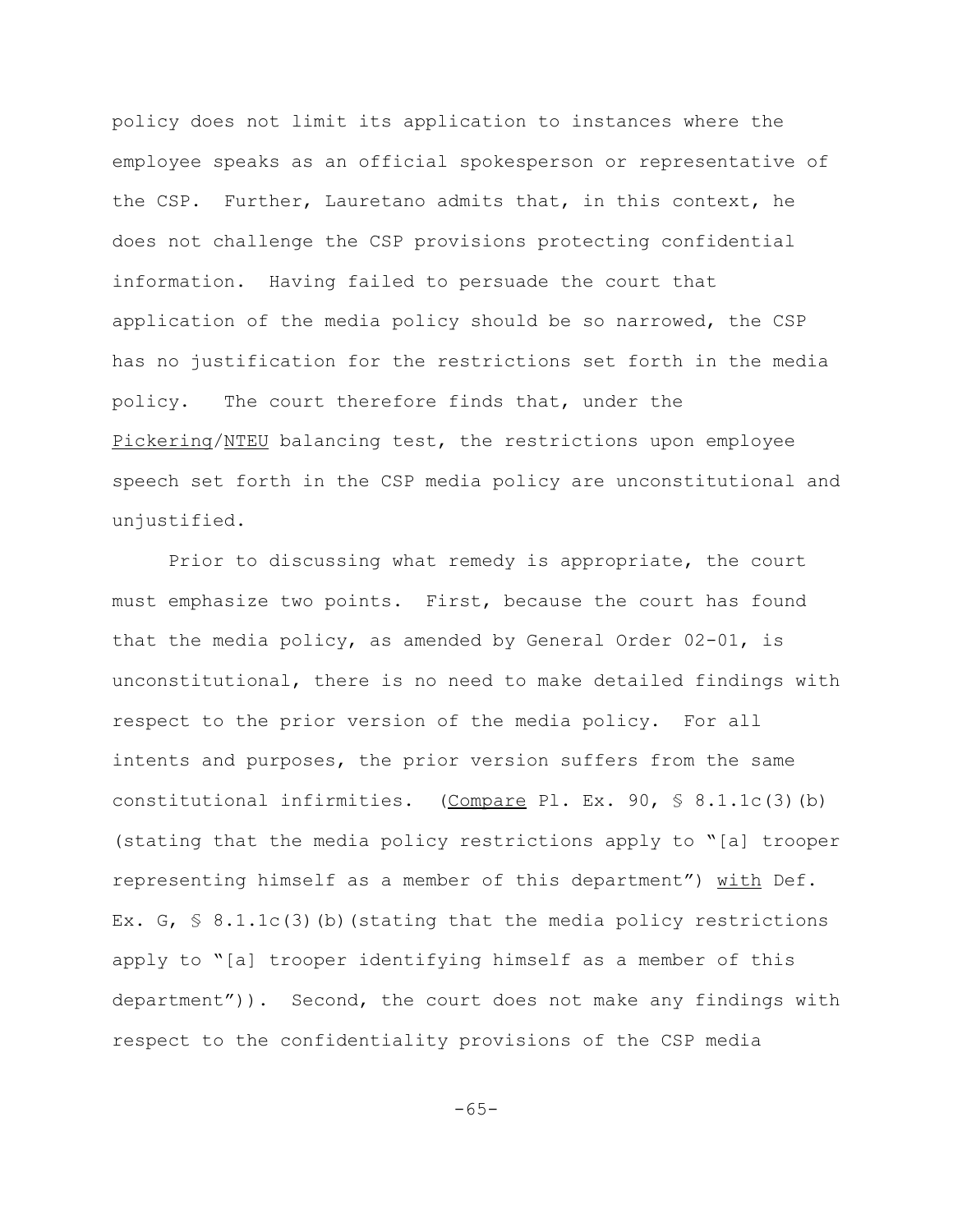policy does not limit its application to instances where the employee speaks as an official spokesperson or representative of the CSP. Further, Lauretano admits that, in this context, he does not challenge the CSP provisions protecting confidential information. Having failed to persuade the court that application of the media policy should be so narrowed, the CSP has no justification for the restrictions set forth in the media policy. The court therefore finds that, under the Pickering/NTEU balancing test, the restrictions upon employee speech set forth in the CSP media policy are unconstitutional and unjustified.

Prior to discussing what remedy is appropriate, the court must emphasize two points. First, because the court has found that the media policy, as amended by General Order 02-01, is unconstitutional, there is no need to make detailed findings with respect to the prior version of the media policy. For all intents and purposes, the prior version suffers from the same constitutional infirmities. (Compare Pl. Ex. 90, § 8.1.1c(3)(b) (stating that the media policy restrictions apply to "[a] trooper representing himself as a member of this department") with Def. Ex. G, § 8.1.1c(3)(b)(stating that the media policy restrictions apply to "[a] trooper identifying himself as a member of this department")). Second, the court does not make any findings with respect to the confidentiality provisions of the CSP media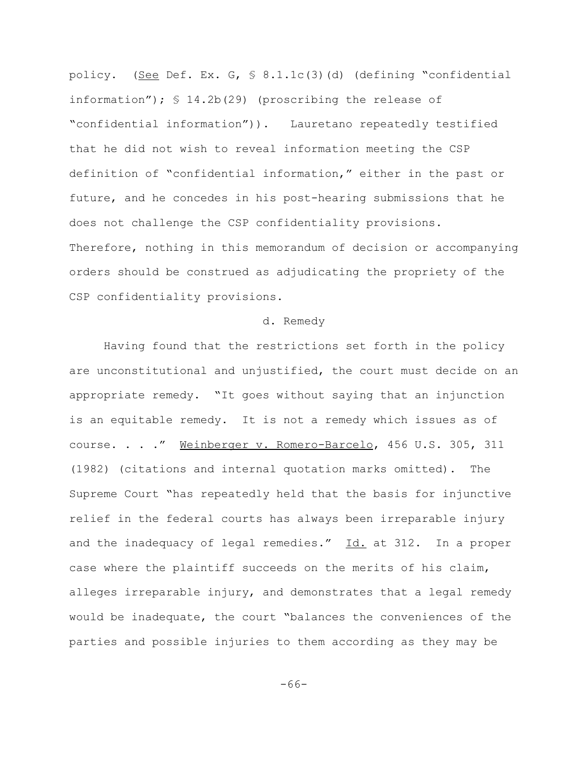policy. (<u>See</u> Def. Ex. G, § 8.1.1c(3)(d) (defining "confidential information"); § 14.2b(29) (proscribing the release of "confidential information")). Lauretano repeatedly testified that he did not wish to reveal information meeting the CSP definition of "confidential information," either in the past or future, and he concedes in his post-hearing submissions that he does not challenge the CSP confidentiality provisions. Therefore, nothing in this memorandum of decision or accompanying orders should be construed as adjudicating the propriety of the CSP confidentiality provisions.

d. Remedy

Having found that the restrictions set forth in the policy are unconstitutional and unjustified, the court must decide on an appropriate remedy. "It goes without saying that an injunction is an equitable remedy. It is not a remedy which issues as of course. . . ." <u>Weinberger v. Romero-Barcelo</u>, 456 U.S. 305, 311 (1982) (citations and internal quotation marks omitted). The Supreme Court "has repeatedly held that the basis for injunctive relief in the federal courts has always been irreparable injury and the inadequacy of legal remedies." <u>Id.</u> at 312. In a proper case where the plaintiff succeeds on the merits of his claim, alleges irreparable injury, and demonstrates that a legal remedy would be inadequate, the court "balances the conveniences of the parties and possible injuries to them according as they may be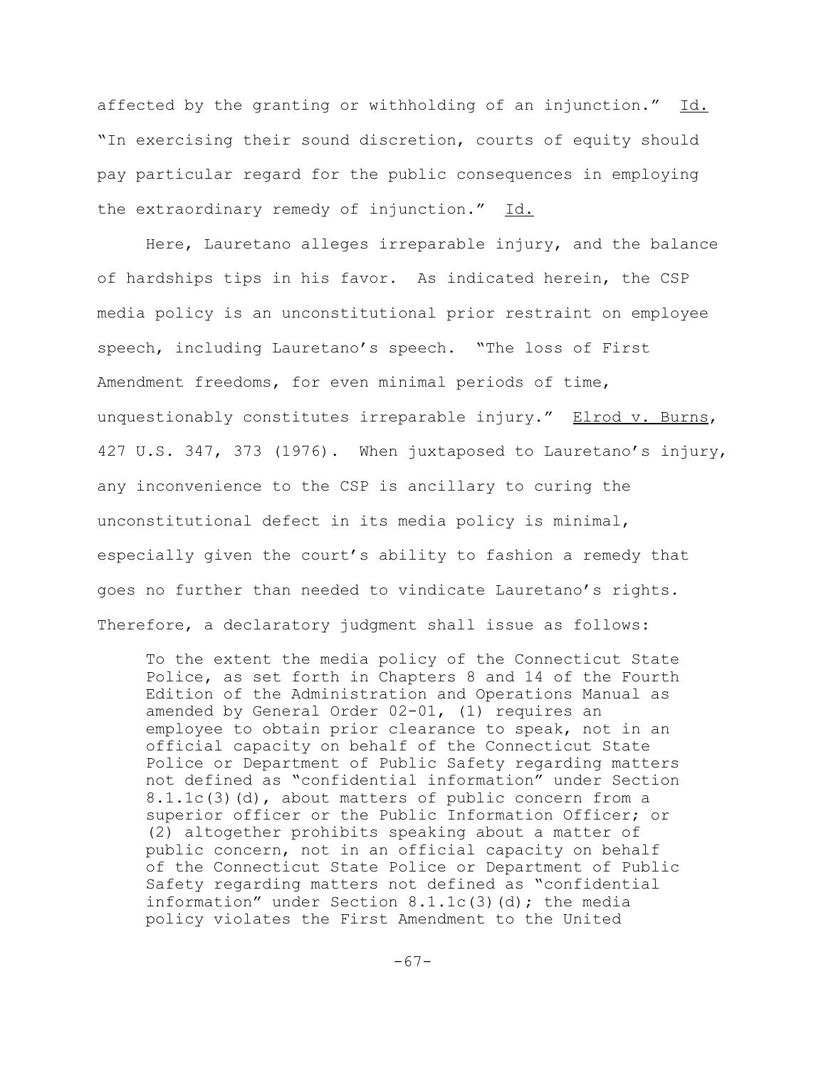affected by the granting or withholding of an injunction." Id. "In exercising their sound discretion, courts of equity should pay particular regard for the public consequences in employing the extraordinary remedy of injunction." Id.

Here, Lauretano alleges irreparable injury, and the balance of hardships tips in his favor. As indicated herein, the CSP media policy is an unconstitutional prior restraint on employee speech, including Lauretano's speech. "The loss of First Amendment freedoms, for even minimal periods of time, unquestionably constitutes irreparable injury." Elrod v. Burns, 427 U.S. 347, 373 (1976). When juxtaposed to Lauretano's injury, any inconvenience to the CSP is ancillary to curing the unconstitutional defect in its media policy is minimal, especially given the court's ability to fashion a remedy that goes no further than needed to vindicate Lauretano's rights. Therefore, a declaratory judgment shall issue as follows:

> To the extent the media policy of the Connecticut State Police, as set forth in Chapters 8 and 14 of the Fourth Edition of the Administration and Operations Manual as amended by General Order 02-01, (1) requires an employee to obtain prior clearance to speak, not in an official capacity on behalf of the Connecticut State Police or Department of Public Safety regarding matters not defined as "confidential information" under Section 8.1.1c(3)(d), about matters of public concern from a superior officer or the Public Information Officer; or (2) altogether prohibits speaking about a matter of public concern, not in an official capacity on behalf of the Connecticut State Police or Department of Public Safety regarding matters not defined as "confidential information" under Section 8.1.1c(3)(d); the media policy violates the First Amendment to the United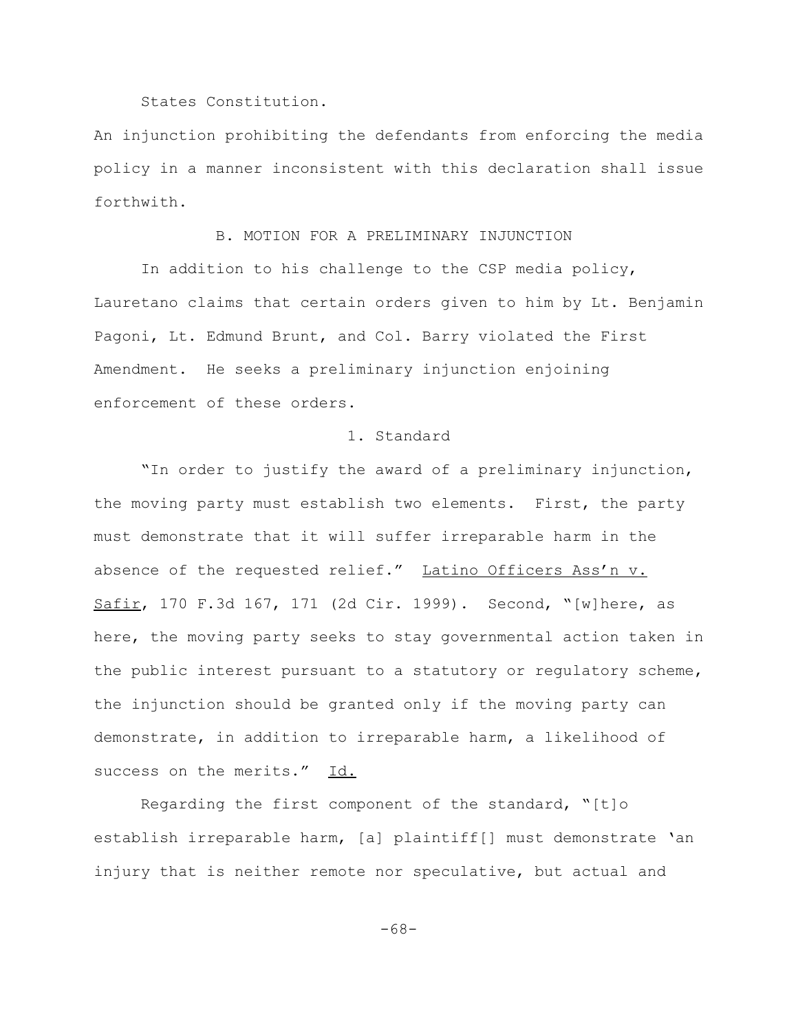States Constitution.

An injunction prohibiting the defendants from enforcing the media policy in a manner inconsistent with this declaration shall issue forthwith.

### B. MOTION FOR A PRELIMINARY INJUNCTION

In addition to his challenge to the CSP media policy, Lauretano claims that certain orders given to him by Lt. Benjamin Pagoni, Lt. Edmund Brunt, and Col. Barry violated the First Amendment. He seeks a preliminary injunction enjoining enforcement of these orders.

#### 1. Standard

"In order to justify the award of a preliminary injunction, the moving party must establish two elements. First, the party must demonstrate that it will suffer irreparable harm in the absence of the requested relief." Latino Officers Ass'n v. Safir, 170 F.3d 167, 171 (2d Cir. 1999). Second, "[w]here, as here, the moving party seeks to stay governmental action taken in the public interest pursuant to a statutory or regulatory scheme, the injunction should be granted only if the moving party can demonstrate, in addition to irreparable harm, a likelihood of success on the merits." Id.

Regarding the first component of the standard, "[t]o establish irreparable harm, [a] plaintiff[] must demonstrate 'an injury that is neither remote nor speculative, but actual and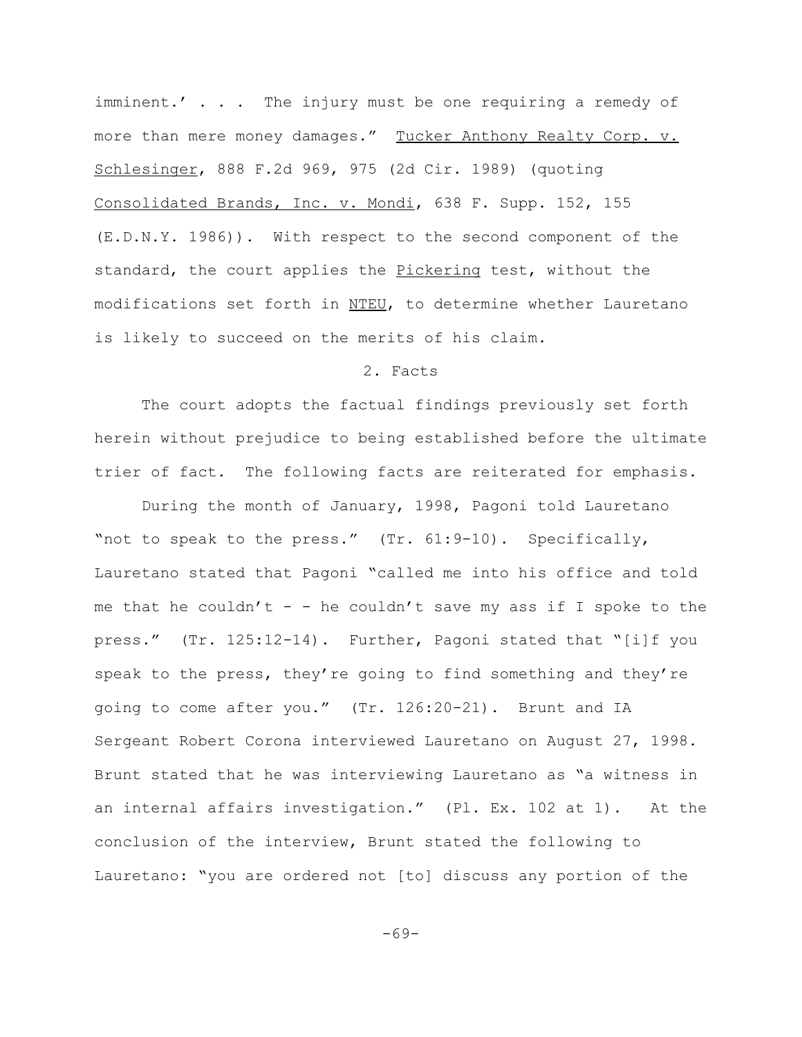imminent.' . . . The injury must be one requiring a remedy of more than mere money damages." Tucker Anthony Realty Corp. v. Schlesinger, 888 F.2d 969, 975 (2d Cir. 1989) (quoting Consolidated Brands, Inc. v. Mondi, 638 F. Supp. 152, 155 (E.D.N.Y. 1986)). With respect to the second component of the standard, the court applies the Pickering test, without the modifications set forth in NTEU, to determine whether Lauretano is likely to succeed on the merits of his claim.

## 2. Facts

The court adopts the factual findings previously set forth herein without prejudice to being established before the ultimate trier of fact. The following facts are reiterated for emphasis.

During the month of January, 1998, Pagoni told Lauretano "not to speak to the press." (Tr. 61:9-10). Specifically, Lauretano stated that Pagoni "called me into his office and told me that he couldn't - - he couldn't save my ass if I spoke to the press." (Tr. 125:12-14). Further, Pagoni stated that "[i]f you speak to the press, they're going to find something and they're going to come after you." (Tr. 126:20-21). Brunt and IA Sergeant Robert Corona interviewed Lauretano on August 27, 1998. Brunt stated that he was interviewing Lauretano as "a witness in an internal affairs investigation." (Pl. Ex. 102 at 1). At the conclusion of the interview, Brunt stated the following to Lauretano: "you are ordered not [to] discuss any portion of the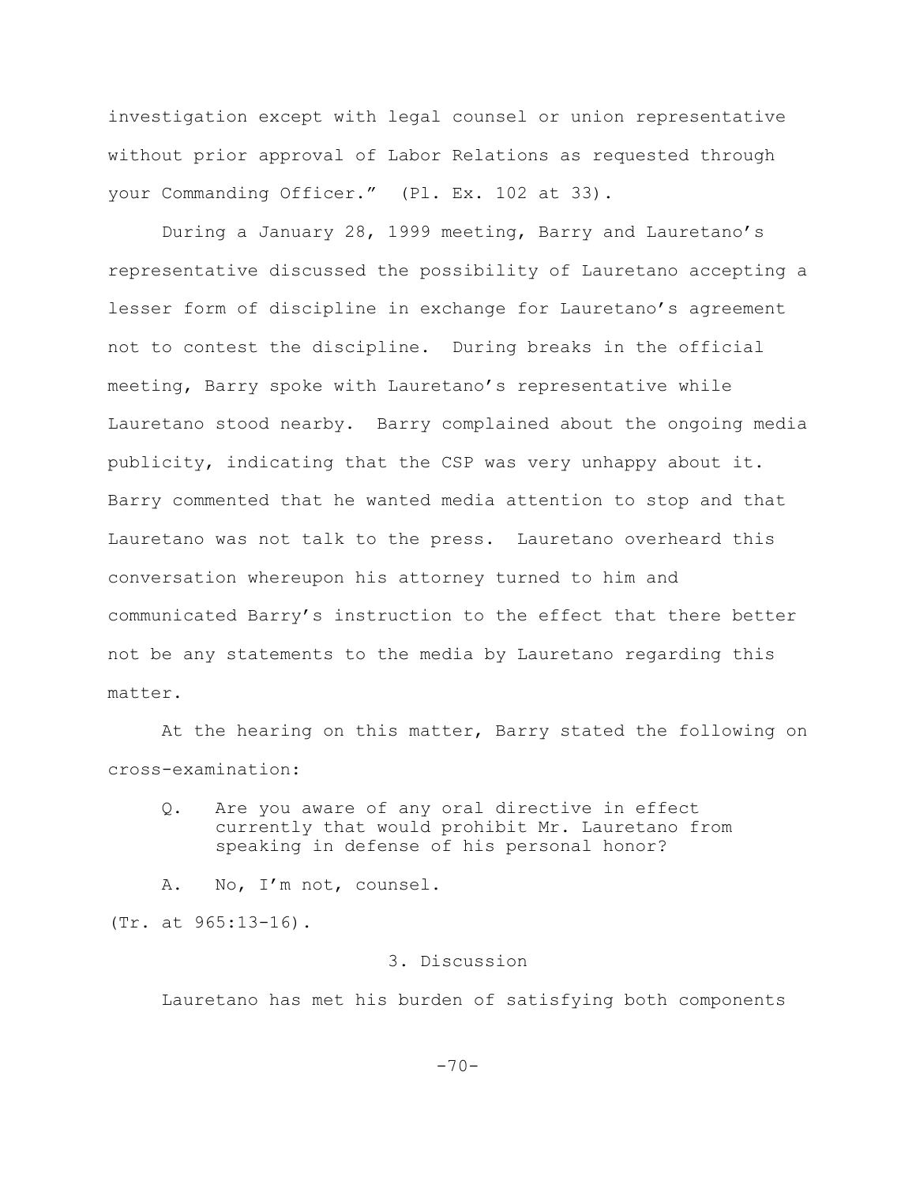investigation except with legal counsel or union representative without prior approval of Labor Relations as requested through your Commanding Officer." (Pl. Ex. 102 at 33).

During a January 28, 1999 meeting, Barry and Lauretano's representative discussed the possibility of Lauretano accepting a lesser form of discipline in exchange for Lauretano's agreement not to contest the discipline. During breaks in the official meeting, Barry spoke with Lauretano's representative while Lauretano stood nearby. Barry complained about the ongoing media publicity, indicating that the CSP was very unhappy about it. Barry commented that he wanted media attention to stop and that Lauretano was not talk to the press. Lauretano overheard this conversation whereupon his attorney turned to him and communicated Barry's instruction to the effect that there better not be any statements to the media by Lauretano regarding this matter.

At the hearing on this matter, Barry stated the following on cross-examination:

> Q. Are you aware of any oral directive in effect currently that would prohibit Mr. Lauretano from speaking in defense of his personal honor?
>
> A. No, I'm not, counsel.

(Tr. at 965:13-16).

### 3. Discussion

Lauretano has met his burden of satisfying both components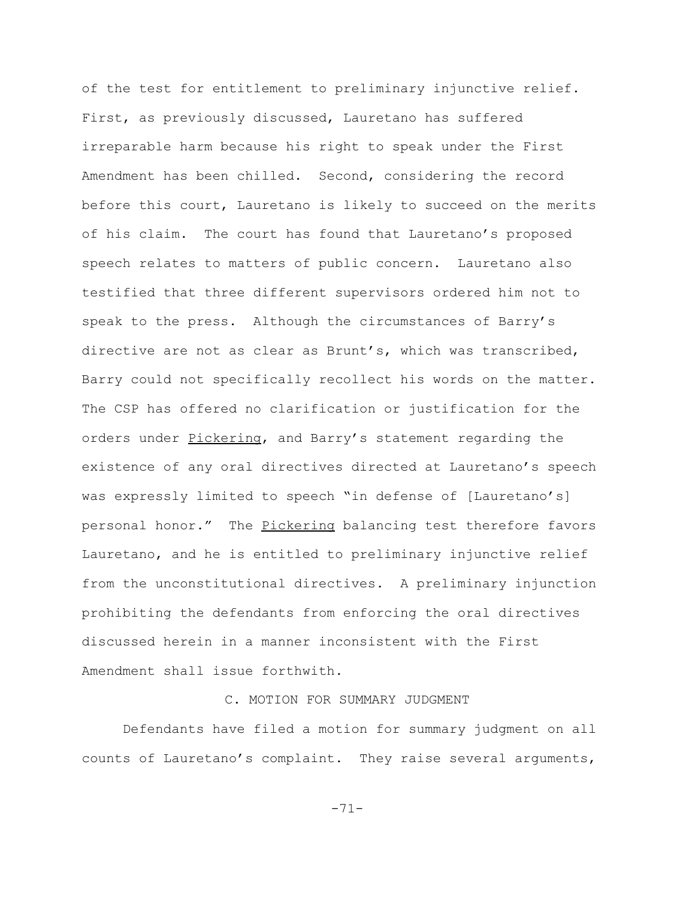of the test for entitlement to preliminary injunctive relief. First, as previously discussed, Lauretano has suffered irreparable harm because his right to speak under the First Amendment has been chilled. Second, considering the record before this court, Lauretano is likely to succeed on the merits of his claim. The court has found that Lauretano's proposed speech relates to matters of public concern. Lauretano also testified that three different supervisors ordered him not to speak to the press. Although the circumstances of Barry's directive are not as clear as Brunt's, which was transcribed, Barry could not specifically recollect his words on the matter. The CSP has offered no clarification or justification for the orders under Pickering, and Barry's statement regarding the existence of any oral directives directed at Lauretano's speech was expressly limited to speech "in defense of [Lauretano's] personal honor." The Pickering balancing test therefore favors Lauretano, and he is entitled to preliminary injunctive relief from the unconstitutional directives. A preliminary injunction prohibiting the defendants from enforcing the oral directives discussed herein in a manner inconsistent with the First Amendment shall issue forthwith.

### C. MOTION FOR SUMMARY JUDGMENT

Defendants have filed a motion for summary judgment on all counts of Lauretano's complaint. They raise several arguments,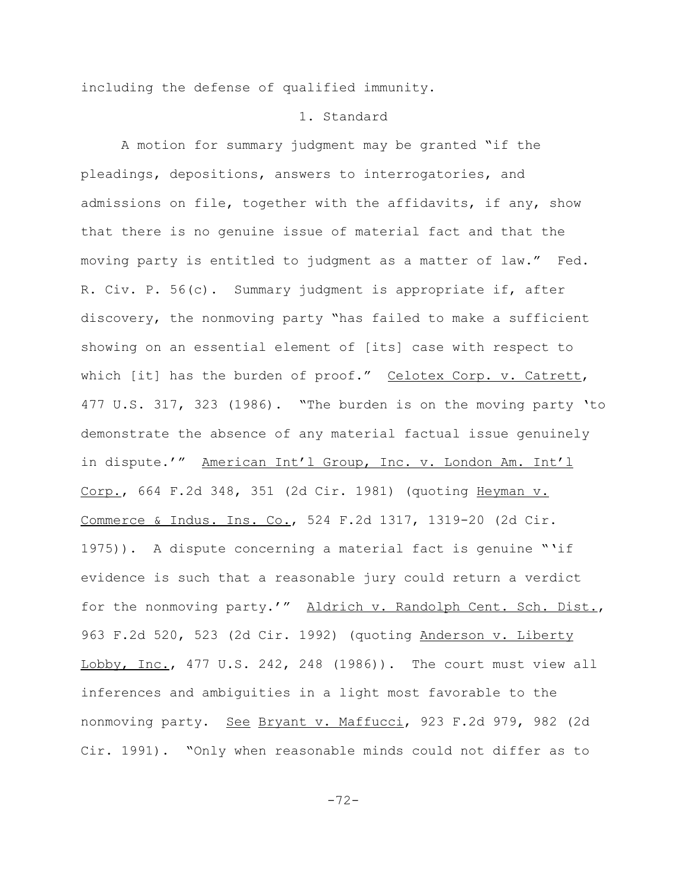including the defense of qualified immunity.

### 1. Standard

A motion for summary judgment may be granted "if the pleadings, depositions, answers to interrogatories, and admissions on file, together with the affidavits, if any, show that there is no genuine issue of material fact and that the moving party is entitled to judgment as a matter of law." Fed. R. Civ. P. 56(c). Summary judgment is appropriate if, after discovery, the nonmoving party "has failed to make a sufficient showing on an essential element of [its] case with respect to which [it] has the burden of proof." Celotex Corp. v. Catrett, 477 U.S. 317, 323 (1986). "The burden is on the moving party 'to demonstrate the absence of any material factual issue genuinely in dispute.'" American Int'l Group, Inc. v. London Am. Int'l Corp., 664 F.2d 348, 351 (2d Cir. 1981) (quoting Heyman v. Commerce & Indus. Ins. Co., 524 F.2d 1317, 1319-20 (2d Cir. 1975)). A dispute concerning a material fact is genuine "'if evidence is such that a reasonable jury could return a verdict for the nonmoving party.'" Aldrich v. Randolph Cent. Sch. Dist., 963 F.2d 520, 523 (2d Cir. 1992) (quoting Anderson v. Liberty Lobby, Inc., 477 U.S. 242, 248 (1986)). The court must view all inferences and ambiguities in a light most favorable to the nonmoving party. See Bryant v. Maffucci, 923 F.2d 979, 982 (2d Cir. 1991). "Only when reasonable minds could not differ as to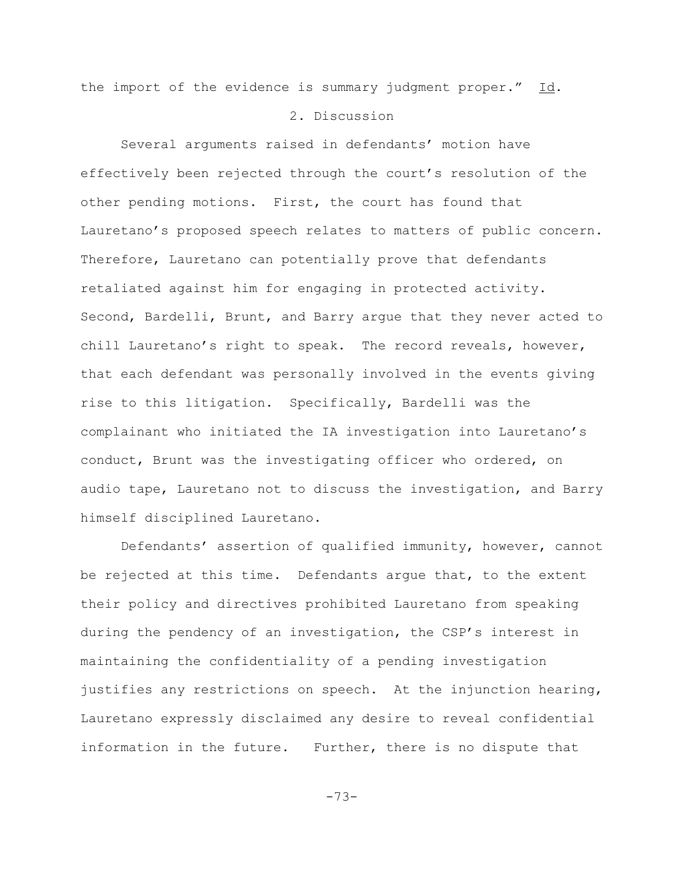the import of the evidence is summary judgment proper." _Id_.

2. Discussion

Several arguments raised in defendants' motion have effectively been rejected through the court's resolution of the other pending motions. First, the court has found that Lauretano's proposed speech relates to matters of public concern. Therefore, Lauretano can potentially prove that defendants retaliated against him for engaging in protected activity. Second, Bardelli, Brunt, and Barry argue that they never acted to chill Lauretano's right to speak. The record reveals, however, that each defendant was personally involved in the events giving rise to this litigation. Specifically, Bardelli was the complainant who initiated the IA investigation into Lauretano's conduct, Brunt was the investigating officer who ordered, on audio tape, Lauretano not to discuss the investigation, and Barry himself disciplined Lauretano.

Defendants' assertion of qualified immunity, however, cannot be rejected at this time. Defendants argue that, to the extent their policy and directives prohibited Lauretano from speaking during the pendency of an investigation, the CSP's interest in maintaining the confidentiality of a pending investigation justifies any restrictions on speech. At the injunction hearing, Lauretano expressly disclaimed any desire to reveal confidential information in the future. Further, there is no dispute that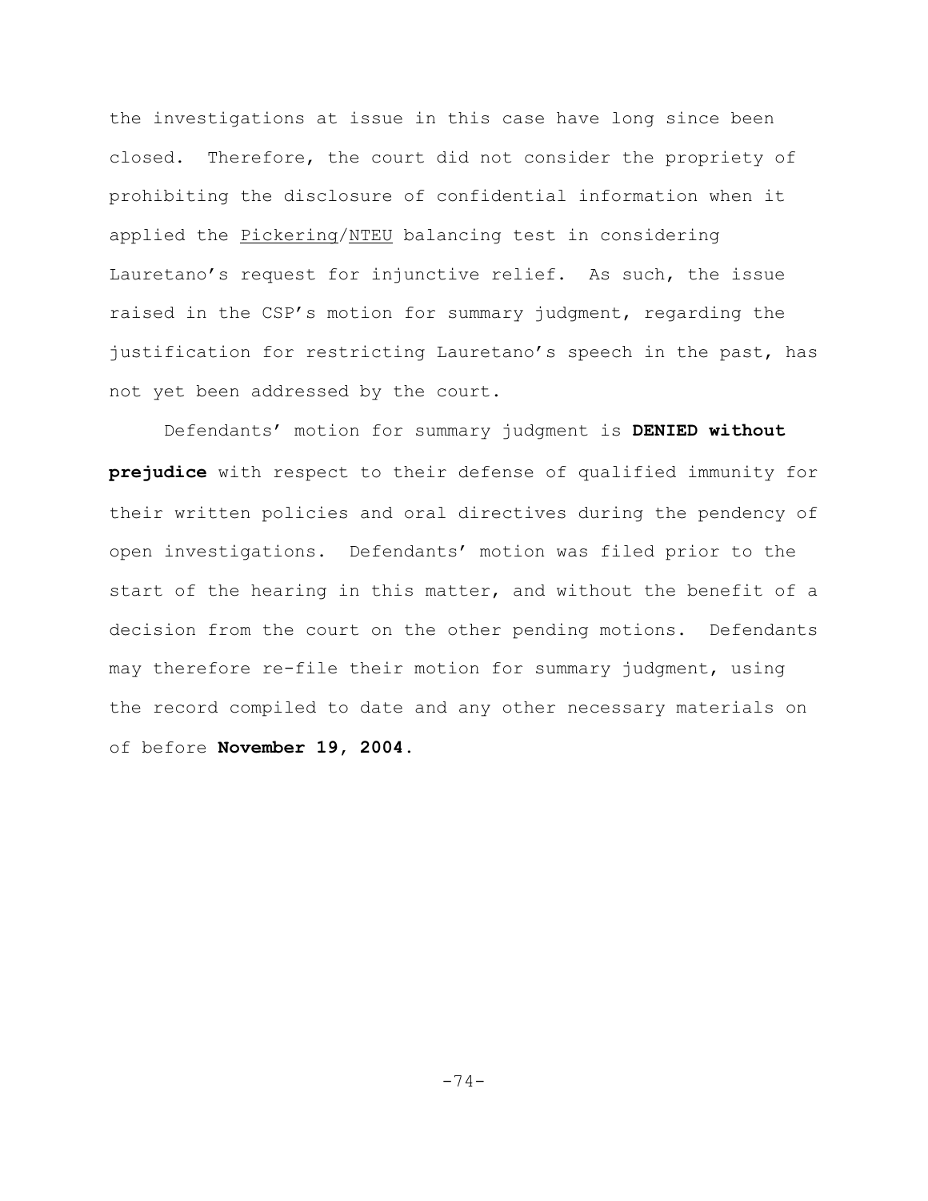the investigations at issue in this case have long since been closed. Therefore, the court did not consider the propriety of prohibiting the disclosure of confidential information when it applied the Pickering/NTEU balancing test in considering Lauretano's request for injunctive relief. As such, the issue raised in the CSP's motion for summary judgment, regarding the justification for restricting Lauretano's speech in the past, has not yet been addressed by the court.

Defendants' motion for summary judgment is **DENIED without prejudice** with respect to their defense of qualified immunity for their written policies and oral directives during the pendency of open investigations. Defendants' motion was filed prior to the start of the hearing in this matter, and without the benefit of a decision from the court on the other pending motions. Defendants may therefore re-file their motion for summary judgment, using the record compiled to date and any other necessary materials on of before **November 19, 2004.**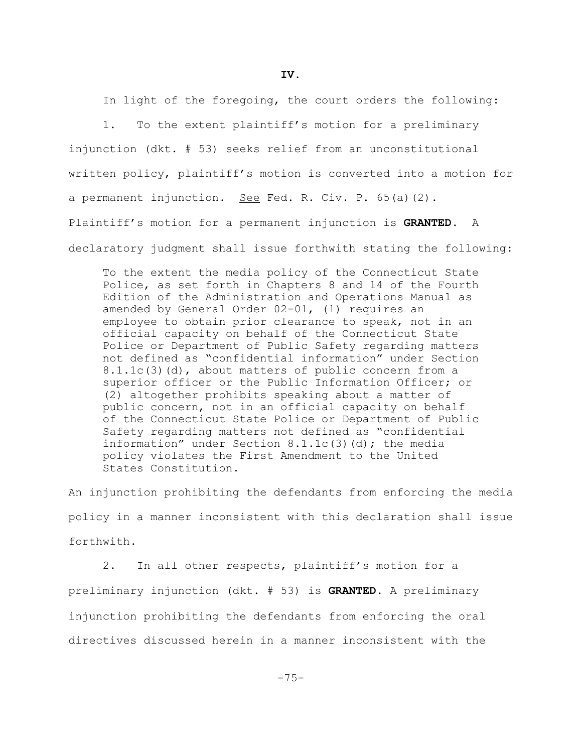## IV.

In light of the foregoing, the court orders the following:

1. To the extent plaintiff's motion for a preliminary injunction (dkt. # 53) seeks relief from an unconstitutional written policy, plaintiff's motion is converted into a motion for a permanent injunction. See Fed. R. Civ. P. 65(a)(2). Plaintiff's motion for a permanent injunction is **GRANTED.** A declaratory judgment shall issue forthwith stating the following:

> To the extent the media policy of the Connecticut State Police, as set forth in Chapters 8 and 14 of the Fourth Edition of the Administration and Operations Manual as amended by General Order 02-01, (1) requires an employee to obtain prior clearance to speak, not in an official capacity on behalf of the Connecticut State Police or Department of Public Safety regarding matters not defined as "confidential information" under Section 8.1.1c(3)(d), about matters of public concern from a superior officer or the Public Information Officer; or (2) altogether prohibits speaking about a matter of public concern, not in an official capacity on behalf of the Connecticut State Police or Department of Public Safety regarding matters not defined as "confidential information" under Section 8.1.1c(3)(d); the media policy violates the First Amendment to the United States Constitution.

An injunction prohibiting the defendants from enforcing the media policy in a manner inconsistent with this declaration shall issue forthwith.

2. In all other respects, plaintiff's motion for a preliminary injunction (dkt. # 53) is **GRANTED.** A preliminary injunction prohibiting the defendants from enforcing the oral directives discussed herein in a manner inconsistent with the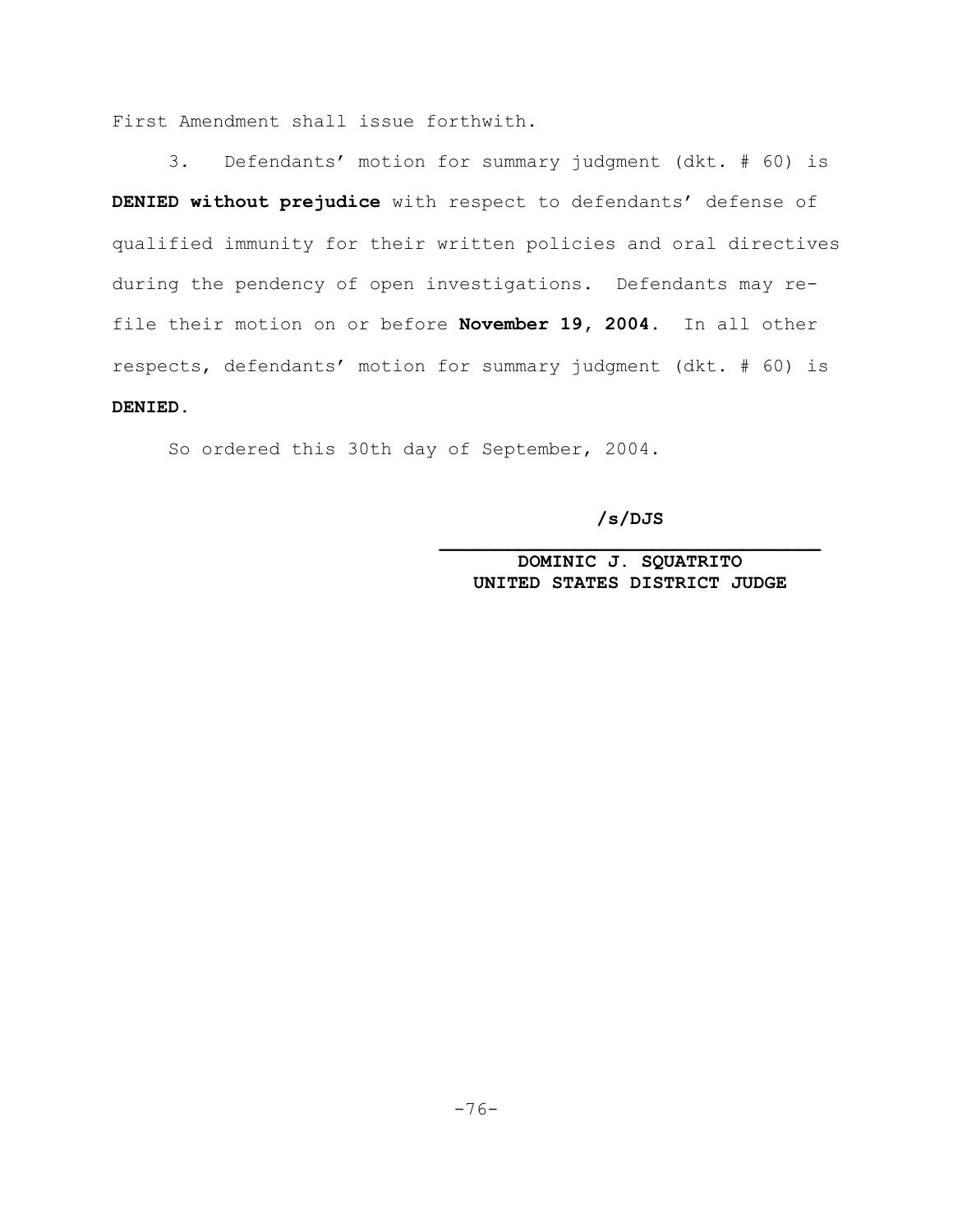First Amendment shall issue forthwith.

3. Defendants' motion for summary judgment (dkt. # 60) is **DENIED without prejudice** with respect to defendants' defense of qualified immunity for their written policies and oral directives during the pendency of open investigations. Defendants may re-file their motion on or before **November 19, 2004.** In all other respects, defendants' motion for summary judgment (dkt. # 60) is **DENIED.**

So ordered this 30th day of September, 2004.

**/s/DJS**

**DOMINIC J. SQUATRITO**
**UNITED STATES DISTRICT JUDGE**